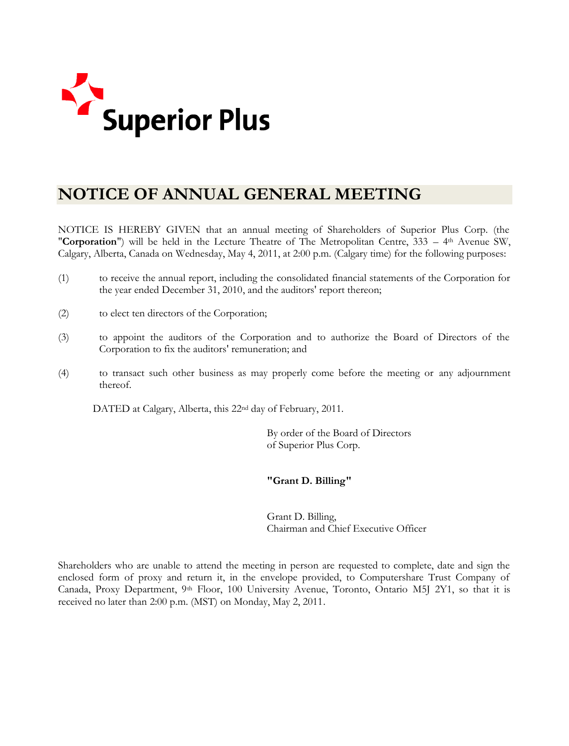Superior Plus

# NOTICE OF ANNUAL GENERAL MEETING

NOTICE IS HEREBY GIVEN that an annual meeting of Shareholders of Superior Plus Corp. (the "**Corporation**") will be held in the Lecture Theatre of The Metropolitan Centre, 333 – 4th Avenue SW, Calgary, Alberta, Canada on Wednesday, May 4, 2011, at 2:00 p.m. (Calgary time) for the following purposes:

(1) to receive the annual report, including the consolidated financial statements of the Corporation for the year ended December 31, 2010, and the auditors' report thereon;

(2) to elect ten directors of the Corporation;

(3) to appoint the auditors of the Corporation and to authorize the Board of Directors of the Corporation to fix the auditors' remuneration; and

(4) to transact such other business as may properly come before the meeting or any adjournment thereof.

DATED at Calgary, Alberta, this 22nd day of February, 2011.

By order of the Board of Directors
of Superior Plus Corp.

**"Grant D. Billing"**

Grant D. Billing,
Chairman and Chief Executive Officer

Shareholders who are unable to attend the meeting in person are requested to complete, date and sign the enclosed form of proxy and return it, in the envelope provided, to Computershare Trust Company of Canada, Proxy Department, 9th Floor, 100 University Avenue, Toronto, Ontario M5J 2Y1, so that it is received no later than 2:00 p.m. (MST) on Monday, May 2, 2011.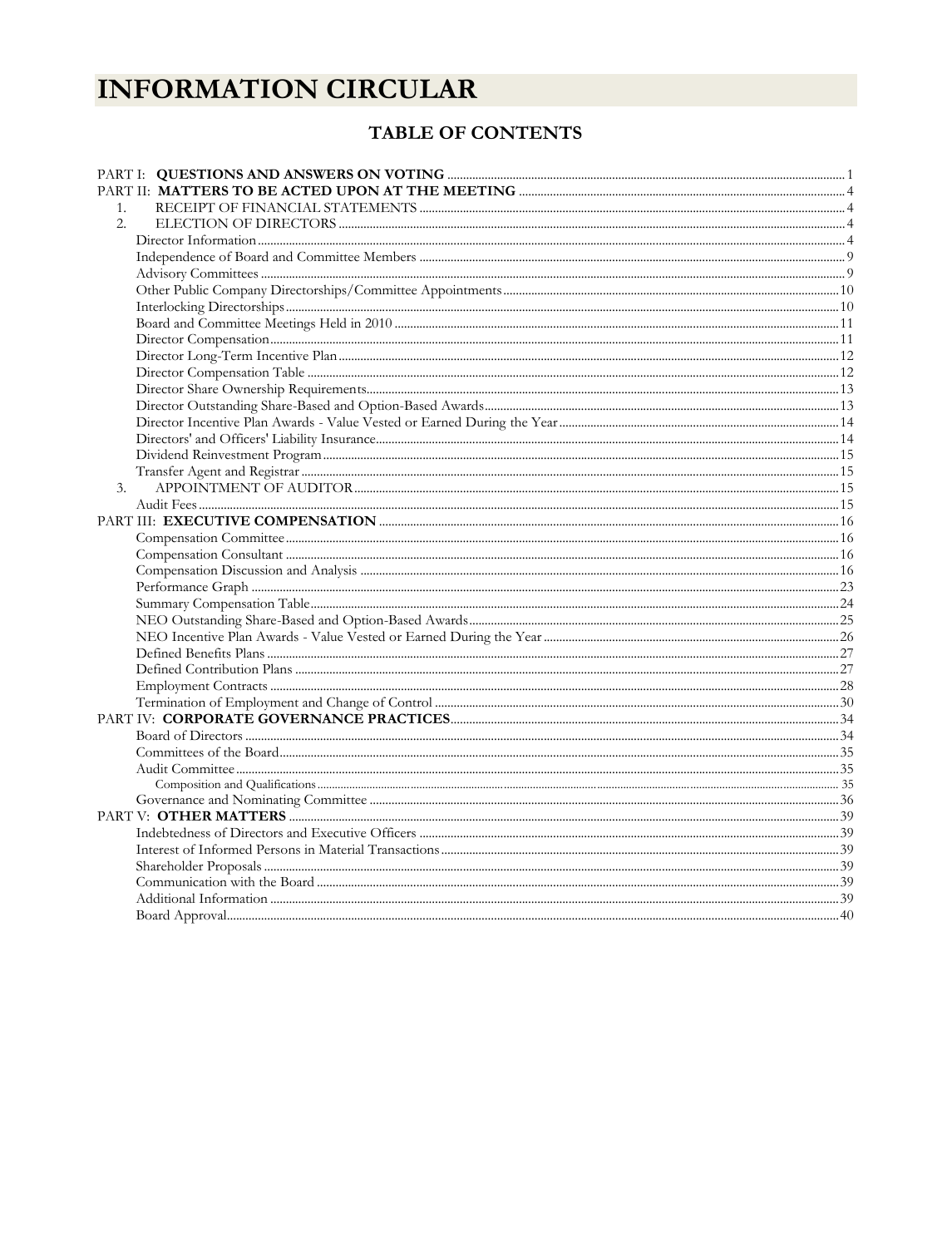# INFORMATION CIRCULAR

## TABLE OF CONTENTS

| | |
|---|---|
| PART I: **QUESTIONS AND ANSWERS ON VOTING** | 1 |
| PART II: **MATTERS TO BE ACTED UPON AT THE MEETING** | 4 |
| 1. RECEIPT OF FINANCIAL STATEMENTS | 4 |
| 2. ELECTION OF DIRECTORS | 4 |
| Director Information | 4 |
| Independence of Board and Committee Members | 9 |
| Advisory Committees | 9 |
| Other Public Company Directorships/Committee Appointments | 10 |
| Interlocking Directorships | 10 |
| Board and Committee Meetings Held in 2010 | 11 |
| Director Compensation | 11 |
| Director Long-Term Incentive Plan | 12 |
| Director Compensation Table | 12 |
| Director Share Ownership Requirements | 13 |
| Director Outstanding Share-Based and Option-Based Awards | 13 |
| Director Incentive Plan Awards - Value Vested or Earned During the Year | 14 |
| Directors' and Officers' Liability Insurance | 14 |
| Dividend Reinvestment Program | 15 |
| Transfer Agent and Registrar | 15 |
| 3. APPOINTMENT OF AUDITOR | 15 |
| Audit Fees | 15 |
| PART III: **EXECUTIVE COMPENSATION** | 16 |
| Compensation Committee | 16 |
| Compensation Consultant | 16 |
| Compensation Discussion and Analysis | 16 |
| Performance Graph | 23 |
| Summary Compensation Table | 24 |
| NEO Outstanding Share-Based and Option-Based Awards | 25 |
| NEO Incentive Plan Awards - Value Vested or Earned During the Year | 26 |
| Defined Benefits Plans | 27 |
| Defined Contribution Plans | 27 |
| Employment Contracts | 28 |
| Termination of Employment and Change of Control | 30 |
| PART IV: **CORPORATE GOVERNANCE PRACTICES** | 34 |
| Board of Directors | 34 |
| Committees of the Board | 35 |
| Audit Committee | 35 |
| Composition and Qualifications | 35 |
| Governance and Nominating Committee | 36 |
| PART V: **OTHER MATTERS** | 39 |
| Indebtedness of Directors and Executive Officers | 39 |
| Interest of Informed Persons in Material Transactions | 39 |
| Shareholder Proposals | 39 |
| Communication with the Board | 39 |
| Additional Information | 39 |
| Board Approval | 40 |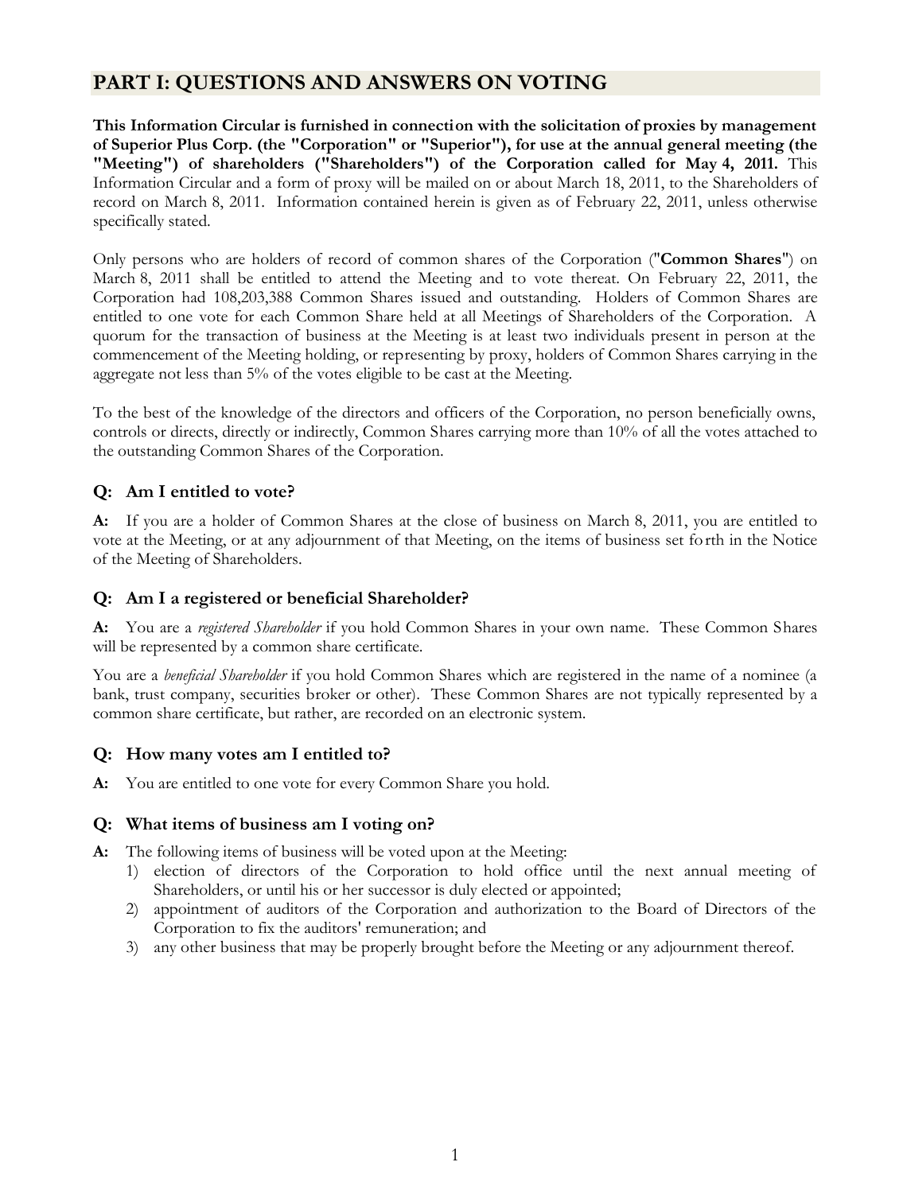# PART I: QUESTIONS AND ANSWERS ON VOTING

**This Information Circular is furnished in connection with the solicitation of proxies by management of Superior Plus Corp. (the "Corporation" or "Superior"), for use at the annual general meeting (the "Meeting") of shareholders ("Shareholders") of the Corporation called for May 4, 2011.** This Information Circular and a form of proxy will be mailed on or about March 18, 2011, to the Shareholders of record on March 8, 2011. Information contained herein is given as of February 22, 2011, unless otherwise specifically stated.

Only persons who are holders of record of common shares of the Corporation ("**Common Shares**") on March 8, 2011 shall be entitled to attend the Meeting and to vote thereat. On February 22, 2011, the Corporation had 108,203,388 Common Shares issued and outstanding. Holders of Common Shares are entitled to one vote for each Common Share held at all Meetings of Shareholders of the Corporation. A quorum for the transaction of business at the Meeting is at least two individuals present in person at the commencement of the Meeting holding, or representing by proxy, holders of Common Shares carrying in the aggregate not less than 5% of the votes eligible to be cast at the Meeting.

To the best of the knowledge of the directors and officers of the Corporation, no person beneficially owns, controls or directs, directly or indirectly, Common Shares carrying more than 10% of all the votes attached to the outstanding Common Shares of the Corporation.

### Q: Am I entitled to vote?

**A:** If you are a holder of Common Shares at the close of business on March 8, 2011, you are entitled to vote at the Meeting, or at any adjournment of that Meeting, on the items of business set forth in the Notice of the Meeting of Shareholders.

### Q: Am I a registered or beneficial Shareholder?

**A:** You are a *registered Shareholder* if you hold Common Shares in your own name. These Common Shares will be represented by a common share certificate.

You are a *beneficial Shareholder* if you hold Common Shares which are registered in the name of a nominee (a bank, trust company, securities broker or other). These Common Shares are not typically represented by a common share certificate, but rather, are recorded on an electronic system.

### Q: How many votes am I entitled to?

**A:** You are entitled to one vote for every Common Share you hold.

### Q: What items of business am I voting on?

**A:** The following items of business will be voted upon at the Meeting:

1) election of directors of the Corporation to hold office until the next annual meeting of Shareholders, or until his or her successor is duly elected or appointed;
2) appointment of auditors of the Corporation and authorization to the Board of Directors of the Corporation to fix the auditors' remuneration; and
3) any other business that may be properly brought before the Meeting or any adjournment thereof.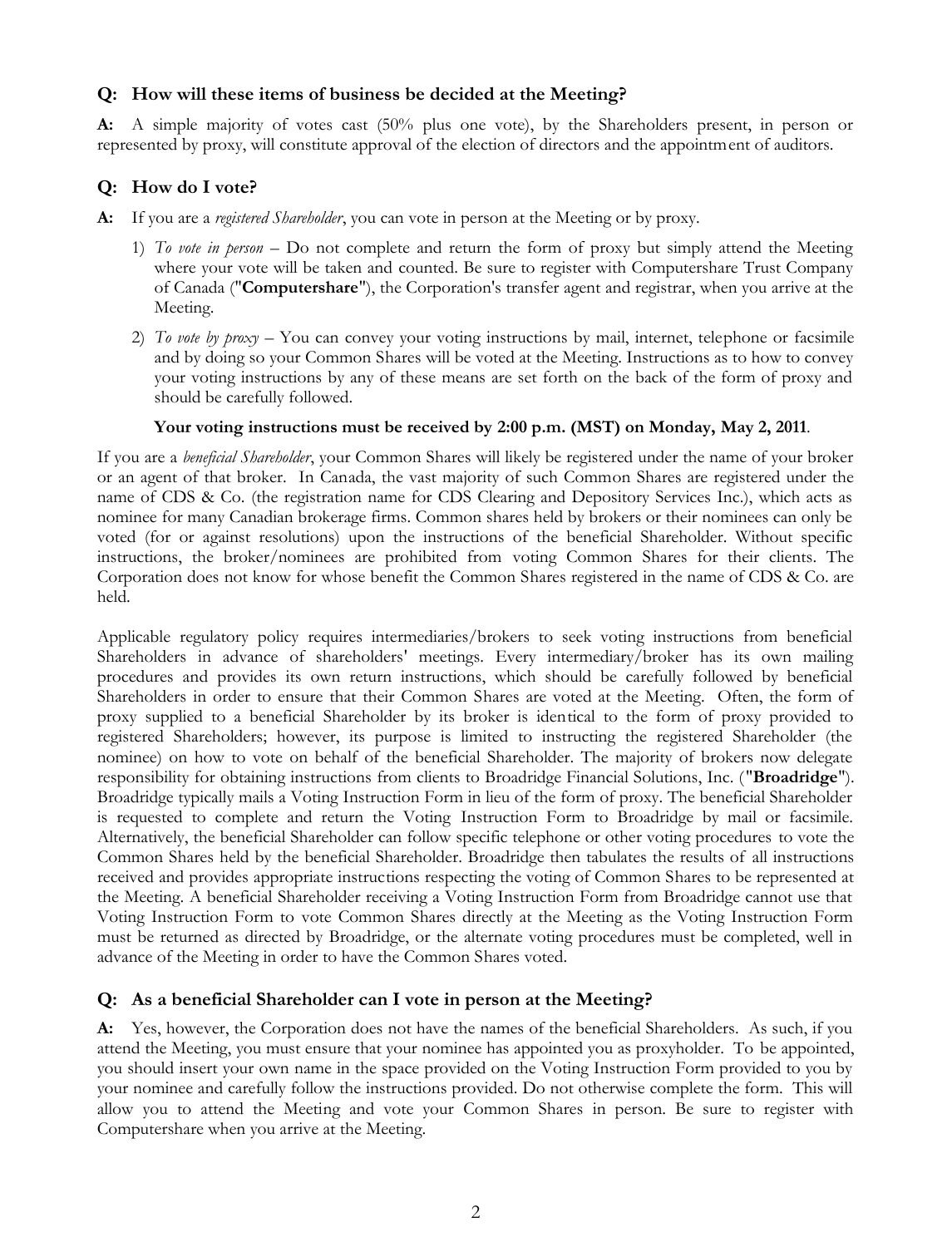### Q: How will these items of business be decided at the Meeting?

**A:** A simple majority of votes cast (50% plus one vote), by the Shareholders present, in person or represented by proxy, will constitute approval of the election of directors and the appointment of auditors.

### Q: How do I vote?

**A:** If you are a *registered Shareholder*, you can vote in person at the Meeting or by proxy.

1) *To vote in person* – Do not complete and return the form of proxy but simply attend the Meeting where your vote will be taken and counted. Be sure to register with Computershare Trust Company of Canada ("**Computershare**"), the Corporation's transfer agent and registrar, when you arrive at the Meeting.

2) *To vote by proxy* – You can convey your voting instructions by mail, internet, telephone or facsimile and by doing so your Common Shares will be voted at the Meeting. Instructions as to how to convey your voting instructions by any of these means are set forth on the back of the form of proxy and should be carefully followed.

**Your voting instructions must be received by 2:00 p.m. (MST) on Monday, May 2, 2011**.

If you are a *beneficial Shareholder*, your Common Shares will likely be registered under the name of your broker or an agent of that broker. In Canada, the vast majority of such Common Shares are registered under the name of CDS & Co. (the registration name for CDS Clearing and Depository Services Inc.), which acts as nominee for many Canadian brokerage firms. Common shares held by brokers or their nominees can only be voted (for or against resolutions) upon the instructions of the beneficial Shareholder. Without specific instructions, the broker/nominees are prohibited from voting Common Shares for their clients. The Corporation does not know for whose benefit the Common Shares registered in the name of CDS & Co. are held.

Applicable regulatory policy requires intermediaries/brokers to seek voting instructions from beneficial Shareholders in advance of shareholders' meetings. Every intermediary/broker has its own mailing procedures and provides its own return instructions, which should be carefully followed by beneficial Shareholders in order to ensure that their Common Shares are voted at the Meeting. Often, the form of proxy supplied to a beneficial Shareholder by its broker is identical to the form of proxy provided to registered Shareholders; however, its purpose is limited to instructing the registered Shareholder (the nominee) on how to vote on behalf of the beneficial Shareholder. The majority of brokers now delegate responsibility for obtaining instructions from clients to Broadridge Financial Solutions, Inc. ("**Broadridge**"). Broadridge typically mails a Voting Instruction Form in lieu of the form of proxy. The beneficial Shareholder is requested to complete and return the Voting Instruction Form to Broadridge by mail or facsimile. Alternatively, the beneficial Shareholder can follow specific telephone or other voting procedures to vote the Common Shares held by the beneficial Shareholder. Broadridge then tabulates the results of all instructions received and provides appropriate instructions respecting the voting of Common Shares to be represented at the Meeting. A beneficial Shareholder receiving a Voting Instruction Form from Broadridge cannot use that Voting Instruction Form to vote Common Shares directly at the Meeting as the Voting Instruction Form must be returned as directed by Broadridge, or the alternate voting procedures must be completed, well in advance of the Meeting in order to have the Common Shares voted.

### Q: As a beneficial Shareholder can I vote in person at the Meeting?

**A:** Yes, however, the Corporation does not have the names of the beneficial Shareholders. As such, if you attend the Meeting, you must ensure that your nominee has appointed you as proxyholder. To be appointed, you should insert your own name in the space provided on the Voting Instruction Form provided to you by your nominee and carefully follow the instructions provided. Do not otherwise complete the form. This will allow you to attend the Meeting and vote your Common Shares in person. Be sure to register with Computershare when you arrive at the Meeting.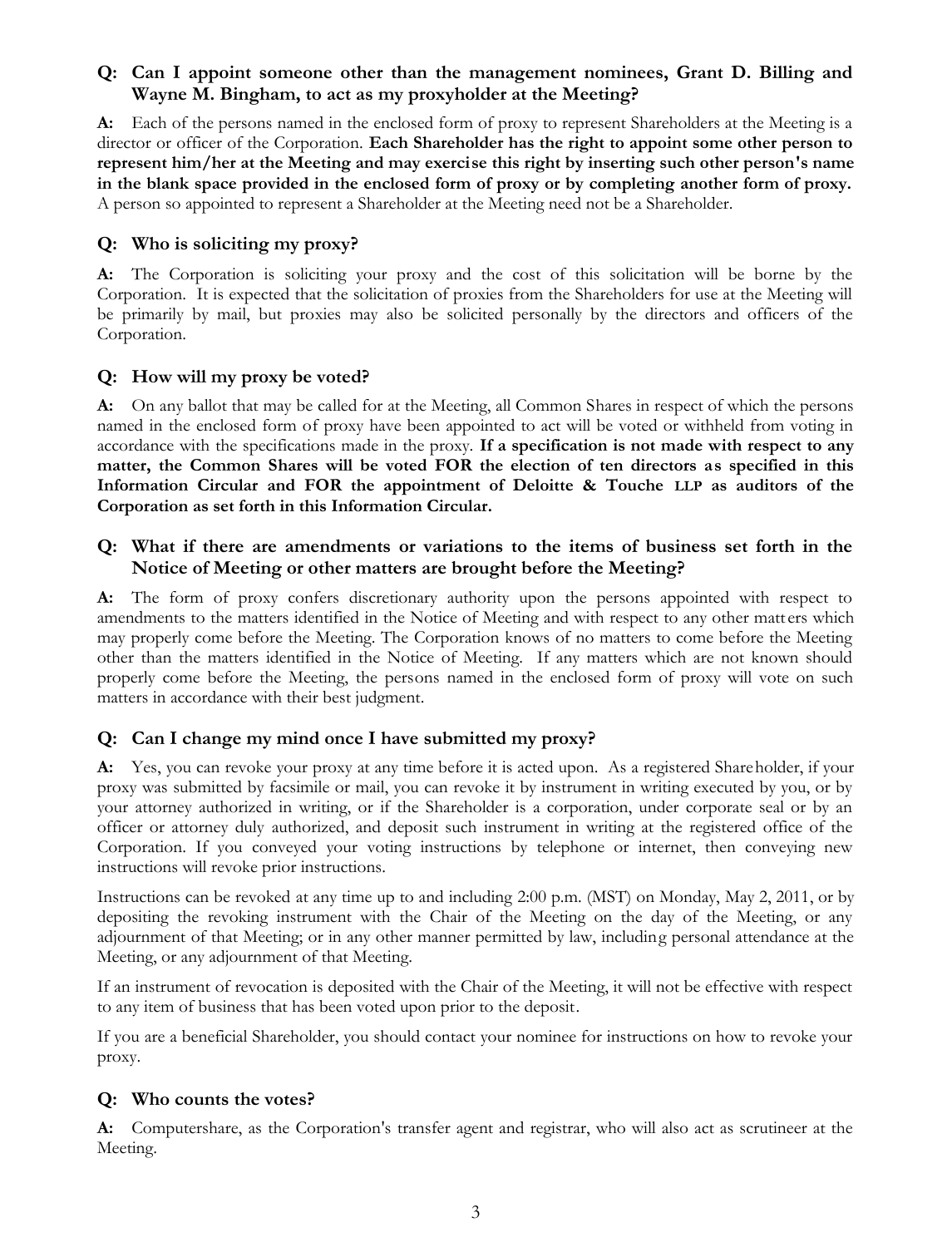### Q: Can I appoint someone other than the management nominees, Grant D. Billing and Wayne M. Bingham, to act as my proxyholder at the Meeting?

**A:** Each of the persons named in the enclosed form of proxy to represent Shareholders at the Meeting is a director or officer of the Corporation. **Each Shareholder has the right to appoint some other person to represent him/her at the Meeting and may exercise this right by inserting such other person's name in the blank space provided in the enclosed form of proxy or by completing another form of proxy.** A person so appointed to represent a Shareholder at the Meeting need not be a Shareholder.

### Q: Who is soliciting my proxy?

**A:** The Corporation is soliciting your proxy and the cost of this solicitation will be borne by the Corporation. It is expected that the solicitation of proxies from the Shareholders for use at the Meeting will be primarily by mail, but proxies may also be solicited personally by the directors and officers of the Corporation.

### Q: How will my proxy be voted?

**A:** On any ballot that may be called for at the Meeting, all Common Shares in respect of which the persons named in the enclosed form of proxy have been appointed to act will be voted or withheld from voting in accordance with the specifications made in the proxy. **If a specification is not made with respect to any matter, the Common Shares will be voted FOR the election of ten directors as specified in this Information Circular and FOR the appointment of Deloitte & Touche LLP as auditors of the Corporation as set forth in this Information Circular.**

### Q: What if there are amendments or variations to the items of business set forth in the Notice of Meeting or other matters are brought before the Meeting?

**A:** The form of proxy confers discretionary authority upon the persons appointed with respect to amendments to the matters identified in the Notice of Meeting and with respect to any other matters which may properly come before the Meeting. The Corporation knows of no matters to come before the Meeting other than the matters identified in the Notice of Meeting. If any matters which are not known should properly come before the Meeting, the persons named in the enclosed form of proxy will vote on such matters in accordance with their best judgment.

### Q: Can I change my mind once I have submitted my proxy?

**A:** Yes, you can revoke your proxy at any time before it is acted upon. As a registered Shareholder, if your proxy was submitted by facsimile or mail, you can revoke it by instrument in writing executed by you, or by your attorney authorized in writing, or if the Shareholder is a corporation, under corporate seal or by an officer or attorney duly authorized, and deposit such instrument in writing at the registered office of the Corporation. If you conveyed your voting instructions by telephone or internet, then conveying new instructions will revoke prior instructions.

Instructions can be revoked at any time up to and including 2:00 p.m. (MST) on Monday, May 2, 2011, or by depositing the revoking instrument with the Chair of the Meeting on the day of the Meeting, or any adjournment of that Meeting; or in any other manner permitted by law, including personal attendance at the Meeting, or any adjournment of that Meeting.

If an instrument of revocation is deposited with the Chair of the Meeting, it will not be effective with respect to any item of business that has been voted upon prior to the deposit.

If you are a beneficial Shareholder, you should contact your nominee for instructions on how to revoke your proxy.

### Q: Who counts the votes?

**A:** Computershare, as the Corporation's transfer agent and registrar, who will also act as scrutineer at the Meeting.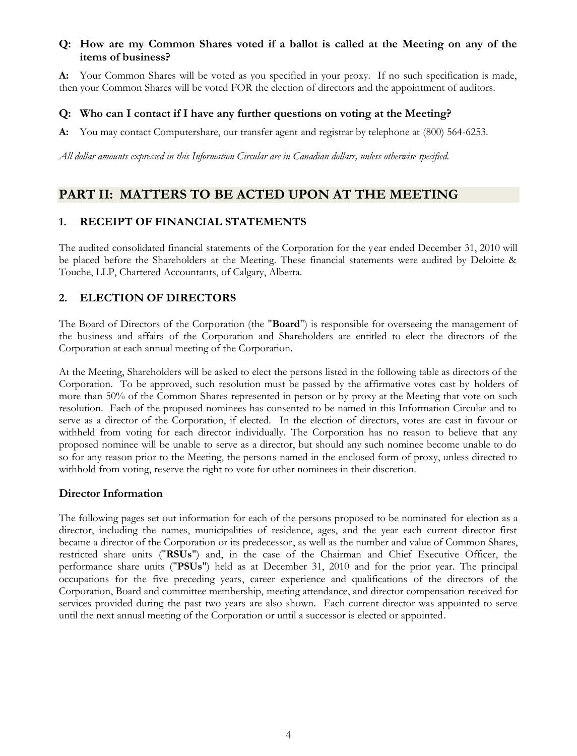**Q: How are my Common Shares voted if a ballot is called at the Meeting on any of the items of business?**

**A:** Your Common Shares will be voted as you specified in your proxy. If no such specification is made, then your Common Shares will be voted FOR the election of directors and the appointment of auditors.

### Q: Who can I contact if I have any further questions on voting at the Meeting?

**A:** You may contact Computershare, our transfer agent and registrar by telephone at (800) 564-6253.

*All dollar amounts expressed in this Information Circular are in Canadian dollars, unless otherwise specified.*

## PART II: MATTERS TO BE ACTED UPON AT THE MEETING

### 1. RECEIPT OF FINANCIAL STATEMENTS

The audited consolidated financial statements of the Corporation for the year ended December 31, 2010 will be placed before the Shareholders at the Meeting. These financial statements were audited by Deloitte & Touche, LLP, Chartered Accountants, of Calgary, Alberta.

### 2. ELECTION OF DIRECTORS

The Board of Directors of the Corporation (the "**Board**") is responsible for overseeing the management of the business and affairs of the Corporation and Shareholders are entitled to elect the directors of the Corporation at each annual meeting of the Corporation.

At the Meeting, Shareholders will be asked to elect the persons listed in the following table as directors of the Corporation. To be approved, such resolution must be passed by the affirmative votes cast by holders of more than 50% of the Common Shares represented in person or by proxy at the Meeting that vote on such resolution. Each of the proposed nominees has consented to be named in this Information Circular and to serve as a director of the Corporation, if elected. In the election of directors, votes are cast in favour or withheld from voting for each director individually. The Corporation has no reason to believe that any proposed nominee will be unable to serve as a director, but should any such nominee become unable to do so for any reason prior to the Meeting, the persons named in the enclosed form of proxy, unless directed to withhold from voting, reserve the right to vote for other nominees in their discretion.

### Director Information

The following pages set out information for each of the persons proposed to be nominated for election as a director, including the names, municipalities of residence, ages, and the year each current director first became a director of the Corporation or its predecessor, as well as the number and value of Common Shares, restricted share units ("**RSUs**") and, in the case of the Chairman and Chief Executive Officer, the performance share units ("**PSUs**") held as at December 31, 2010 and for the prior year. The principal occupations for the five preceding years, career experience and qualifications of the directors of the Corporation, Board and committee membership, meeting attendance, and director compensation received for services provided during the past two years are also shown. Each current director was appointed to serve until the next annual meeting of the Corporation or until a successor is elected or appointed.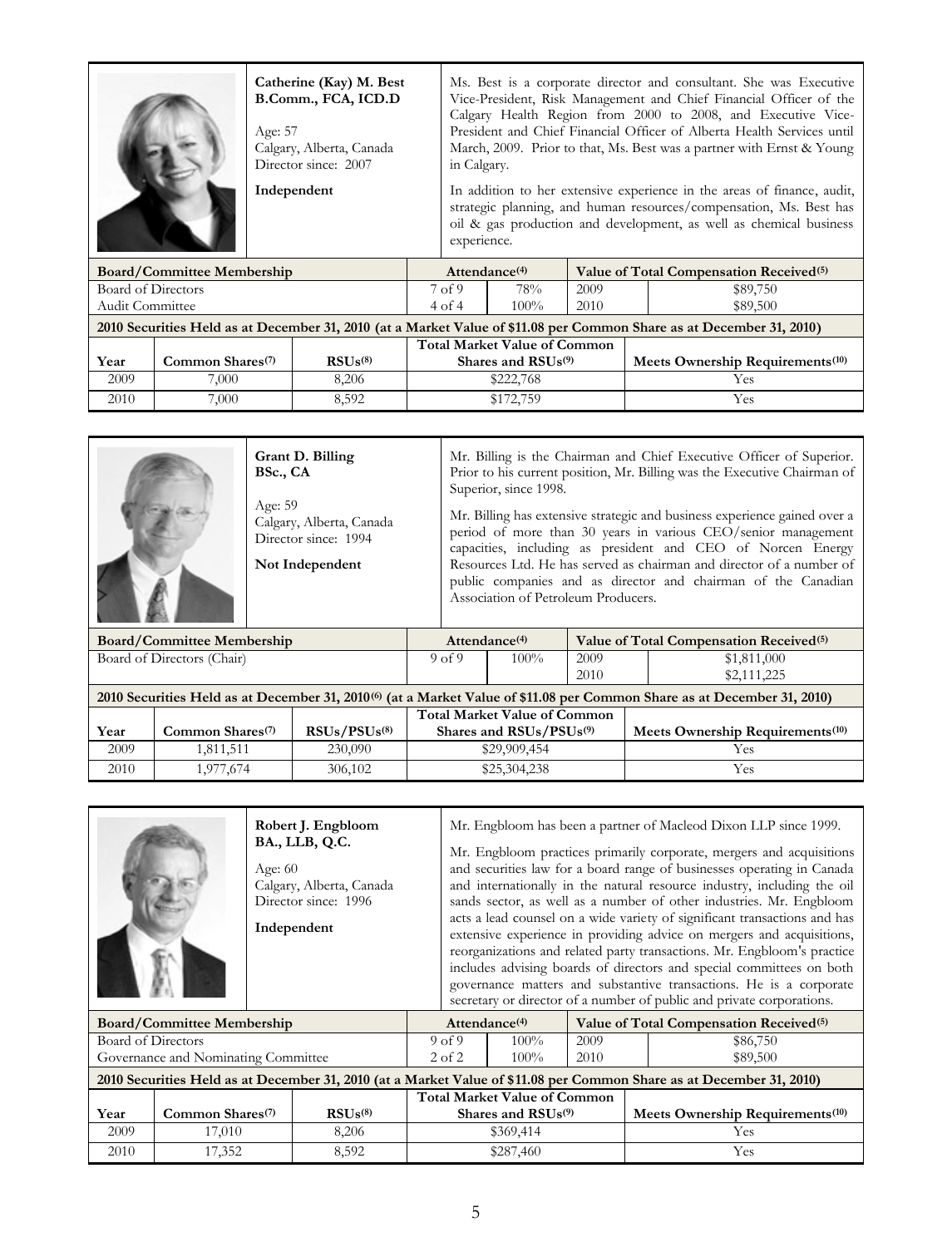**Catherine (Kay) M. Best**
**B.Comm., FCA, ICD.D**

Age: 57
Calgary, Alberta, Canada
Director since: 2007

**Independent**

Ms. Best is a corporate director and consultant. She was Executive Vice-President, Risk Management and Chief Financial Officer of the Calgary Health Region from 2000 to 2008, and Executive Vice-President and Chief Financial Officer of Alberta Health Services until March, 2009. Prior to that, Ms. Best was a partner with Ernst & Young in Calgary.

In addition to her extensive experience in the areas of finance, audit, strategic planning, and human resources/compensation, Ms. Best has oil & gas production and development, as well as chemical business experience.

| Board/Committee Membership | Attendance[(4)] | | Value of Total Compensation Received[(5)] | |
|---|---|---|---|---|
| Board of Directors | 7 of 9 | 78% | 2009 | $89,750 |
| Audit Committee | 4 of 4 | 100% | 2010 | $89,500 |

**2010 Securities Held as at December 31, 2010 (at a Market Value of $11.08 per Common Share as at December 31, 2010)**

| Year | Common Shares[(7)] | RSUs[(8)] | Total Market Value of Common Shares and RSUs[(9)] | Meets Ownership Requirements[(10)] |
|---|---|---|---|---|
| 2009 | 7,000 | 8,206 | $222,768 | Yes |
| 2010 | 7,000 | 8,592 | $172,759 | Yes |

**Grant D. Billing**
**BSc., CA**

Age: 59
Calgary, Alberta, Canada
Director since: 1994

**Not Independent**

Mr. Billing is the Chairman and Chief Executive Officer of Superior. Prior to his current position, Mr. Billing was the Executive Chairman of Superior, since 1998.

Mr. Billing has extensive strategic and business experience gained over a period of more than 30 years in various CEO/senior management capacities, including as president and CEO of Norcen Energy Resources Ltd. He has served as chairman and director of a number of public companies and as director and chairman of the Canadian Association of Petroleum Producers.

| Board/Committee Membership | Attendance[(4)] | | Value of Total Compensation Received[(5)] | |
|---|---|---|---|---|
| Board of Directors (Chair) | 9 of 9 | 100% | 2009 | $1,811,000 |
| | | | 2010 | $2,111,225 |

**2010 Securities Held as at December 31, 2010[(6)] (at a Market Value of $11.08 per Common Share as at December 31, 2010)**

| Year | Common Shares[(7)] | RSUs/PSUs[(8)] | Total Market Value of Common Shares and RSUs/PSUs[(9)] | Meets Ownership Requirements[(10)] |
|---|---|---|---|---|
| 2009 | 1,811,511 | 230,090 | $29,909,454 | Yes |
| 2010 | 1,977,674 | 306,102 | $25,304,238 | Yes |

**Robert J. Engbloom**
**BA., LLB, Q.C.**

Age: 60
Calgary, Alberta, Canada
Director since: 1996

**Independent**

Mr. Engbloom has been a partner of Macleod Dixon LLP since 1999.

Mr. Engbloom practices primarily corporate, mergers and acquisitions and securities law for a board range of businesses operating in Canada and internationally in the natural resource industry, including the oil sands sector, as well as a number of other industries. Mr. Engbloom acts a lead counsel on a wide variety of significant transactions and has extensive experience in providing advice on mergers and acquisitions, reorganizations and related party transactions. Mr. Engbloom's practice includes advising boards of directors and special committees on both governance matters and substantive transactions. He is a corporate secretary or director of a number of public and private corporations.

| Board/Committee Membership | Attendance[(4)] | | Value of Total Compensation Received[(5)] | |
|---|---|---|---|---|
| Board of Directors | 9 of 9 | 100% | 2009 | $86,750 |
| Governance and Nominating Committee | 2 of 2 | 100% | 2010 | $89,500 |

**2010 Securities Held as at December 31, 2010 (at a Market Value of $11.08 per Common Share as at December 31, 2010)**

| Year | Common Shares[(7)] | RSUs[(8)] | Total Market Value of Common Shares and RSUs[(9)] | Meets Ownership Requirements[(10)] |
|---|---|---|---|---|
| 2009 | 17,010 | 8,206 | $369,414 | Yes |
| 2010 | 17,352 | 8,592 | $287,460 | Yes |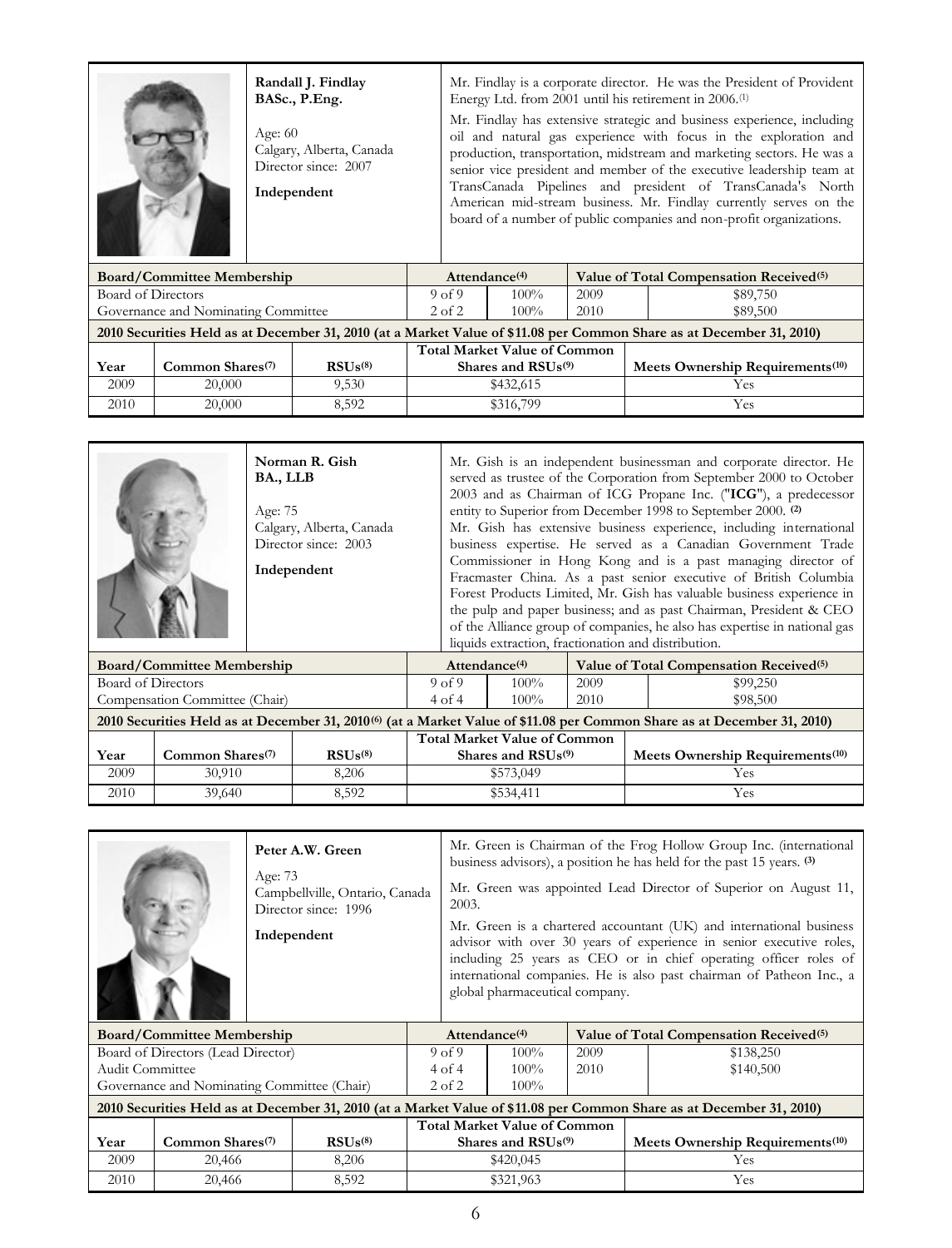**Randall J. Findlay**
**BASc., P.Eng.**

Age: 60
Calgary, Alberta, Canada
Director since: 2007

**Independent**

Mr. Findlay is a corporate director. He was the President of Provident Energy Ltd. from 2001 until his retirement in 2006.[1]

Mr. Findlay has extensive strategic and business experience, including oil and natural gas experience with focus in the exploration and production, transportation, midstream and marketing sectors. He was a senior vice president and member of the executive leadership team at TransCanada Pipelines and president of TransCanada's North American mid-stream business. Mr. Findlay currently serves on the board of a number of public companies and non-profit organizations.

| Board/Committee Membership | Attendance[4] | | Value of Total Compensation Received[5] | |
|---|---|---|---|---|
| Board of Directors | 9 of 9 | 100% | 2009 | $89,750 |
| Governance and Nominating Committee | 2 of 2 | 100% | 2010 | $89,500 |

**2010 Securities Held as at December 31, 2010 (at a Market Value of $11.08 per Common Share as at December 31, 2010)**

| Year | Common Shares[7] | RSUs[8] | Total Market Value of Common Shares and RSUs[9] | Meets Ownership Requirements[10] |
|---|---|---|---|---|
| 2009 | 20,000 | 9,530 | $432,615 | Yes |
| 2010 | 20,000 | 8,592 | $316,799 | Yes |

**Norman R. Gish**
**BA., LLB**

Age: 75
Calgary, Alberta, Canada
Director since: 2003

**Independent**

Mr. Gish is an independent businessman and corporate director. He served as trustee of the Corporation from September 2000 to October 2003 and as Chairman of ICG Propane Inc. ("**ICG**"), a predecessor entity to Superior from December 1998 to September 2000. **(2)**
Mr. Gish has extensive business experience, including international business expertise. He served as a Canadian Government Trade Commissioner in Hong Kong and is a past managing director of Fracmaster China. As a past senior executive of British Columbia Forest Products Limited, Mr. Gish has valuable business experience in the pulp and paper business; and as past Chairman, President & CEO of the Alliance group of companies, he also has expertise in national gas liquids extraction, fractionation and distribution.

| Board/Committee Membership | Attendance[4] | | Value of Total Compensation Received[5] | |
|---|---|---|---|---|
| Board of Directors | 9 of 9 | 100% | 2009 | $99,250 |
| Compensation Committee (Chair) | 4 of 4 | 100% | 2010 | $98,500 |

**2010 Securities Held as at December 31, 2010[6] (at a Market Value of $11.08 per Common Share as at December 31, 2010)**

| Year | Common Shares[7] | RSUs[8] | Total Market Value of Common Shares and RSUs[9] | Meets Ownership Requirements[10] |
|---|---|---|---|---|
| 2009 | 30,910 | 8,206 | $573,049 | Yes |
| 2010 | 39,640 | 8,592 | $534,411 | Yes |

**Peter A.W. Green**

Age: 73
Campbellville, Ontario, Canada
Director since: 1996

**Independent**

Mr. Green is Chairman of the Frog Hollow Group Inc. (international business advisors), a position he has held for the past 15 years. **(3)**

Mr. Green was appointed Lead Director of Superior on August 11, 2003.

Mr. Green is a chartered accountant (UK) and international business advisor with over 30 years of experience in senior executive roles, including 25 years as CEO or in chief operating officer roles of international companies. He is also past chairman of Patheon Inc., a global pharmaceutical company.

| Board/Committee Membership | Attendance[4] | | Value of Total Compensation Received[5] | |
|---|---|---|---|---|
| Board of Directors (Lead Director) | 9 of 9 | 100% | 2009 | $138,250 |
| Audit Committee | 4 of 4 | 100% | 2010 | $140,500 |
| Governance and Nominating Committee (Chair) | 2 of 2 | 100% | | |

**2010 Securities Held as at December 31, 2010 (at a Market Value of $11.08 per Common Share as at December 31, 2010)**

| Year | Common Shares[7] | RSUs[8] | Total Market Value of Common Shares and RSUs[9] | Meets Ownership Requirements[10] |
|---|---|---|---|---|
| 2009 | 20,466 | 8,206 | $420,045 | Yes |
| 2010 | 20,466 | 8,592 | $321,963 | Yes |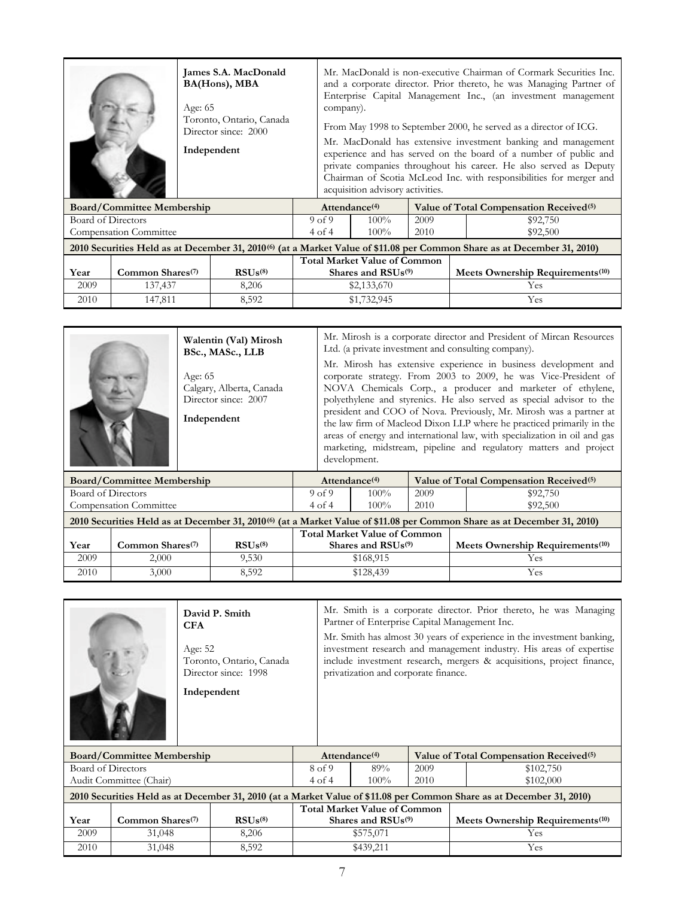**James S.A. MacDonald**
**BA(Hons), MBA**

Age: 65
Toronto, Ontario, Canada
Director since: 2000

**Independent**

Mr. MacDonald is non-executive Chairman of Cormark Securities Inc. and a corporate director. Prior thereto, he was Managing Partner of Enterprise Capital Management Inc., (an investment management company).

From May 1998 to September 2000, he served as a director of ICG.

Mr. MacDonald has extensive investment banking and management experience and has served on the board of a number of public and private companies throughout his career. He also served as Deputy Chairman of Scotia McLeod Inc. with responsibilities for merger and acquisition advisory activities.

| Board/Committee Membership | Attendance[(4)] | | Value of Total Compensation Received[(5)] | |
|---|---|---|---|---|
| Board of Directors | 9 of 9 | 100% | 2009 | $92,750 |
| Compensation Committee | 4 of 4 | 100% | 2010 | $92,500 |

**2010 Securities Held as at December 31, 2010[(6)] (at a Market Value of $11.08 per Common Share as at December 31, 2010)**

| Year | Common Shares[(7)] | RSUs[(8)] | Total Market Value of Common Shares and RSUs[(9)] | Meets Ownership Requirements[(10)] |
|---|---|---|---|---|
| 2009 | 137,437 | 8,206 | $2,133,670 | Yes |
| 2010 | 147,811 | 8,592 | $1,732,945 | Yes |

**Walentin (Val) Mirosh**
**BSc., MASc., LLB**

Age: 65
Calgary, Alberta, Canada
Director since: 2007

**Independent**

Mr. Mirosh is a corporate director and President of Mircan Resources Ltd. (a private investment and consulting company).

Mr. Mirosh has extensive experience in business development and corporate strategy. From 2003 to 2009, he was Vice-President of NOVA Chemicals Corp., a producer and marketer of ethylene, polyethylene and styrenics. He also served as special advisor to the president and COO of Nova. Previously, Mr. Mirosh was a partner at the law firm of Macleod Dixon LLP where he practiced primarily in the areas of energy and international law, with specialization in oil and gas marketing, midstream, pipeline and regulatory matters and project development.

| Board/Committee Membership | Attendance[(4)] | | Value of Total Compensation Received[(5)] | |
|---|---|---|---|---|
| Board of Directors | 9 of 9 | 100% | 2009 | $92,750 |
| Compensation Committee | 4 of 4 | 100% | 2010 | $92,500 |

**2010 Securities Held as at December 31, 2010[(6)] (at a Market Value of $11.08 per Common Share as at December 31, 2010)**

| Year | Common Shares[(7)] | RSUs[(8)] | Total Market Value of Common Shares and RSUs[(9)] | Meets Ownership Requirements[(10)] |
|---|---|---|---|---|
| 2009 | 2,000 | 9,530 | $168,915 | Yes |
| 2010 | 3,000 | 8,592 | $128,439 | Yes |

**David P. Smith**
**CFA**

Age: 52
Toronto, Ontario, Canada
Director since: 1998

**Independent**

Mr. Smith is a corporate director. Prior thereto, he was Managing Partner of Enterprise Capital Management Inc.

Mr. Smith has almost 30 years of experience in the investment banking, investment research and management industry. His areas of expertise include investment research, mergers & acquisitions, project finance, privatization and corporate finance.

| Board/Committee Membership | Attendance[(4)] | | Value of Total Compensation Received[(5)] | |
|---|---|---|---|---|
| Board of Directors | 8 of 9 | 89% | 2009 | $102,750 |
| Audit Committee (Chair) | 4 of 4 | 100% | 2010 | $102,000 |

**2010 Securities Held as at December 31, 2010 (at a Market Value of $11.08 per Common Share as at December 31, 2010)**

| Year | Common Shares[(7)] | RSUs[(8)] | Total Market Value of Common Shares and RSUs[(9)] | Meets Ownership Requirements[(10)] |
|---|---|---|---|---|
| 2009 | 31,048 | 8,206 | $575,071 | Yes |
| 2010 | 31,048 | 8,592 | $439,211 | Yes |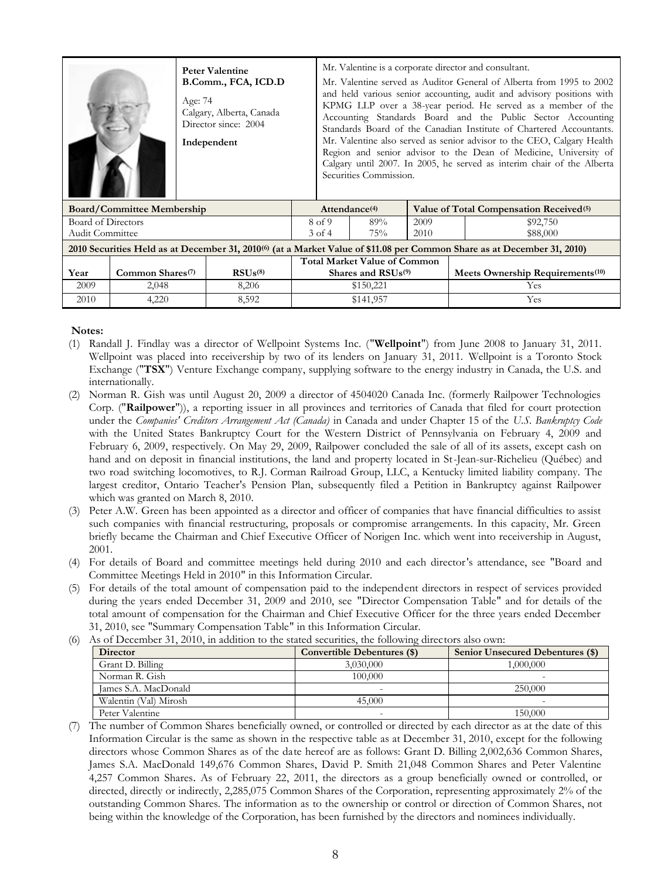| | **Peter Valentine**<br>**B.Comm., FCA, ICD.D**<br><br>Age: 74<br>Calgary, Alberta, Canada<br>Director since: 2004<br><br>**Independent** | Mr. Valentine is a corporate director and consultant.<br><br>Mr. Valentine served as Auditor General of Alberta from 1995 to 2002 and held various senior accounting, audit and advisory positions with KPMG LLP over a 38-year period. He served as a member of the Accounting Standards Board and the Public Sector Accounting Standards Board of the Canadian Institute of Chartered Accountants. Mr. Valentine also served as senior advisor to the CEO, Calgary Health Region and senior advisor to the Dean of Medicine, University of Calgary until 2007. In 2005, he served as interim chair of the Alberta Securities Commission. |
|---|---|---|

| **Board/Committee Membership** | **Attendance**[(4)] | | **Value of Total Compensation Received**[(5)] | |
|---|---|---|---|---|
| Board of Directors | 8 of 9 | 89% | 2009 | $92,750 |
| Audit Committee | 3 of 4 | 75% | 2010 | $88,000 |

**2010 Securities Held as at December 31, 2010**[(6)] **(at a Market Value of $11.08 per Common Share as at December 31, 2010)**

| **Year** | **Common Shares**[(7)] | **RSUs**[(8)] | **Total Market Value of Common Shares and RSUs**[(9)] | **Meets Ownership Requirements**[(10)] |
|---|---|---|---|---|
| 2009 | 2,048 | 8,206 | $150,221 | Yes |
| 2010 | 4,220 | 8,592 | $141,957 | Yes |

**Notes:**

(1) Randall J. Findlay was a director of Wellpoint Systems Inc. ("**Wellpoint**") from June 2008 to January 31, 2011. Wellpoint was placed into receivership by two of its lenders on January 31, 2011. Wellpoint is a Toronto Stock Exchange ("**TSX**") Venture Exchange company, supplying software to the energy industry in Canada, the U.S. and internationally.

(2) Norman R. Gish was until August 20, 2009 a director of 4504020 Canada Inc. (formerly Railpower Technologies Corp. ("**Railpower**")), a reporting issuer in all provinces and territories of Canada that filed for court protection under the *Companies' Creditors Arrangement Act (Canada)* in Canada and under Chapter 15 of the *U.S. Bankruptcy Code* with the United States Bankruptcy Court for the Western District of Pennsylvania on February 4, 2009 and February 6, 2009, respectively. On May 29, 2009, Railpower concluded the sale of all of its assets, except cash on hand and on deposit in financial institutions, the land and property located in St-Jean-sur-Richelieu (Québec) and two road switching locomotives, to R.J. Corman Railroad Group, LLC, a Kentucky limited liability company. The largest creditor, Ontario Teacher's Pension Plan, subsequently filed a Petition in Bankruptcy against Railpower which was granted on March 8, 2010.

(3) Peter A.W. Green has been appointed as a director and officer of companies that have financial difficulties to assist such companies with financial restructuring, proposals or compromise arrangements. In this capacity, Mr. Green briefly became the Chairman and Chief Executive Officer of Norigen Inc. which went into receivership in August, 2001.

(4) For details of Board and committee meetings held during 2010 and each director's attendance, see "Board and Committee Meetings Held in 2010" in this Information Circular.

(5) For details of the total amount of compensation paid to the independent directors in respect of services provided during the years ended December 31, 2009 and 2010, see "Director Compensation Table" and for details of the total amount of compensation for the Chairman and Chief Executive Officer for the three years ended December 31, 2010, see "Summary Compensation Table" in this Information Circular.

(6) As of December 31, 2010, in addition to the stated securities, the following directors also own:

| **Director** | **Convertible Debentures ($)** | **Senior Unsecured Debentures ($)** |
|---|---|---|
| Grant D. Billing | 3,030,000 | 1,000,000 |
| Norman R. Gish | 100,000 | - |
| James S.A. MacDonald | - | 250,000 |
| Walentin (Val) Mirosh | 45,000 | - |
| Peter Valentine | - | 150,000 |

(7) The number of Common Shares beneficially owned, or controlled or directed by each director as at the date of this Information Circular is the same as shown in the respective table as at December 31, 2010, except for the following directors whose Common Shares as of the date hereof are as follows: Grant D. Billing 2,002,636 Common Shares, James S.A. MacDonald 149,676 Common Shares, David P. Smith 21,048 Common Shares and Peter Valentine 4,257 Common Shares. As of February 22, 2011, the directors as a group beneficially owned or controlled, or directed, directly or indirectly, 2,285,075 Common Shares of the Corporation, representing approximately 2% of the outstanding Common Shares. The information as to the ownership or control or direction of Common Shares, not being within the knowledge of the Corporation, has been furnished by the directors and nominees individually.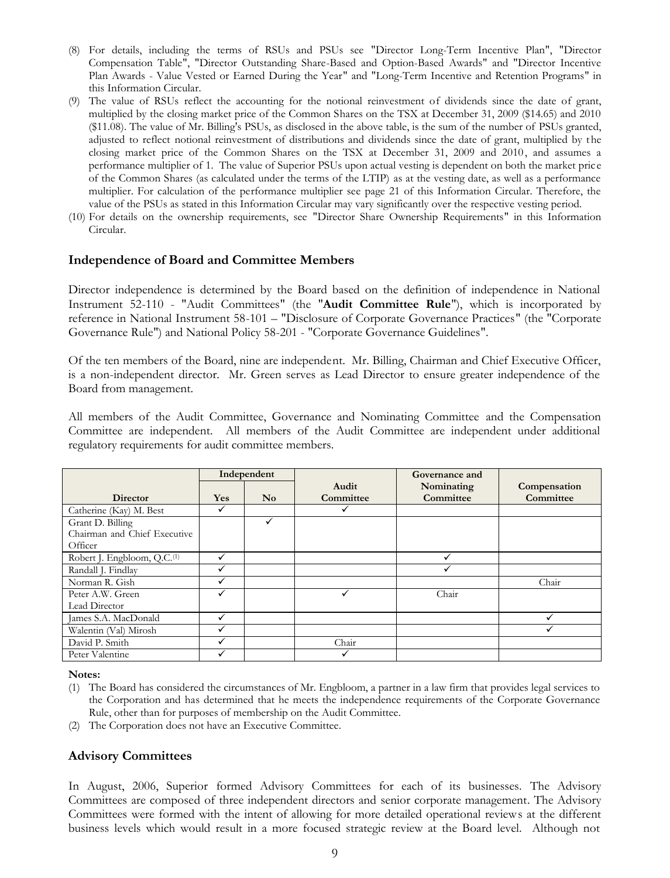(8) For details, including the terms of RSUs and PSUs see "Director Long-Term Incentive Plan", "Director Compensation Table", "Director Outstanding Share-Based and Option-Based Awards" and "Director Incentive Plan Awards - Value Vested or Earned During the Year" and "Long-Term Incentive and Retention Programs" in this Information Circular.

(9) The value of RSUs reflect the accounting for the notional reinvestment of dividends since the date of grant, multiplied by the closing market price of the Common Shares on the TSX at December 31, 2009 ($14.65) and 2010 ($11.08). The value of Mr. Billing's PSUs, as disclosed in the above table, is the sum of the number of PSUs granted, adjusted to reflect notional reinvestment of distributions and dividends since the date of grant, multiplied by the closing market price of the Common Shares on the TSX at December 31, 2009 and 2010, and assumes a performance multiplier of 1. The value of Superior PSUs upon actual vesting is dependent on both the market price of the Common Shares (as calculated under the terms of the LTIP) as at the vesting date, as well as a performance multiplier. For calculation of the performance multiplier see page 21 of this Information Circular. Therefore, the value of the PSUs as stated in this Information Circular may vary significantly over the respective vesting period.

(10) For details on the ownership requirements, see "Director Share Ownership Requirements" in this Information Circular.

## Independence of Board and Committee Members

Director independence is determined by the Board based on the definition of independence in National Instrument 52-110 - "Audit Committees" (the "**Audit Committee Rule**"), which is incorporated by reference in National Instrument 58-101 – "Disclosure of Corporate Governance Practices" (the "Corporate Governance Rule") and National Policy 58-201 - "Corporate Governance Guidelines".

Of the ten members of the Board, nine are independent. Mr. Billing, Chairman and Chief Executive Officer, is a non-independent director. Mr. Green serves as Lead Director to ensure greater independence of the Board from management.

All members of the Audit Committee, Governance and Nominating Committee and the Compensation Committee are independent. All members of the Audit Committee are independent under additional regulatory requirements for audit committee members.

| | Independent | | | Governance and | |
|---|---|---|---|---|---|
| **Director** | **Yes** | **No** | **Audit Committee** | **Nominating Committee** | **Compensation Committee** |
| Catherine (Kay) M. Best | ✓ | | ✓ | | |
| Grant D. Billing<br>Chairman and Chief Executive Officer | | ✓ | | | |
| Robert J. Engbloom, Q.C.[(1)] | ✓ | | | ✓ | |
| Randall J. Findlay | ✓ | | | ✓ | |
| Norman R. Gish | ✓ | | | | Chair |
| Peter A.W. Green<br>Lead Director | ✓ | | ✓ | Chair | |
| James S.A. MacDonald | ✓ | | | | ✓ |
| Walentin (Val) Mirosh | ✓ | | | | ✓ |
| David P. Smith | ✓ | | Chair | | |
| Peter Valentine | ✓ | | ✓ | | |

**Notes:**

(1) The Board has considered the circumstances of Mr. Engbloom, a partner in a law firm that provides legal services to the Corporation and has determined that he meets the independence requirements of the Corporate Governance Rule, other than for purposes of membership on the Audit Committee.

(2) The Corporation does not have an Executive Committee.

## Advisory Committees

In August, 2006, Superior formed Advisory Committees for each of its businesses. The Advisory Committees are composed of three independent directors and senior corporate management. The Advisory Committees were formed with the intent of allowing for more detailed operational reviews at the different business levels which would result in a more focused strategic review at the Board level. Although not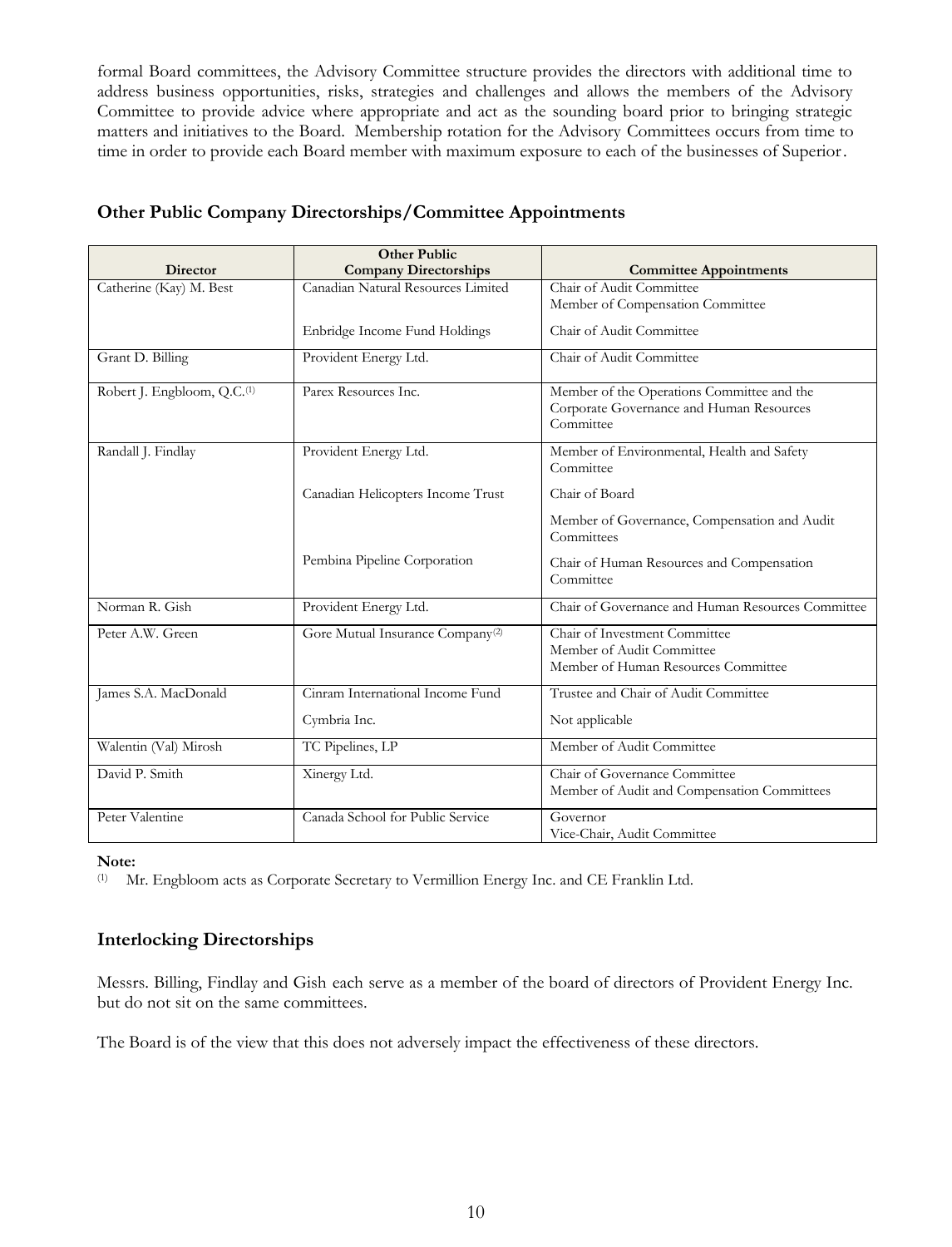formal Board committees, the Advisory Committee structure provides the directors with additional time to address business opportunities, risks, strategies and challenges and allows the members of the Advisory Committee to provide advice where appropriate and act as the sounding board prior to bringing strategic matters and initiatives to the Board. Membership rotation for the Advisory Committees occurs from time to time in order to provide each Board member with maximum exposure to each of the businesses of Superior.

## Other Public Company Directorships/Committee Appointments

| Director | Other Public Company Directorships | Committee Appointments |
|---|---|---|
| Catherine (Kay) M. Best | Canadian Natural Resources Limited | Chair of Audit Committee<br>Member of Compensation Committee |
| | Enbridge Income Fund Holdings | Chair of Audit Committee |
| Grant D. Billing | Provident Energy Ltd. | Chair of Audit Committee |
| Robert J. Engbloom, Q.C.[1] | Parex Resources Inc. | Member of the Operations Committee and the Corporate Governance and Human Resources Committee |
| Randall J. Findlay | Provident Energy Ltd. | Member of Environmental, Health and Safety Committee |
| | Canadian Helicopters Income Trust | Chair of Board<br>Member of Governance, Compensation and Audit Committees |
| | Pembina Pipeline Corporation | Chair of Human Resources and Compensation Committee |
| Norman R. Gish | Provident Energy Ltd. | Chair of Governance and Human Resources Committee |
| Peter A.W. Green | Gore Mutual Insurance Company[2] | Chair of Investment Committee<br>Member of Audit Committee<br>Member of Human Resources Committee |
| James S.A. MacDonald | Cinram International Income Fund | Trustee and Chair of Audit Committee |
| | Cymbria Inc. | Not applicable |
| Walentin (Val) Mirosh | TC Pipelines, LP | Member of Audit Committee |
| David P. Smith | Xinergy Ltd. | Chair of Governance Committee<br>Member of Audit and Compensation Committees |
| Peter Valentine | Canada School for Public Service | Governor<br>Vice-Chair, Audit Committee |

**Note:**

(1) Mr. Engbloom acts as Corporate Secretary to Vermillion Energy Inc. and CE Franklin Ltd.

## Interlocking Directorships

Messrs. Billing, Findlay and Gish each serve as a member of the board of directors of Provident Energy Inc. but do not sit on the same committees.

The Board is of the view that this does not adversely impact the effectiveness of these directors.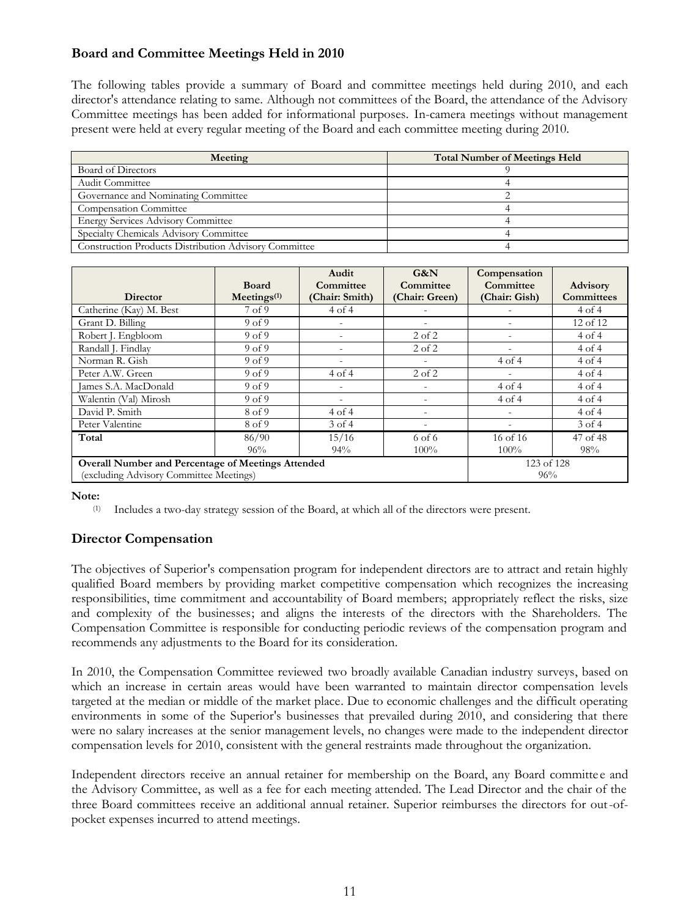## Board and Committee Meetings Held in 2010

The following tables provide a summary of Board and committee meetings held during 2010, and each director's attendance relating to same. Although not committees of the Board, the attendance of the Advisory Committee meetings has been added for informational purposes. In-camera meetings without management present were held at every regular meeting of the Board and each committee meeting during 2010.

| Meeting | Total Number of Meetings Held |
|---|---|
| Board of Directors | 9 |
| Audit Committee | 4 |
| Governance and Nominating Committee | 2 |
| Compensation Committee | 4 |
| Energy Services Advisory Committee | 4 |
| Specialty Chemicals Advisory Committee | 4 |
| Construction Products Distribution Advisory Committee | 4 |

| Director | Board Meetings[(1)] | Audit Committee (Chair: Smith) | G&N Committee (Chair: Green) | Compensation Committee (Chair: Gish) | Advisory Committees |
|---|---|---|---|---|---|
| Catherine (Kay) M. Best | 7 of 9 | 4 of 4 | - | - | 4 of 4 |
| Grant D. Billing | 9 of 9 | - | - | - | 12 of 12 |
| Robert J. Engbloom | 9 of 9 | - | 2 of 2 | - | 4 of 4 |
| Randall J. Findlay | 9 of 9 | - | 2 of 2 | - | 4 of 4 |
| Norman R. Gish | 9 of 9 | - | - | 4 of 4 | 4 of 4 |
| Peter A.W. Green | 9 of 9 | 4 of 4 | 2 of 2 | - | 4 of 4 |
| James S.A. MacDonald | 9 of 9 | - | - | 4 of 4 | 4 of 4 |
| Walentin (Val) Mirosh | 9 of 9 | - | - | 4 of 4 | 4 of 4 |
| David P. Smith | 8 of 9 | 4 of 4 | - | - | 4 of 4 |
| Peter Valentine | 8 of 9 | 3 of 4 | - | - | 3 of 4 |
| **Total** | 86/90<br>96% | 15/16<br>94% | 6 of 6<br>100% | 16 of 16<br>100% | 47 of 48<br>98% |
| **Overall Number and Percentage of Meetings Attended** (excluding Advisory Committee Meetings) | | | | 123 of 128<br>96% | |

**Note:**

(1) Includes a two-day strategy session of the Board, at which all of the directors were present.

## Director Compensation

The objectives of Superior's compensation program for independent directors are to attract and retain highly qualified Board members by providing market competitive compensation which recognizes the increasing responsibilities, time commitment and accountability of Board members; appropriately reflect the risks, size and complexity of the businesses; and aligns the interests of the directors with the Shareholders. The Compensation Committee is responsible for conducting periodic reviews of the compensation program and recommends any adjustments to the Board for its consideration.

In 2010, the Compensation Committee reviewed two broadly available Canadian industry surveys, based on which an increase in certain areas would have been warranted to maintain director compensation levels targeted at the median or middle of the market place. Due to economic challenges and the difficult operating environments in some of the Superior's businesses that prevailed during 2010, and considering that there were no salary increases at the senior management levels, no changes were made to the independent director compensation levels for 2010, consistent with the general restraints made throughout the organization.

Independent directors receive an annual retainer for membership on the Board, any Board committee and the Advisory Committee, as well as a fee for each meeting attended. The Lead Director and the chair of the three Board committees receive an additional annual retainer. Superior reimburses the directors for out-of-pocket expenses incurred to attend meetings.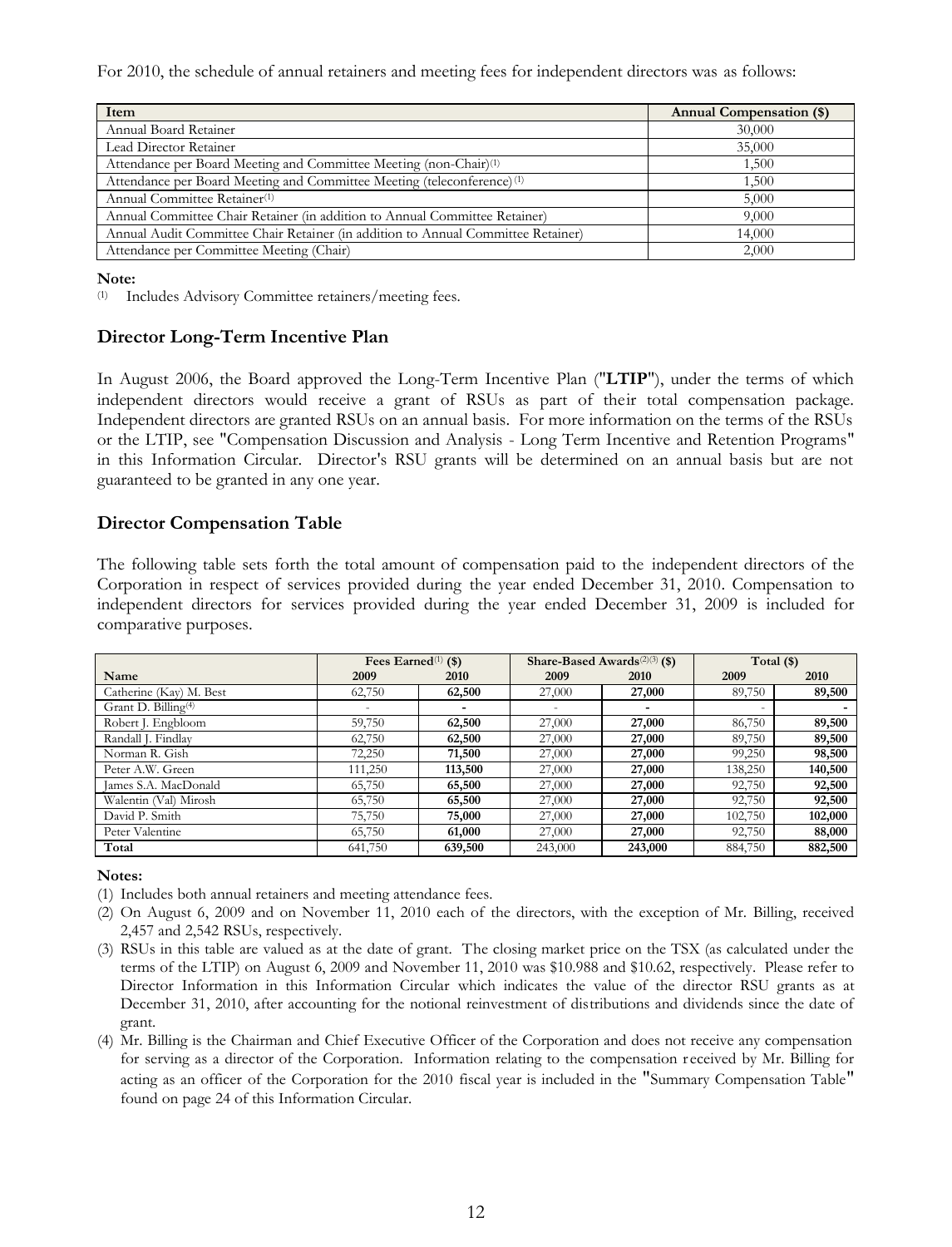For 2010, the schedule of annual retainers and meeting fees for independent directors was as follows:

| Item | Annual Compensation ($) |
|---|---|
| Annual Board Retainer | 30,000 |
| Lead Director Retainer | 35,000 |
| Attendance per Board Meeting and Committee Meeting (non-Chair)[1] | 1,500 |
| Attendance per Board Meeting and Committee Meeting (teleconference)[1] | 1,500 |
| Annual Committee Retainer[1] | 5,000 |
| Annual Committee Chair Retainer (in addition to Annual Committee Retainer) | 9,000 |
| Annual Audit Committee Chair Retainer (in addition to Annual Committee Retainer) | 14,000 |
| Attendance per Committee Meeting (Chair) | 2,000 |

**Note:**

(1) Includes Advisory Committee retainers/meeting fees.

## Director Long-Term Incentive Plan

In August 2006, the Board approved the Long-Term Incentive Plan ("**LTIP**"), under the terms of which independent directors would receive a grant of RSUs as part of their total compensation package. Independent directors are granted RSUs on an annual basis. For more information on the terms of the RSUs or the LTIP, see "Compensation Discussion and Analysis - Long Term Incentive and Retention Programs" in this Information Circular. Director's RSU grants will be determined on an annual basis but are not guaranteed to be granted in any one year.

## Director Compensation Table

The following table sets forth the total amount of compensation paid to the independent directors of the Corporation in respect of services provided during the year ended December 31, 2010. Compensation to independent directors for services provided during the year ended December 31, 2009 is included for comparative purposes.

| | Fees Earned[1] ($) | | Share-Based Awards[2][3] ($) | | Total ($) | |
|---|---|---|---|---|---|---|
| **Name** | **2009** | **2010** | **2009** | **2010** | **2009** | **2010** |
| Catherine (Kay) M. Best | 62,750 | **62,500** | 27,000 | **27,000** | 89,750 | **89,500** |
| Grant D. Billing[4] | - | **-** | - | **-** | - | **-** |
| Robert J. Engbloom | 59,750 | **62,500** | 27,000 | **27,000** | 86,750 | **89,500** |
| Randall J. Findlay | 62,750 | **62,500** | 27,000 | **27,000** | 89,750 | **89,500** |
| Norman R. Gish | 72,250 | **71,500** | 27,000 | **27,000** | 99,250 | **98,500** |
| Peter A.W. Green | 111,250 | **113,500** | 27,000 | **27,000** | 138,250 | **140,500** |
| James S.A. MacDonald | 65,750 | **65,500** | 27,000 | **27,000** | 92,750 | **92,500** |
| Walentin (Val) Mirosh | 65,750 | **65,500** | 27,000 | **27,000** | 92,750 | **92,500** |
| David P. Smith | 75,750 | **75,000** | 27,000 | **27,000** | 102,750 | **102,000** |
| Peter Valentine | 65,750 | **61,000** | 27,000 | **27,000** | 92,750 | **88,000** |
| **Total** | 641,750 | **639,500** | 243,000 | **243,000** | 884,750 | **882,500** |

**Notes:**

(1) Includes both annual retainers and meeting attendance fees.

(2) On August 6, 2009 and on November 11, 2010 each of the directors, with the exception of Mr. Billing, received 2,457 and 2,542 RSUs, respectively.

(3) RSUs in this table are valued as at the date of grant. The closing market price on the TSX (as calculated under the terms of the LTIP) on August 6, 2009 and November 11, 2010 was $10.988 and $10.62, respectively. Please refer to Director Information in this Information Circular which indicates the value of the director RSU grants as at December 31, 2010, after accounting for the notional reinvestment of distributions and dividends since the date of grant.

(4) Mr. Billing is the Chairman and Chief Executive Officer of the Corporation and does not receive any compensation for serving as a director of the Corporation. Information relating to the compensation received by Mr. Billing for acting as an officer of the Corporation for the 2010 fiscal year is included in the "Summary Compensation Table" found on page 24 of this Information Circular.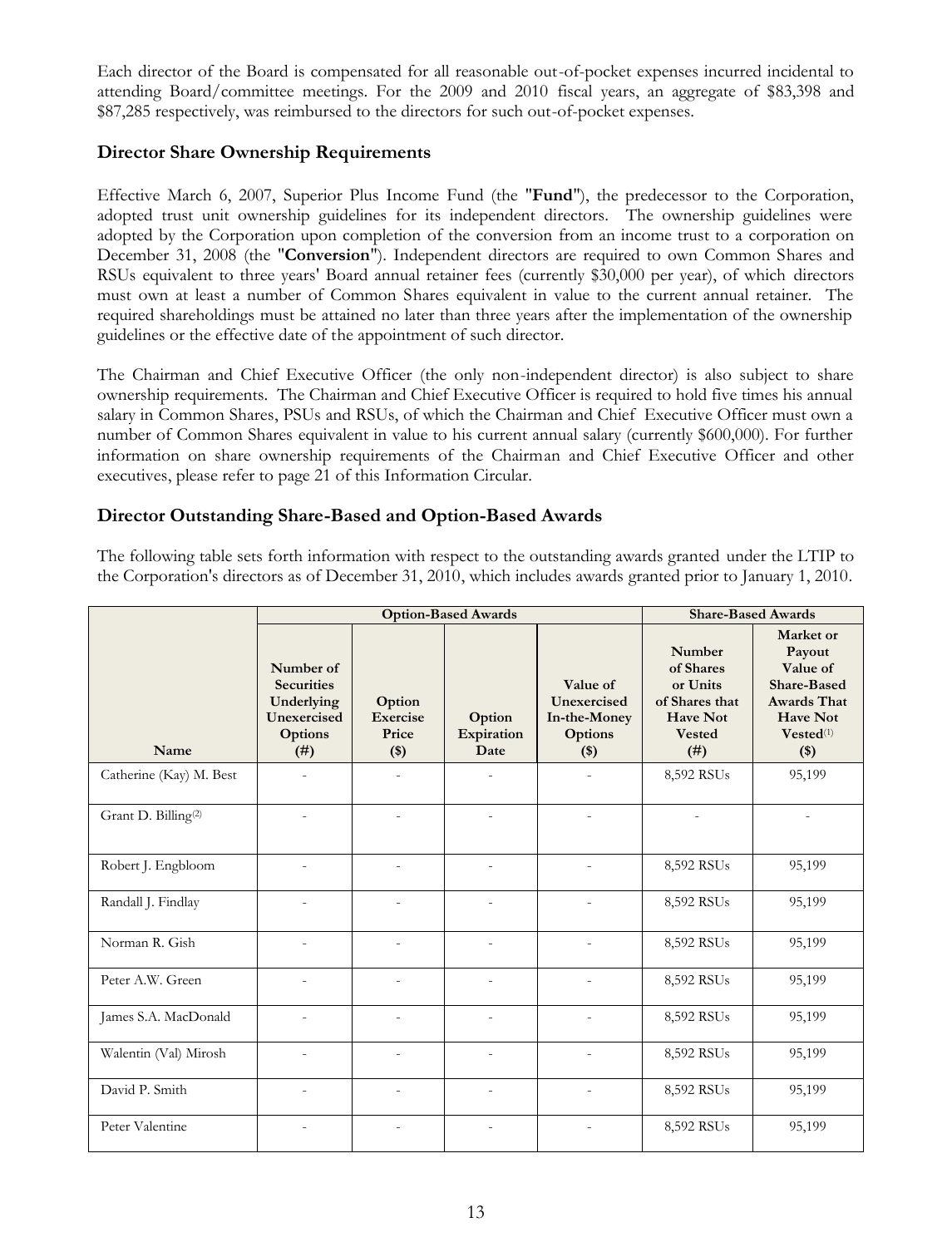Each director of the Board is compensated for all reasonable out-of-pocket expenses incurred incidental to attending Board/committee meetings. For the 2009 and 2010 fiscal years, an aggregate of $83,398 and $87,285 respectively, was reimbursed to the directors for such out-of-pocket expenses.

## Director Share Ownership Requirements

Effective March 6, 2007, Superior Plus Income Fund (the "**Fund**"), the predecessor to the Corporation, adopted trust unit ownership guidelines for its independent directors. The ownership guidelines were adopted by the Corporation upon completion of the conversion from an income trust to a corporation on December 31, 2008 (the "**Conversion**"). Independent directors are required to own Common Shares and RSUs equivalent to three years' Board annual retainer fees (currently $30,000 per year), of which directors must own at least a number of Common Shares equivalent in value to the current annual retainer. The required shareholdings must be attained no later than three years after the implementation of the ownership guidelines or the effective date of the appointment of such director.

The Chairman and Chief Executive Officer (the only non-independent director) is also subject to share ownership requirements. The Chairman and Chief Executive Officer is required to hold five times his annual salary in Common Shares, PSUs and RSUs, of which the Chairman and Chief Executive Officer must own a number of Common Shares equivalent in value to his current annual salary (currently $600,000). For further information on share ownership requirements of the Chairman and Chief Executive Officer and other executives, please refer to page 21 of this Information Circular.

## Director Outstanding Share-Based and Option-Based Awards

The following table sets forth information with respect to the outstanding awards granted under the LTIP to the Corporation's directors as of December 31, 2010, which includes awards granted prior to January 1, 2010.

| | Option-Based Awards | | | | Share-Based Awards | |
|---|---|---|---|---|---|---|
| Name | Number of Securities Underlying Unexercised Options (#) | Option Exercise Price ($) | Option Expiration Date | Value of Unexercised In-the-Money Options ($) | Number of Shares or Units of Shares that Have Not Vested (#) | Market or Payout Value of Share-Based Awards That Have Not Vested[(1)] ($) |
| Catherine (Kay) M. Best | - | - | - | - | 8,592 RSUs | 95,199 |
| Grant D. Billing[(2)] | - | - | - | - | - | - |
| Robert J. Engbloom | - | - | - | - | 8,592 RSUs | 95,199 |
| Randall J. Findlay | - | - | - | - | 8,592 RSUs | 95,199 |
| Norman R. Gish | - | - | - | - | 8,592 RSUs | 95,199 |
| Peter A.W. Green | - | - | - | - | 8,592 RSUs | 95,199 |
| James S.A. MacDonald | - | - | - | - | 8,592 RSUs | 95,199 |
| Walentin (Val) Mirosh | - | - | - | - | 8,592 RSUs | 95,199 |
| David P. Smith | - | - | - | - | 8,592 RSUs | 95,199 |
| Peter Valentine | - | - | - | - | 8,592 RSUs | 95,199 |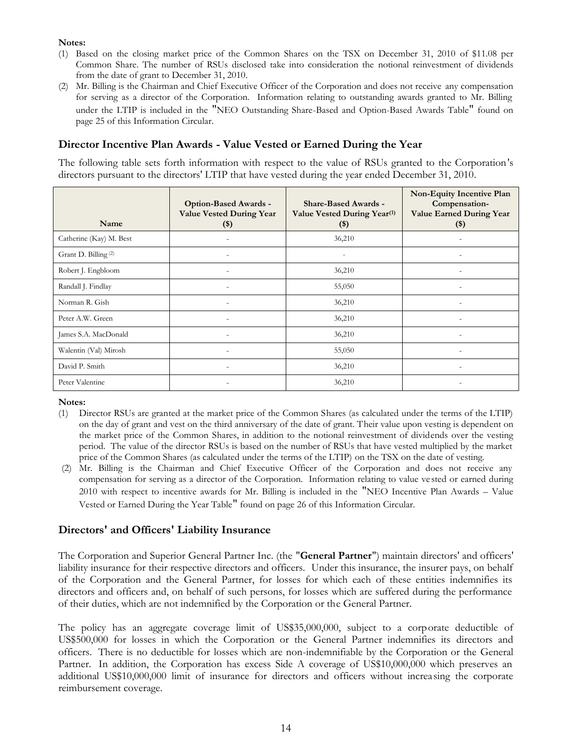**Notes:**

(1) Based on the closing market price of the Common Shares on the TSX on December 31, 2010 of $11.08 per Common Share. The number of RSUs disclosed take into consideration the notional reinvestment of dividends from the date of grant to December 31, 2010.

(2) Mr. Billing is the Chairman and Chief Executive Officer of the Corporation and does not receive any compensation for serving as a director of the Corporation. Information relating to outstanding awards granted to Mr. Billing under the LTIP is included in the "NEO Outstanding Share-Based and Option-Based Awards Table" found on page 25 of this Information Circular.

## Director Incentive Plan Awards - Value Vested or Earned During the Year

The following table sets forth information with respect to the value of RSUs granted to the Corporation's directors pursuant to the directors' LTIP that have vested during the year ended December 31, 2010.

| Name | Option-Based Awards - Value Vested During Year ($) | Share-Based Awards - Value Vested During Year[(1)] ($) | Non-Equity Incentive Plan Compensation- Value Earned During Year ($) |
|---|---|---|---|
| Catherine (Kay) M. Best | - | 36,210 | - |
| Grant D. Billing [(2)] | - | - | - |
| Robert J. Engbloom | - | 36,210 | - |
| Randall J. Findlay | - | 55,050 | - |
| Norman R. Gish | - | 36,210 | - |
| Peter A.W. Green | - | 36,210 | - |
| James S.A. MacDonald | - | 36,210 | - |
| Walentin (Val) Mirosh | - | 55,050 | - |
| David P. Smith | - | 36,210 | - |
| Peter Valentine | - | 36,210 | - |

**Notes:**

(1) Director RSUs are granted at the market price of the Common Shares (as calculated under the terms of the LTIP) on the day of grant and vest on the third anniversary of the date of grant. Their value upon vesting is dependent on the market price of the Common Shares, in addition to the notional reinvestment of dividends over the vesting period. The value of the director RSUs is based on the number of RSUs that have vested multiplied by the market price of the Common Shares (as calculated under the terms of the LTIP) on the TSX on the date of vesting.

(2) Mr. Billing is the Chairman and Chief Executive Officer of the Corporation and does not receive any compensation for serving as a director of the Corporation. Information relating to value vested or earned during 2010 with respect to incentive awards for Mr. Billing is included in the "NEO Incentive Plan Awards – Value Vested or Earned During the Year Table" found on page 26 of this Information Circular.

## Directors' and Officers' Liability Insurance

The Corporation and Superior General Partner Inc. (the "**General Partner**") maintain directors' and officers' liability insurance for their respective directors and officers. Under this insurance, the insurer pays, on behalf of the Corporation and the General Partner, for losses for which each of these entities indemnifies its directors and officers and, on behalf of such persons, for losses which are suffered during the performance of their duties, which are not indemnified by the Corporation or the General Partner.

The policy has an aggregate coverage limit of US$35,000,000, subject to a corporate deductible of US$500,000 for losses in which the Corporation or the General Partner indemnifies its directors and officers. There is no deductible for losses which are non-indemnifiable by the Corporation or the General Partner. In addition, the Corporation has excess Side A coverage of US$10,000,000 which preserves an additional US$10,000,000 limit of insurance for directors and officers without increasing the corporate reimbursement coverage.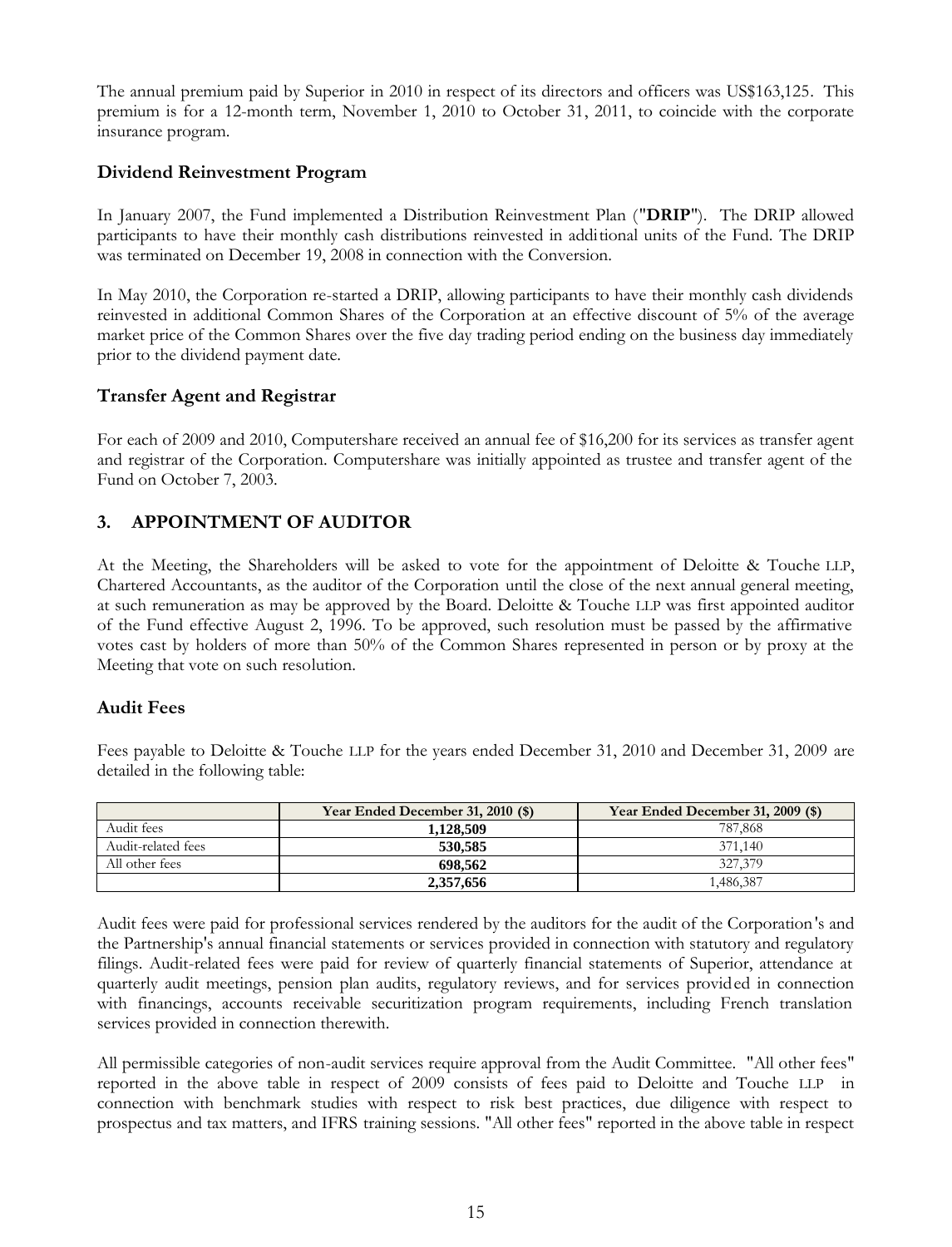The annual premium paid by Superior in 2010 in respect of its directors and officers was US$163,125. This premium is for a 12-month term, November 1, 2010 to October 31, 2011, to coincide with the corporate insurance program.

### Dividend Reinvestment Program

In January 2007, the Fund implemented a Distribution Reinvestment Plan ("**DRIP**"). The DRIP allowed participants to have their monthly cash distributions reinvested in additional units of the Fund. The DRIP was terminated on December 19, 2008 in connection with the Conversion.

In May 2010, the Corporation re-started a DRIP, allowing participants to have their monthly cash dividends reinvested in additional Common Shares of the Corporation at an effective discount of 5% of the average market price of the Common Shares over the five day trading period ending on the business day immediately prior to the dividend payment date.

### Transfer Agent and Registrar

For each of 2009 and 2010, Computershare received an annual fee of $16,200 for its services as transfer agent and registrar of the Corporation. Computershare was initially appointed as trustee and transfer agent of the Fund on October 7, 2003.

## 3. APPOINTMENT OF AUDITOR

At the Meeting, the Shareholders will be asked to vote for the appointment of Deloitte & Touche LLP, Chartered Accountants, as the auditor of the Corporation until the close of the next annual general meeting, at such remuneration as may be approved by the Board. Deloitte & Touche LLP was first appointed auditor of the Fund effective August 2, 1996. To be approved, such resolution must be passed by the affirmative votes cast by holders of more than 50% of the Common Shares represented in person or by proxy at the Meeting that vote on such resolution.

### Audit Fees

Fees payable to Deloitte & Touche LLP for the years ended December 31, 2010 and December 31, 2009 are detailed in the following table:

| | Year Ended December 31, 2010 ($) | Year Ended December 31, 2009 ($) |
|---|---|---|
| Audit fees | **1,128,509** | 787,868 |
| Audit-related fees | **530,585** | 371,140 |
| All other fees | **698,562** | 327,379 |
| | **2,357,656** | 1,486,387 |

Audit fees were paid for professional services rendered by the auditors for the audit of the Corporation's and the Partnership's annual financial statements or services provided in connection with statutory and regulatory filings. Audit-related fees were paid for review of quarterly financial statements of Superior, attendance at quarterly audit meetings, pension plan audits, regulatory reviews, and for services provided in connection with financings, accounts receivable securitization program requirements, including French translation services provided in connection therewith.

All permissible categories of non-audit services require approval from the Audit Committee. "All other fees" reported in the above table in respect of 2009 consists of fees paid to Deloitte and Touche LLP in connection with benchmark studies with respect to risk best practices, due diligence with respect to prospectus and tax matters, and IFRS training sessions. "All other fees" reported in the above table in respect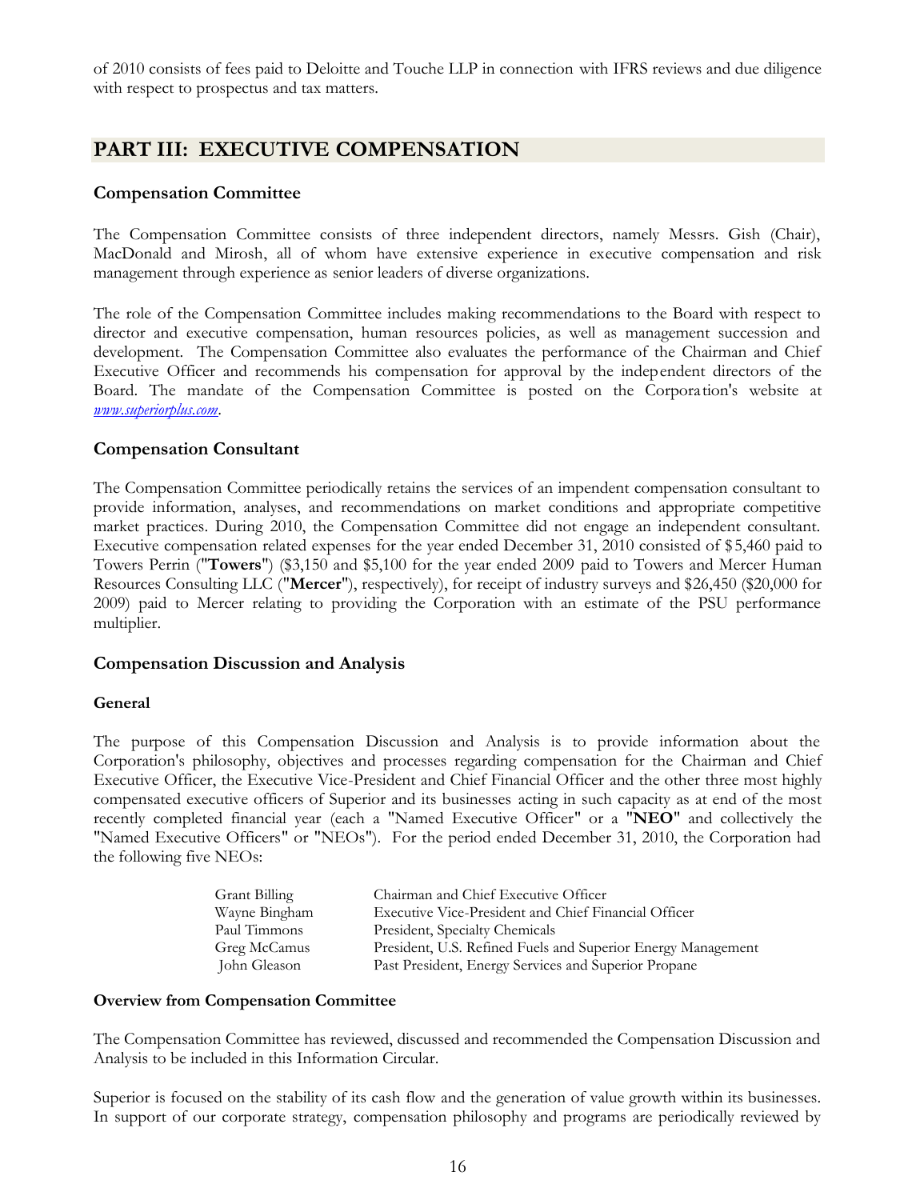of 2010 consists of fees paid to Deloitte and Touche LLP in connection with IFRS reviews and due diligence with respect to prospectus and tax matters.

## PART III: EXECUTIVE COMPENSATION

### Compensation Committee

The Compensation Committee consists of three independent directors, namely Messrs. Gish (Chair), MacDonald and Mirosh, all of whom have extensive experience in executive compensation and risk management through experience as senior leaders of diverse organizations.

The role of the Compensation Committee includes making recommendations to the Board with respect to director and executive compensation, human resources policies, as well as management succession and development. The Compensation Committee also evaluates the performance of the Chairman and Chief Executive Officer and recommends his compensation for approval by the independent directors of the Board. The mandate of the Compensation Committee is posted on the Corporation's website at *www.superiorplus.com*.

### Compensation Consultant

The Compensation Committee periodically retains the services of an impendent compensation consultant to provide information, analyses, and recommendations on market conditions and appropriate competitive market practices. During 2010, the Compensation Committee did not engage an independent consultant. Executive compensation related expenses for the year ended December 31, 2010 consisted of $5,460 paid to Towers Perrin ("**Towers**") ($3,150 and $5,100 for the year ended 2009 paid to Towers and Mercer Human Resources Consulting LLC ("**Mercer**"), respectively), for receipt of industry surveys and $26,450 ($20,000 for 2009) paid to Mercer relating to providing the Corporation with an estimate of the PSU performance multiplier.

### Compensation Discussion and Analysis

#### General

The purpose of this Compensation Discussion and Analysis is to provide information about the Corporation's philosophy, objectives and processes regarding compensation for the Chairman and Chief Executive Officer, the Executive Vice-President and Chief Financial Officer and the other three most highly compensated executive officers of Superior and its businesses acting in such capacity as at end of the most recently completed financial year (each a "Named Executive Officer" or a "**NEO**" and collectively the "Named Executive Officers" or "NEOs"). For the period ended December 31, 2010, the Corporation had the following five NEOs:

| | |
|---|---|
| Grant Billing | Chairman and Chief Executive Officer |
| Wayne Bingham | Executive Vice-President and Chief Financial Officer |
| Paul Timmons | President, Specialty Chemicals |
| Greg McCamus | President, U.S. Refined Fuels and Superior Energy Management |
| John Gleason | Past President, Energy Services and Superior Propane |

#### Overview from Compensation Committee

The Compensation Committee has reviewed, discussed and recommended the Compensation Discussion and Analysis to be included in this Information Circular.

Superior is focused on the stability of its cash flow and the generation of value growth within its businesses. In support of our corporate strategy, compensation philosophy and programs are periodically reviewed by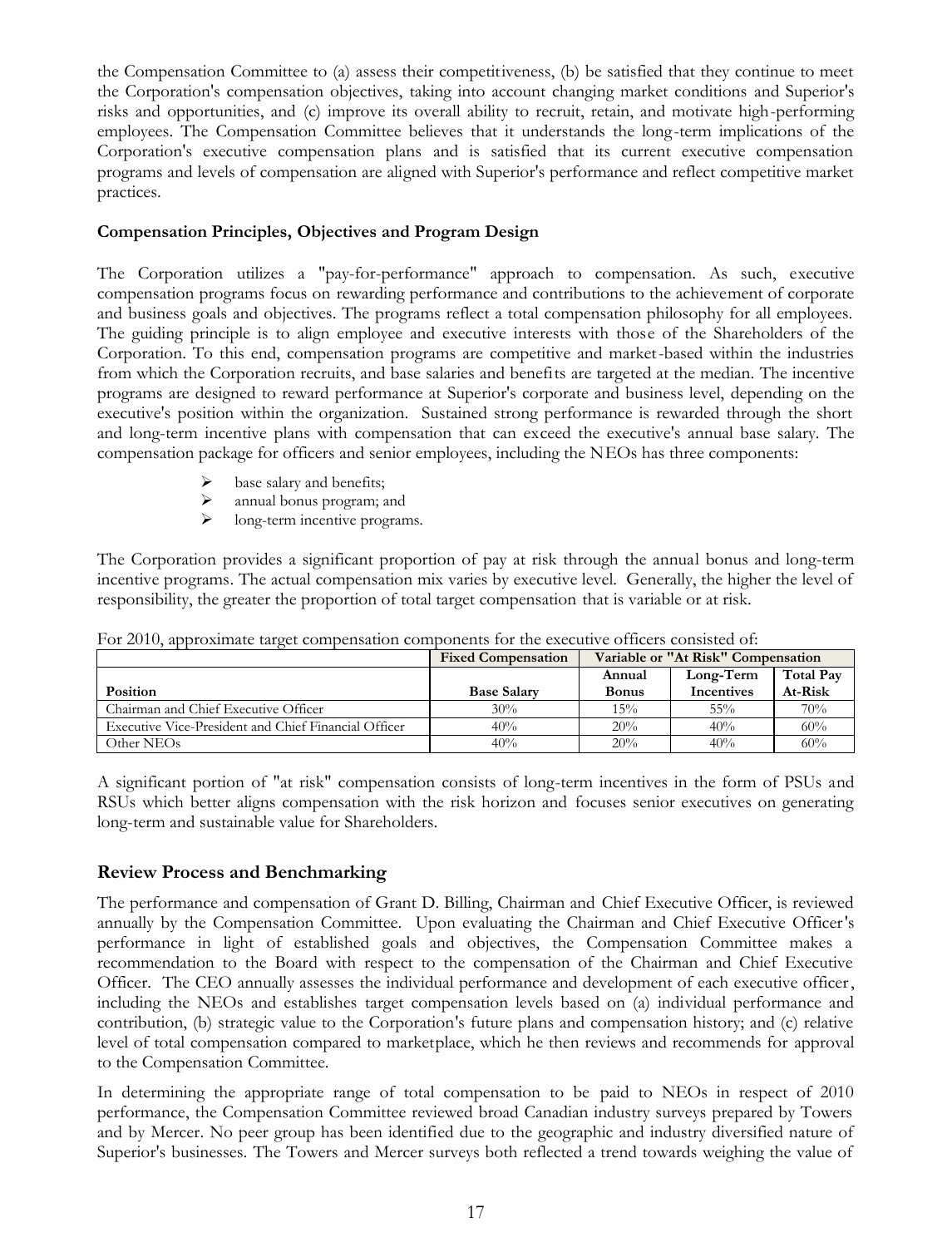the Compensation Committee to (a) assess their competitiveness, (b) be satisfied that they continue to meet the Corporation's compensation objectives, taking into account changing market conditions and Superior's risks and opportunities, and (c) improve its overall ability to recruit, retain, and motivate high-performing employees. The Compensation Committee believes that it understands the long-term implications of the Corporation's executive compensation plans and is satisfied that its current executive compensation programs and levels of compensation are aligned with Superior's performance and reflect competitive market practices.

**Compensation Principles, Objectives and Program Design**

The Corporation utilizes a "pay-for-performance" approach to compensation. As such, executive compensation programs focus on rewarding performance and contributions to the achievement of corporate and business goals and objectives. The programs reflect a total compensation philosophy for all employees. The guiding principle is to align employee and executive interests with those of the Shareholders of the Corporation. To this end, compensation programs are competitive and market-based within the industries from which the Corporation recruits, and base salaries and benefits are targeted at the median. The incentive programs are designed to reward performance at Superior's corporate and business level, depending on the executive's position within the organization. Sustained strong performance is rewarded through the short and long-term incentive plans with compensation that can exceed the executive's annual base salary. The compensation package for officers and senior employees, including the NEOs has three components:

- base salary and benefits;
- annual bonus program; and
- long-term incentive programs.

The Corporation provides a significant proportion of pay at risk through the annual bonus and long-term incentive programs. The actual compensation mix varies by executive level. Generally, the higher the level of responsibility, the greater the proportion of total target compensation that is variable or at risk.

For 2010, approximate target compensation components for the executive officers consisted of:

| | Fixed Compensation | Variable or "At Risk" Compensation | | |
|---|---|---|---|---|
| Position | Base Salary | Annual Bonus | Long-Term Incentives | Total Pay At-Risk |
| Chairman and Chief Executive Officer | 30% | 15% | 55% | 70% |
| Executive Vice-President and Chief Financial Officer | 40% | 20% | 40% | 60% |
| Other NEOs | 40% | 20% | 40% | 60% |

A significant portion of "at risk" compensation consists of long-term incentives in the form of PSUs and RSUs which better aligns compensation with the risk horizon and focuses senior executives on generating long-term and sustainable value for Shareholders.

## Review Process and Benchmarking

The performance and compensation of Grant D. Billing, Chairman and Chief Executive Officer, is reviewed annually by the Compensation Committee. Upon evaluating the Chairman and Chief Executive Officer's performance in light of established goals and objectives, the Compensation Committee makes a recommendation to the Board with respect to the compensation of the Chairman and Chief Executive Officer. The CEO annually assesses the individual performance and development of each executive officer, including the NEOs and establishes target compensation levels based on (a) individual performance and contribution, (b) strategic value to the Corporation's future plans and compensation history; and (c) relative level of total compensation compared to marketplace, which he then reviews and recommends for approval to the Compensation Committee.

In determining the appropriate range of total compensation to be paid to NEOs in respect of 2010 performance, the Compensation Committee reviewed broad Canadian industry surveys prepared by Towers and by Mercer. No peer group has been identified due to the geographic and industry diversified nature of Superior's businesses. The Towers and Mercer surveys both reflected a trend towards weighing the value of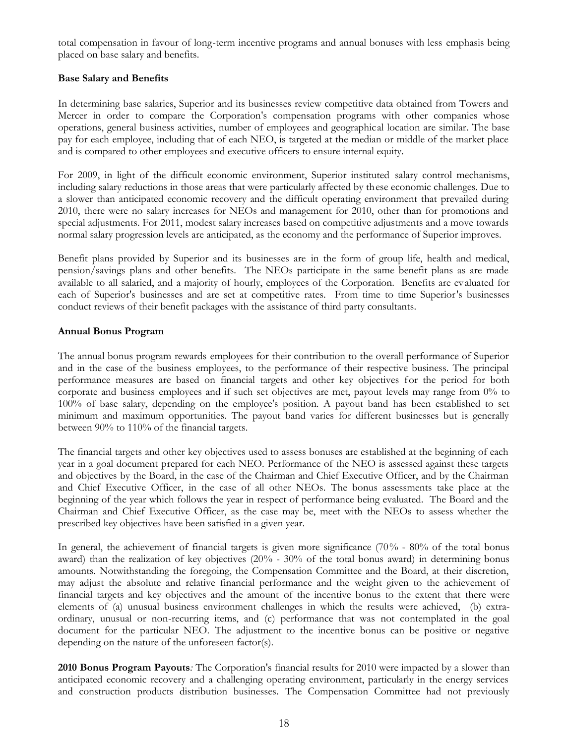total compensation in favour of long-term incentive programs and annual bonuses with less emphasis being placed on base salary and benefits.

**Base Salary and Benefits**

In determining base salaries, Superior and its businesses review competitive data obtained from Towers and Mercer in order to compare the Corporation's compensation programs with other companies whose operations, general business activities, number of employees and geographical location are similar. The base pay for each employee, including that of each NEO, is targeted at the median or middle of the market place and is compared to other employees and executive officers to ensure internal equity.

For 2009, in light of the difficult economic environment, Superior instituted salary control mechanisms, including salary reductions in those areas that were particularly affected by these economic challenges. Due to a slower than anticipated economic recovery and the difficult operating environment that prevailed during 2010, there were no salary increases for NEOs and management for 2010, other than for promotions and special adjustments. For 2011, modest salary increases based on competitive adjustments and a move towards normal salary progression levels are anticipated, as the economy and the performance of Superior improves.

Benefit plans provided by Superior and its businesses are in the form of group life, health and medical, pension/savings plans and other benefits. The NEOs participate in the same benefit plans as are made available to all salaried, and a majority of hourly, employees of the Corporation. Benefits are evaluated for each of Superior's businesses and are set at competitive rates. From time to time Superior's businesses conduct reviews of their benefit packages with the assistance of third party consultants.

**Annual Bonus Program**

The annual bonus program rewards employees for their contribution to the overall performance of Superior and in the case of the business employees, to the performance of their respective business. The principal performance measures are based on financial targets and other key objectives for the period for both corporate and business employees and if such set objectives are met, payout levels may range from 0% to 100% of base salary, depending on the employee's position. A payout band has been established to set minimum and maximum opportunities. The payout band varies for different businesses but is generally between 90% to 110% of the financial targets.

The financial targets and other key objectives used to assess bonuses are established at the beginning of each year in a goal document prepared for each NEO. Performance of the NEO is assessed against these targets and objectives by the Board, in the case of the Chairman and Chief Executive Officer, and by the Chairman and Chief Executive Officer, in the case of all other NEOs. The bonus assessments take place at the beginning of the year which follows the year in respect of performance being evaluated. The Board and the Chairman and Chief Executive Officer, as the case may be, meet with the NEOs to assess whether the prescribed key objectives have been satisfied in a given year.

In general, the achievement of financial targets is given more significance (70% - 80% of the total bonus award) than the realization of key objectives (20% - 30% of the total bonus award) in determining bonus amounts. Notwithstanding the foregoing, the Compensation Committee and the Board, at their discretion, may adjust the absolute and relative financial performance and the weight given to the achievement of financial targets and key objectives and the amount of the incentive bonus to the extent that there were elements of (a) unusual business environment challenges in which the results were achieved, (b) extra-ordinary, unusual or non-recurring items, and (c) performance that was not contemplated in the goal document for the particular NEO. The adjustment to the incentive bonus can be positive or negative depending on the nature of the unforeseen factor(s).

**2010 Bonus Program Payouts***:* The Corporation's financial results for 2010 were impacted by a slower than anticipated economic recovery and a challenging operating environment, particularly in the energy services and construction products distribution businesses. The Compensation Committee had not previously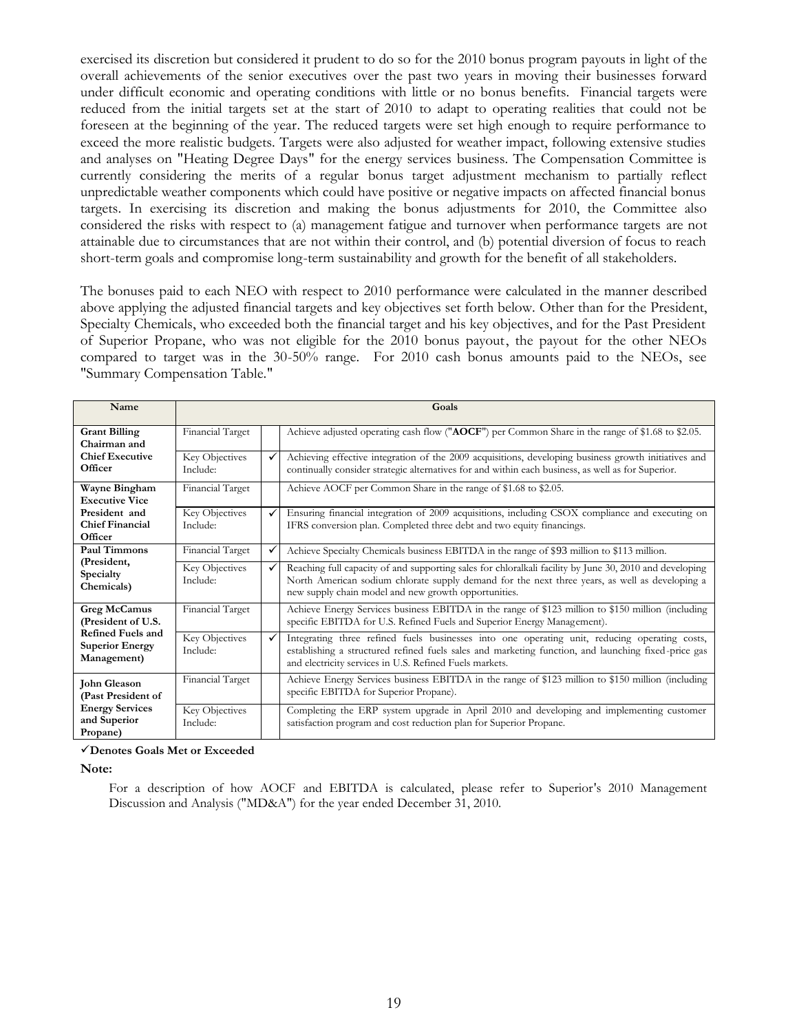exercised its discretion but considered it prudent to do so for the 2010 bonus program payouts in light of the overall achievements of the senior executives over the past two years in moving their businesses forward under difficult economic and operating conditions with little or no bonus benefits. Financial targets were reduced from the initial targets set at the start of 2010 to adapt to operating realities that could not be foreseen at the beginning of the year. The reduced targets were set high enough to require performance to exceed the more realistic budgets. Targets were also adjusted for weather impact, following extensive studies and analyses on "Heating Degree Days" for the energy services business. The Compensation Committee is currently considering the merits of a regular bonus target adjustment mechanism to partially reflect unpredictable weather components which could have positive or negative impacts on affected financial bonus targets. In exercising its discretion and making the bonus adjustments for 2010, the Committee also considered the risks with respect to (a) management fatigue and turnover when performance targets are not attainable due to circumstances that are not within their control, and (b) potential diversion of focus to reach short-term goals and compromise long-term sustainability and growth for the benefit of all stakeholders.

The bonuses paid to each NEO with respect to 2010 performance were calculated in the manner described above applying the adjusted financial targets and key objectives set forth below. Other than for the President, Specialty Chemicals, who exceeded both the financial target and his key objectives, and for the Past President of Superior Propane, who was not eligible for the 2010 bonus payout, the payout for the other NEOs compared to target was in the 30-50% range. For 2010 cash bonus amounts paid to the NEOs, see "Summary Compensation Table."

| Name | Goals | | |
|---|---|---|---|
| **Grant Billing Chairman and Chief Executive Officer** | Financial Target | | Achieve adjusted operating cash flow ("**AOCF**") per Common Share in the range of $1.68 to $2.05. |
| | Key Objectives Include: | ✓ | Achieving effective integration of the 2009 acquisitions, developing business growth initiatives and continually consider strategic alternatives for and within each business, as well as for Superior. |
| **Wayne Bingham Executive Vice President and Chief Financial Officer** | Financial Target | | Achieve AOCF per Common Share in the range of $1.68 to $2.05. |
| | Key Objectives Include: | ✓ | Ensuring financial integration of 2009 acquisitions, including CSOX compliance and executing on IFRS conversion plan. Completed three debt and two equity financings. |
| **Paul Timmons (President, Specialty Chemicals)** | Financial Target | ✓ | Achieve Specialty Chemicals business EBITDA in the range of $93 million to $113 million. |
| | Key Objectives Include: | ✓ | Reaching full capacity of and supporting sales for chloralkali facility by June 30, 2010 and developing North American sodium chlorate supply demand for the next three years, as well as developing a new supply chain model and new growth opportunities. |
| **Greg McCamus (President of U.S. Refined Fuels and Superior Energy Management)** | Financial Target | | Achieve Energy Services business EBITDA in the range of $123 million to $150 million (including specific EBITDA for U.S. Refined Fuels and Superior Energy Management). |
| | Key Objectives Include: | ✓ | Integrating three refined fuels businesses into one operating unit, reducing operating costs, establishing a structured refined fuels sales and marketing function, and launching fixed-price gas and electricity services in U.S. Refined Fuels markets. |
| **John Gleason (Past President of Energy Services and Superior Propane)** | Financial Target | | Achieve Energy Services business EBITDA in the range of $123 million to $150 million (including specific EBITDA for Superior Propane). |
| | Key Objectives Include: | | Completing the ERP system upgrade in April 2010 and developing and implementing customer satisfaction program and cost reduction plan for Superior Propane. |

**✓Denotes Goals Met or Exceeded**

**Note:**

For a description of how AOCF and EBITDA is calculated, please refer to Superior's 2010 Management Discussion and Analysis ("MD&A") for the year ended December 31, 2010.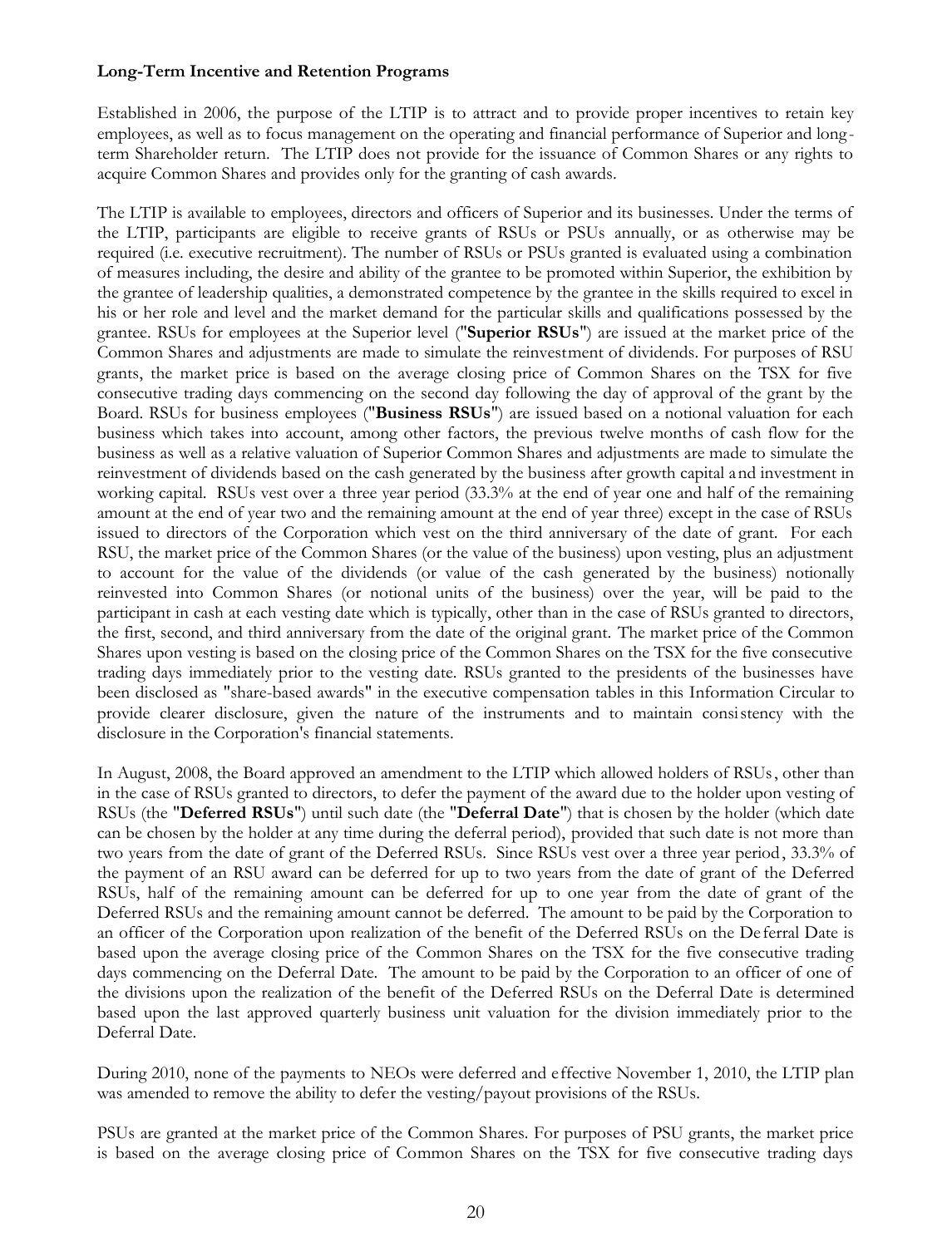**Long-Term Incentive and Retention Programs**

Established in 2006, the purpose of the LTIP is to attract and to provide proper incentives to retain key employees, as well as to focus management on the operating and financial performance of Superior and long-term Shareholder return. The LTIP does not provide for the issuance of Common Shares or any rights to acquire Common Shares and provides only for the granting of cash awards.

The LTIP is available to employees, directors and officers of Superior and its businesses. Under the terms of the LTIP, participants are eligible to receive grants of RSUs or PSUs annually, or as otherwise may be required (i.e. executive recruitment). The number of RSUs or PSUs granted is evaluated using a combination of measures including, the desire and ability of the grantee to be promoted within Superior, the exhibition by the grantee of leadership qualities, a demonstrated competence by the grantee in the skills required to excel in his or her role and level and the market demand for the particular skills and qualifications possessed by the grantee. RSUs for employees at the Superior level ("**Superior RSUs**") are issued at the market price of the Common Shares and adjustments are made to simulate the reinvestment of dividends. For purposes of RSU grants, the market price is based on the average closing price of Common Shares on the TSX for five consecutive trading days commencing on the second day following the day of approval of the grant by the Board. RSUs for business employees ("**Business RSUs**") are issued based on a notional valuation for each business which takes into account, among other factors, the previous twelve months of cash flow for the business as well as a relative valuation of Superior Common Shares and adjustments are made to simulate the reinvestment of dividends based on the cash generated by the business after growth capital and investment in working capital. RSUs vest over a three year period (33.3% at the end of year one and half of the remaining amount at the end of year two and the remaining amount at the end of year three) except in the case of RSUs issued to directors of the Corporation which vest on the third anniversary of the date of grant. For each RSU, the market price of the Common Shares (or the value of the business) upon vesting, plus an adjustment to account for the value of the dividends (or value of the cash generated by the business) notionally reinvested into Common Shares (or notional units of the business) over the year, will be paid to the participant in cash at each vesting date which is typically, other than in the case of RSUs granted to directors, the first, second, and third anniversary from the date of the original grant. The market price of the Common Shares upon vesting is based on the closing price of the Common Shares on the TSX for the five consecutive trading days immediately prior to the vesting date. RSUs granted to the presidents of the businesses have been disclosed as "share-based awards" in the executive compensation tables in this Information Circular to provide clearer disclosure, given the nature of the instruments and to maintain consistency with the disclosure in the Corporation's financial statements.

In August, 2008, the Board approved an amendment to the LTIP which allowed holders of RSUs, other than in the case of RSUs granted to directors, to defer the payment of the award due to the holder upon vesting of RSUs (the "**Deferred RSUs**") until such date (the "**Deferral Date**") that is chosen by the holder (which date can be chosen by the holder at any time during the deferral period), provided that such date is not more than two years from the date of grant of the Deferred RSUs. Since RSUs vest over a three year period, 33.3% of the payment of an RSU award can be deferred for up to two years from the date of grant of the Deferred RSUs, half of the remaining amount can be deferred for up to one year from the date of grant of the Deferred RSUs and the remaining amount cannot be deferred. The amount to be paid by the Corporation to an officer of the Corporation upon realization of the benefit of the Deferred RSUs on the Deferral Date is based upon the average closing price of the Common Shares on the TSX for the five consecutive trading days commencing on the Deferral Date. The amount to be paid by the Corporation to an officer of one of the divisions upon the realization of the benefit of the Deferred RSUs on the Deferral Date is determined based upon the last approved quarterly business unit valuation for the division immediately prior to the Deferral Date.

During 2010, none of the payments to NEOs were deferred and effective November 1, 2010, the LTIP plan was amended to remove the ability to defer the vesting/payout provisions of the RSUs.

PSUs are granted at the market price of the Common Shares. For purposes of PSU grants, the market price is based on the average closing price of Common Shares on the TSX for five consecutive trading days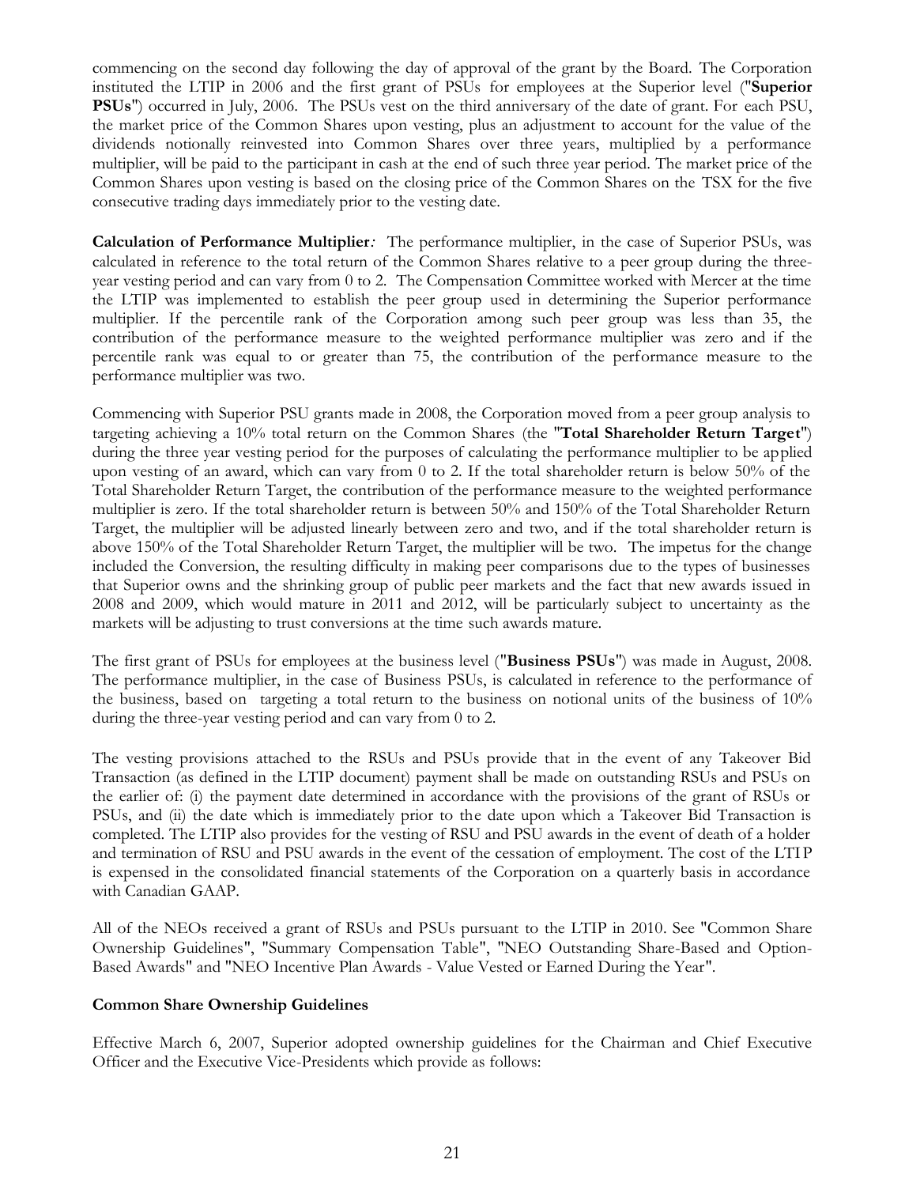commencing on the second day following the day of approval of the grant by the Board. The Corporation instituted the LTIP in 2006 and the first grant of PSUs for employees at the Superior level ("**Superior PSUs**") occurred in July, 2006. The PSUs vest on the third anniversary of the date of grant. For each PSU, the market price of the Common Shares upon vesting, plus an adjustment to account for the value of the dividends notionally reinvested into Common Shares over three years, multiplied by a performance multiplier, will be paid to the participant in cash at the end of such three year period. The market price of the Common Shares upon vesting is based on the closing price of the Common Shares on the TSX for the five consecutive trading days immediately prior to the vesting date.

**Calculation of Performance Multiplier***:* The performance multiplier, in the case of Superior PSUs, was calculated in reference to the total return of the Common Shares relative to a peer group during the three-year vesting period and can vary from 0 to 2. The Compensation Committee worked with Mercer at the time the LTIP was implemented to establish the peer group used in determining the Superior performance multiplier. If the percentile rank of the Corporation among such peer group was less than 35, the contribution of the performance measure to the weighted performance multiplier was zero and if the percentile rank was equal to or greater than 75, the contribution of the performance measure to the performance multiplier was two.

Commencing with Superior PSU grants made in 2008, the Corporation moved from a peer group analysis to targeting achieving a 10% total return on the Common Shares (the "**Total Shareholder Return Target**") during the three year vesting period for the purposes of calculating the performance multiplier to be applied upon vesting of an award, which can vary from 0 to 2. If the total shareholder return is below 50% of the Total Shareholder Return Target, the contribution of the performance measure to the weighted performance multiplier is zero. If the total shareholder return is between 50% and 150% of the Total Shareholder Return Target, the multiplier will be adjusted linearly between zero and two, and if the total shareholder return is above 150% of the Total Shareholder Return Target, the multiplier will be two. The impetus for the change included the Conversion, the resulting difficulty in making peer comparisons due to the types of businesses that Superior owns and the shrinking group of public peer markets and the fact that new awards issued in 2008 and 2009, which would mature in 2011 and 2012, will be particularly subject to uncertainty as the markets will be adjusting to trust conversions at the time such awards mature.

The first grant of PSUs for employees at the business level ("**Business PSUs**") was made in August, 2008. The performance multiplier, in the case of Business PSUs, is calculated in reference to the performance of the business, based on targeting a total return to the business on notional units of the business of 10% during the three-year vesting period and can vary from 0 to 2.

The vesting provisions attached to the RSUs and PSUs provide that in the event of any Takeover Bid Transaction (as defined in the LTIP document) payment shall be made on outstanding RSUs and PSUs on the earlier of: (i) the payment date determined in accordance with the provisions of the grant of RSUs or PSUs, and (ii) the date which is immediately prior to the date upon which a Takeover Bid Transaction is completed. The LTIP also provides for the vesting of RSU and PSU awards in the event of death of a holder and termination of RSU and PSU awards in the event of the cessation of employment. The cost of the LTIP is expensed in the consolidated financial statements of the Corporation on a quarterly basis in accordance with Canadian GAAP.

All of the NEOs received a grant of RSUs and PSUs pursuant to the LTIP in 2010. See "Common Share Ownership Guidelines", "Summary Compensation Table", "NEO Outstanding Share-Based and Option-Based Awards" and "NEO Incentive Plan Awards - Value Vested or Earned During the Year".

**Common Share Ownership Guidelines**

Effective March 6, 2007, Superior adopted ownership guidelines for the Chairman and Chief Executive Officer and the Executive Vice-Presidents which provide as follows: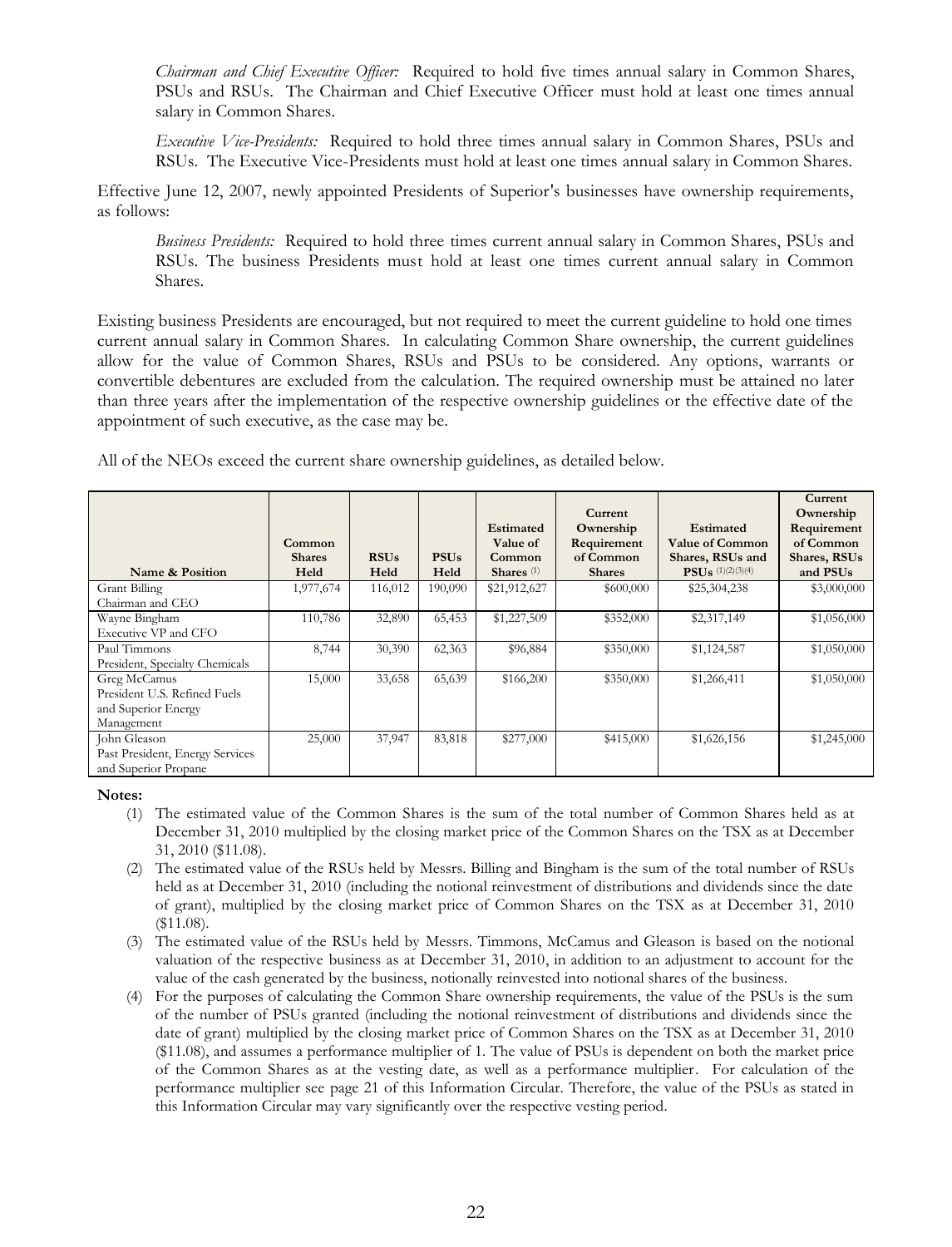*Chairman and Chief Executive Officer:* Required to hold five times annual salary in Common Shares, PSUs and RSUs. The Chairman and Chief Executive Officer must hold at least one times annual salary in Common Shares.

*Executive Vice-Presidents:* Required to hold three times annual salary in Common Shares, PSUs and RSUs. The Executive Vice-Presidents must hold at least one times annual salary in Common Shares.

Effective June 12, 2007, newly appointed Presidents of Superior's businesses have ownership requirements, as follows:

*Business Presidents:* Required to hold three times current annual salary in Common Shares, PSUs and RSUs. The business Presidents must hold at least one times current annual salary in Common Shares.

Existing business Presidents are encouraged, but not required to meet the current guideline to hold one times current annual salary in Common Shares. In calculating Common Share ownership, the current guidelines allow for the value of Common Shares, RSUs and PSUs to be considered. Any options, warrants or convertible debentures are excluded from the calculation. The required ownership must be attained no later than three years after the implementation of the respective ownership guidelines or the effective date of the appointment of such executive, as the case may be.

All of the NEOs exceed the current share ownership guidelines, as detailed below.

| Name & Position | Common Shares Held | RSUs Held | PSUs Held | Estimated Value of Common Shares (1) | Current Ownership Requirement of Common Shares | Estimated Value of Common Shares, RSUs and PSUs (1)(2)(3)(4) | Current Ownership Requirement of Common Shares, RSUs and PSUs |
|---|---|---|---|---|---|---|---|
| Grant Billing<br>Chairman and CEO | 1,977,674 | 116,012 | 190,090 | $21,912,627 | $600,000 | $25,304,238 | $3,000,000 |
| Wayne Bingham<br>Executive VP and CFO | 110,786 | 32,890 | 65,453 | $1,227,509 | $352,000 | $2,317,149 | $1,056,000 |
| Paul Timmons<br>President, Specialty Chemicals | 8,744 | 30,390 | 62,363 | $96,884 | $350,000 | $1,124,587 | $1,050,000 |
| Greg McCamus<br>President U.S. Refined Fuels and Superior Energy Management | 15,000 | 33,658 | 65,639 | $166,200 | $350,000 | $1,266,411 | $1,050,000 |
| John Gleason<br>Past President, Energy Services and Superior Propane | 25,000 | 37,947 | 83,818 | $277,000 | $415,000 | $1,626,156 | $1,245,000 |

**Notes:**

(1) The estimated value of the Common Shares is the sum of the total number of Common Shares held as at December 31, 2010 multiplied by the closing market price of the Common Shares on the TSX as at December 31, 2010 ($11.08).

(2) The estimated value of the RSUs held by Messrs. Billing and Bingham is the sum of the total number of RSUs held as at December 31, 2010 (including the notional reinvestment of distributions and dividends since the date of grant), multiplied by the closing market price of Common Shares on the TSX as at December 31, 2010 ($11.08).

(3) The estimated value of the RSUs held by Messrs. Timmons, McCamus and Gleason is based on the notional valuation of the respective business as at December 31, 2010, in addition to an adjustment to account for the value of the cash generated by the business, notionally reinvested into notional shares of the business.

(4) For the purposes of calculating the Common Share ownership requirements, the value of the PSUs is the sum of the number of PSUs granted (including the notional reinvestment of distributions and dividends since the date of grant) multiplied by the closing market price of Common Shares on the TSX as at December 31, 2010 ($11.08), and assumes a performance multiplier of 1. The value of PSUs is dependent on both the market price of the Common Shares as at the vesting date, as well as a performance multiplier. For calculation of the performance multiplier see page 21 of this Information Circular. Therefore, the value of the PSUs as stated in this Information Circular may vary significantly over the respective vesting period.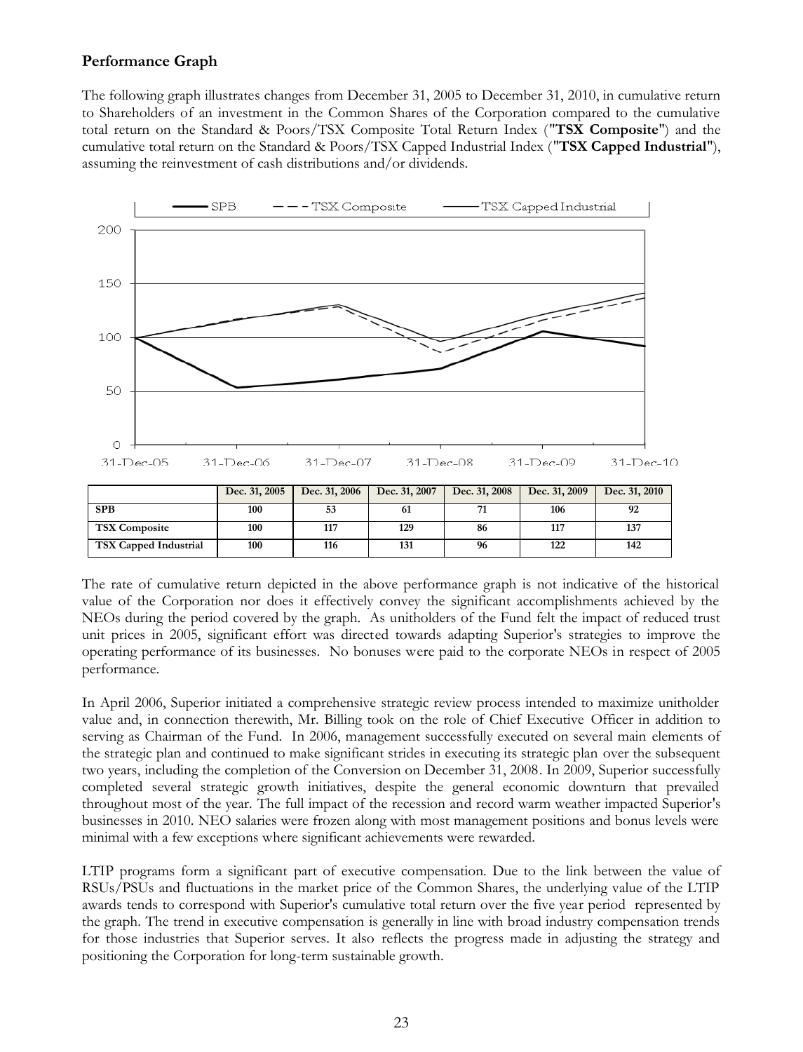## Performance Graph

The following graph illustrates changes from December 31, 2005 to December 31, 2010, in cumulative return to Shareholders of an investment in the Common Shares of the Corporation compared to the cumulative total return on the Standard & Poors/TSX Composite Total Return Index ("**TSX Composite**") and the cumulative total return on the Standard & Poors/TSX Capped Industrial Index ("**TSX Capped Industrial**"), assuming the reinvestment of cash distributions and/or dividends.

| | Dec. 31, 2005 | Dec. 31, 2006 | Dec. 31, 2007 | Dec. 31, 2008 | Dec. 31, 2009 | Dec. 31, 2010 |
|---|---|---|---|---|---|---|
| **SPB** | 100 | 53 | 61 | 71 | 106 | 92 |
| **TSX Composite** | 100 | 117 | 129 | 86 | 117 | 137 |
| **TSX Capped Industrial** | 100 | 116 | 131 | 96 | 122 | 142 |

The rate of cumulative return depicted in the above performance graph is not indicative of the historical value of the Corporation nor does it effectively convey the significant accomplishments achieved by the NEOs during the period covered by the graph. As unitholders of the Fund felt the impact of reduced trust unit prices in 2005, significant effort was directed towards adapting Superior's strategies to improve the operating performance of its businesses. No bonuses were paid to the corporate NEOs in respect of 2005 performance.

In April 2006, Superior initiated a comprehensive strategic review process intended to maximize unitholder value and, in connection therewith, Mr. Billing took on the role of Chief Executive Officer in addition to serving as Chairman of the Fund. In 2006, management successfully executed on several main elements of the strategic plan and continued to make significant strides in executing its strategic plan over the subsequent two years, including the completion of the Conversion on December 31, 2008. In 2009, Superior successfully completed several strategic growth initiatives, despite the general economic downturn that prevailed throughout most of the year. The full impact of the recession and record warm weather impacted Superior's businesses in 2010. NEO salaries were frozen along with most management positions and bonus levels were minimal with a few exceptions where significant achievements were rewarded.

LTIP programs form a significant part of executive compensation. Due to the link between the value of RSUs/PSUs and fluctuations in the market price of the Common Shares, the underlying value of the LTIP awards tends to correspond with Superior's cumulative total return over the five year period represented by the graph. The trend in executive compensation is generally in line with broad industry compensation trends for those industries that Superior serves. It also reflects the progress made in adjusting the strategy and positioning the Corporation for long-term sustainable growth.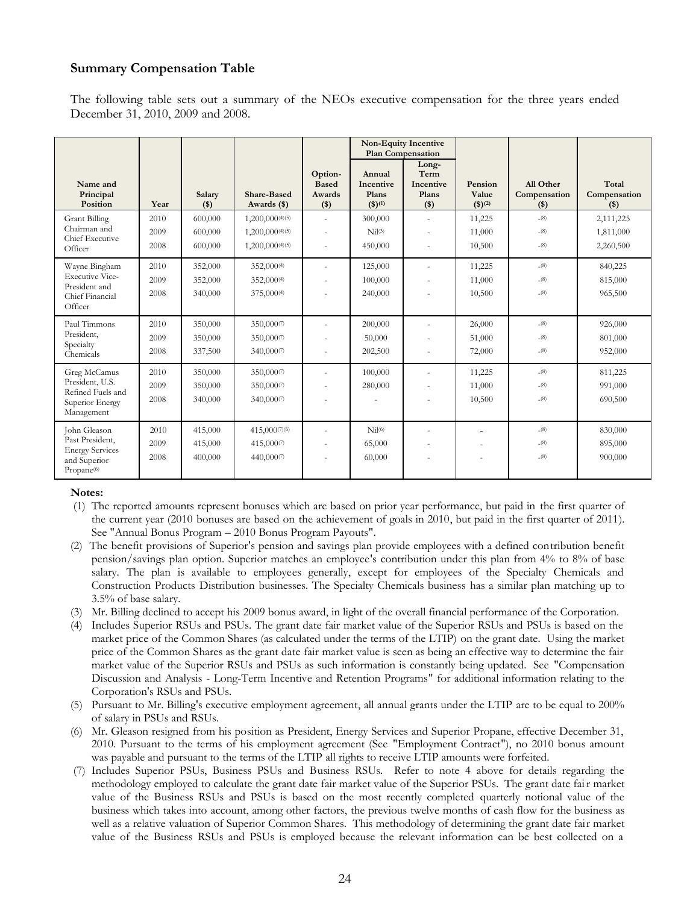## Summary Compensation Table

The following table sets out a summary of the NEOs executive compensation for the three years ended December 31, 2010, 2009 and 2008.

| Name and Principal Position | Year | Salary ($) | Share-Based Awards ($) | Option-Based Awards ($) | Non-Equity Incentive Plan Compensation | | Pension Value ($)[2] | All Other Compensation ($) | Total Compensation ($) |
|---|---|---|---|---|---|---|---|---|---|
| | | | | | Annual Incentive Plans ($)[1] | Long-Term Incentive Plans ($) | | | |
| Grant Billing Chairman and Chief Executive Officer | 2010 | 600,000 | 1,200,000[4][5] | - | 300,000 | - | 11,225 | -[8] | 2,111,225 |
| | 2009 | 600,000 | 1,200,000[4][5] | - | Nil[3] | - | 11,000 | -[8] | 1,811,000 |
| | 2008 | 600,000 | 1,200,000[4][5] | - | 450,000 | - | 10,500 | -[8] | 2,260,500 |
| Wayne Bingham Executive Vice-President and Chief Financial Officer | 2010 | 352,000 | 352,000[4] | - | 125,000 | - | 11,225 | -[8] | 840,225 |
| | 2009 | 352,000 | 352,000[4] | - | 100,000 | - | 11,000 | -[8] | 815,000 |
| | 2008 | 340,000 | 375,000[4] | - | 240,000 | - | 10,500 | -[8] | 965,500 |
| Paul Timmons President, Specialty Chemicals | 2010 | 350,000 | 350,000[7] | - | 200,000 | - | 26,000 | -[8] | 926,000 |
| | 2009 | 350,000 | 350,000[7] | - | 50,000 | - | 51,000 | -[8] | 801,000 |
| | 2008 | 337,500 | 340,000[7] | - | 202,500 | - | 72,000 | -[8] | 952,000 |
| Greg McCamus President, U.S. Refined Fuels and Superior Energy Management | 2010 | 350,000 | 350,000[7] | - | 100,000 | - | 11,225 | -[8] | 811,225 |
| | 2009 | 350,000 | 350,000[7] | - | 280,000 | - | 11,000 | -[8] | 991,000 |
| | 2008 | 340,000 | 340,000[7] | - | - | - | 10,500 | -[8] | 690,500 |
| John Gleason Past President, Energy Services and Superior Propane[6] | 2010 | 415,000 | 415,000[7][6] | - | Nil[6] | - | - | -[8] | 830,000 |
| | 2009 | 415,000 | 415,000[7] | - | 65,000 | - | - | -[8] | 895,000 |
| | 2008 | 400,000 | 440,000[7] | - | 60,000 | - | - | -[8] | 900,000 |

**Notes:**

(1) The reported amounts represent bonuses which are based on prior year performance, but paid in the first quarter of the current year (2010 bonuses are based on the achievement of goals in 2010, but paid in the first quarter of 2011). See "Annual Bonus Program – 2010 Bonus Program Payouts".

(2) The benefit provisions of Superior's pension and savings plan provide employees with a defined contribution benefit pension/savings plan option. Superior matches an employee's contribution under this plan from 4% to 8% of base salary. The plan is available to employees generally, except for employees of the Specialty Chemicals and Construction Products Distribution businesses. The Specialty Chemicals business has a similar plan matching up to 3.5% of base salary.

(3) Mr. Billing declined to accept his 2009 bonus award, in light of the overall financial performance of the Corporation.

(4) Includes Superior RSUs and PSUs. The grant date fair market value of the Superior RSUs and PSUs is based on the market price of the Common Shares (as calculated under the terms of the LTIP) on the grant date. Using the market price of the Common Shares as the grant date fair market value is seen as being an effective way to determine the fair market value of the Superior RSUs and PSUs as such information is constantly being updated. See "Compensation Discussion and Analysis - Long-Term Incentive and Retention Programs" for additional information relating to the Corporation's RSUs and PSUs.

(5) Pursuant to Mr. Billing's executive employment agreement, all annual grants under the LTIP are to be equal to 200% of salary in PSUs and RSUs.

(6) Mr. Gleason resigned from his position as President, Energy Services and Superior Propane, effective December 31, 2010. Pursuant to the terms of his employment agreement (See "Employment Contract"), no 2010 bonus amount was payable and pursuant to the terms of the LTIP all rights to receive LTIP amounts were forfeited.

(7) Includes Superior PSUs, Business PSUs and Business RSUs. Refer to note 4 above for details regarding the methodology employed to calculate the grant date fair market value of the Superior PSUs. The grant date fair market value of the Business RSUs and PSUs is based on the most recently completed quarterly notional value of the business which takes into account, among other factors, the previous twelve months of cash flow for the business as well as a relative valuation of Superior Common Shares. This methodology of determining the grant date fair market value of the Business RSUs and PSUs is employed because the relevant information can be best collected on a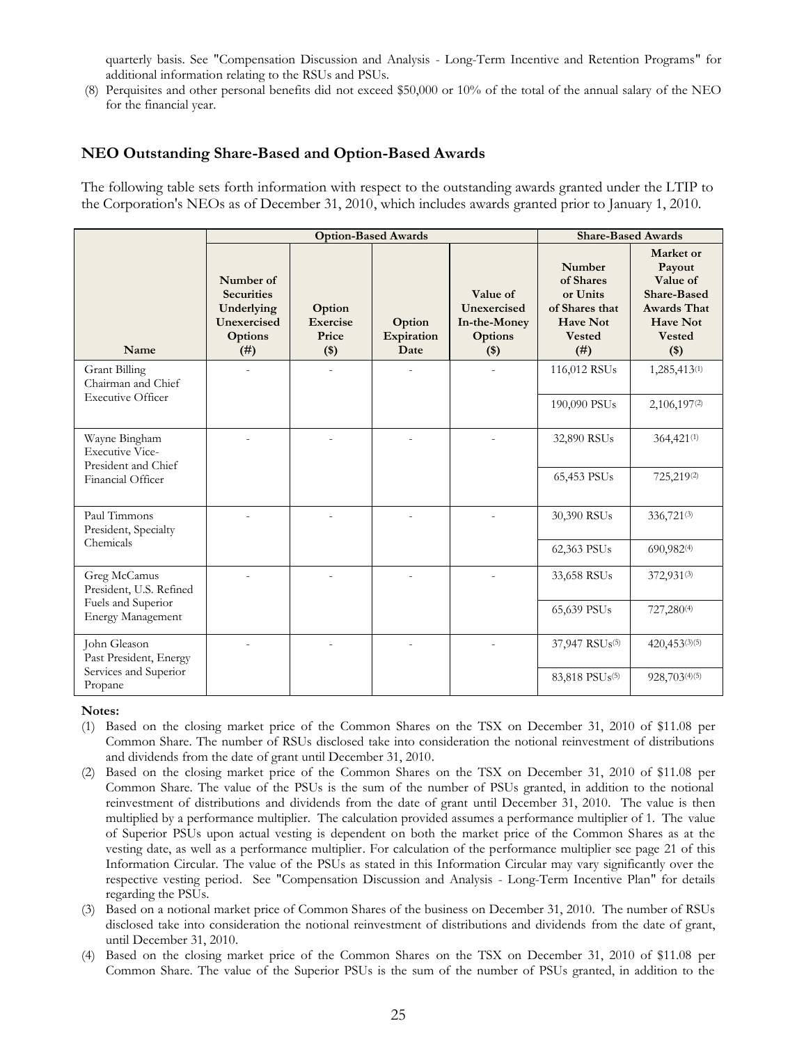quarterly basis. See "Compensation Discussion and Analysis - Long-Term Incentive and Retention Programs" for additional information relating to the RSUs and PSUs.

(8) Perquisites and other personal benefits did not exceed $50,000 or 10% of the total of the annual salary of the NEO for the financial year.

## NEO Outstanding Share-Based and Option-Based Awards

The following table sets forth information with respect to the outstanding awards granted under the LTIP to the Corporation's NEOs as of December 31, 2010, which includes awards granted prior to January 1, 2010.

| | Option-Based Awards | | | | Share-Based Awards | |
|---|---|---|---|---|---|---|
| Name | Number of Securities Underlying Unexercised Options (#) | Option Exercise Price ($) | Option Expiration Date | Value of Unexercised In-the-Money Options ($) | Number of Shares or Units of Shares that Have Not Vested (#) | Market or Payout Value of Share-Based Awards That Have Not Vested ($) |
| Grant Billing<br>Chairman and Chief Executive Officer | - | - | - | - | 116,012 RSUs | 1,285,413(1) |
| | | | | | 190,090 PSUs | 2,106,197(2) |
| Wayne Bingham<br>Executive Vice-President and Chief Financial Officer | - | - | - | - | 32,890 RSUs | 364,421(1) |
| | | | | | 65,453 PSUs | 725,219(2) |
| Paul Timmons<br>President, Specialty Chemicals | - | - | - | - | 30,390 RSUs | 336,721(3) |
| | | | | | 62,363 PSUs | 690,982(4) |
| Greg McCamus<br>President, U.S. Refined Fuels and Superior Energy Management | - | - | - | - | 33,658 RSUs | 372,931(3) |
| | | | | | 65,639 PSUs | 727,280(4) |
| John Gleason<br>Past President, Energy Services and Superior Propane | - | - | - | - | 37,947 RSUs(5) | 420,453(3)(5) |
| | | | | | 83,818 PSUs(5) | 928,703(4)(5) |

**Notes:**

(1) Based on the closing market price of the Common Shares on the TSX on December 31, 2010 of $11.08 per Common Share. The number of RSUs disclosed take into consideration the notional reinvestment of distributions and dividends from the date of grant until December 31, 2010.

(2) Based on the closing market price of the Common Shares on the TSX on December 31, 2010 of $11.08 per Common Share. The value of the PSUs is the sum of the number of PSUs granted, in addition to the notional reinvestment of distributions and dividends from the date of grant until December 31, 2010. The value is then multiplied by a performance multiplier. The calculation provided assumes a performance multiplier of 1. The value of Superior PSUs upon actual vesting is dependent on both the market price of the Common Shares as at the vesting date, as well as a performance multiplier. For calculation of the performance multiplier see page 21 of this Information Circular. The value of the PSUs as stated in this Information Circular may vary significantly over the respective vesting period. See "Compensation Discussion and Analysis - Long-Term Incentive Plan" for details regarding the PSUs.

(3) Based on a notional market price of Common Shares of the business on December 31, 2010. The number of RSUs disclosed take into consideration the notional reinvestment of distributions and dividends from the date of grant, until December 31, 2010.

(4) Based on the closing market price of the Common Shares on the TSX on December 31, 2010 of $11.08 per Common Share. The value of the Superior PSUs is the sum of the number of PSUs granted, in addition to the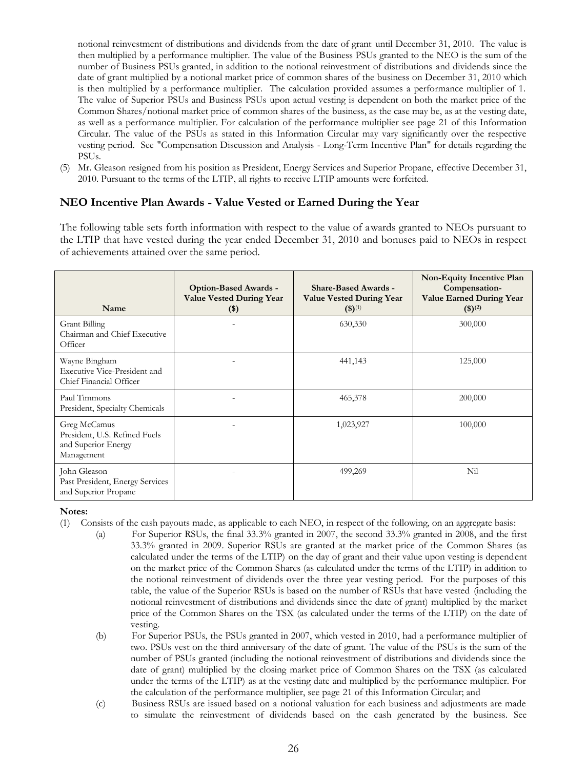notional reinvestment of distributions and dividends from the date of grant until December 31, 2010. The value is then multiplied by a performance multiplier. The value of the Business PSUs granted to the NEO is the sum of the number of Business PSUs granted, in addition to the notional reinvestment of distributions and dividends since the date of grant multiplied by a notional market price of common shares of the business on December 31, 2010 which is then multiplied by a performance multiplier. The calculation provided assumes a performance multiplier of 1. The value of Superior PSUs and Business PSUs upon actual vesting is dependent on both the market price of the Common Shares/notional market price of common shares of the business, as the case may be, as at the vesting date, as well as a performance multiplier. For calculation of the performance multiplier see page 21 of this Information Circular. The value of the PSUs as stated in this Information Circular may vary significantly over the respective vesting period. See "Compensation Discussion and Analysis - Long-Term Incentive Plan" for details regarding the PSUs.

(5) Mr. Gleason resigned from his position as President, Energy Services and Superior Propane, effective December 31, 2010. Pursuant to the terms of the LTIP, all rights to receive LTIP amounts were forfeited.

## NEO Incentive Plan Awards - Value Vested or Earned During the Year

The following table sets forth information with respect to the value of awards granted to NEOs pursuant to the LTIP that have vested during the year ended December 31, 2010 and bonuses paid to NEOs in respect of achievements attained over the same period.

| Name | Option-Based Awards - Value Vested During Year ($) | Share-Based Awards - Value Vested During Year ($)(1) | Non-Equity Incentive Plan Compensation- Value Earned During Year ($)(2) |
|---|---|---|---|
| Grant Billing<br>Chairman and Chief Executive Officer | - | 630,330 | 300,000 |
| Wayne Bingham<br>Executive Vice-President and Chief Financial Officer | - | 441,143 | 125,000 |
| Paul Timmons<br>President, Specialty Chemicals | - | 465,378 | 200,000 |
| Greg McCamus<br>President, U.S. Refined Fuels and Superior Energy Management | - | 1,023,927 | 100,000 |
| John Gleason<br>Past President, Energy Services and Superior Propane | - | 499,269 | Nil |

**Notes:**

(1) Consists of the cash payouts made, as applicable to each NEO, in respect of the following, on an aggregate basis:

(a) For Superior RSUs, the final 33.3% granted in 2007, the second 33.3% granted in 2008, and the first 33.3% granted in 2009. Superior RSUs are granted at the market price of the Common Shares (as calculated under the terms of the LTIP) on the day of grant and their value upon vesting is dependent on the market price of the Common Shares (as calculated under the terms of the LTIP) in addition to the notional reinvestment of dividends over the three year vesting period. For the purposes of this table, the value of the Superior RSUs is based on the number of RSUs that have vested (including the notional reinvestment of distributions and dividends since the date of grant) multiplied by the market price of the Common Shares on the TSX (as calculated under the terms of the LTIP) on the date of vesting.

(b) For Superior PSUs, the PSUs granted in 2007, which vested in 2010, had a performance multiplier of two. PSUs vest on the third anniversary of the date of grant. The value of the PSUs is the sum of the number of PSUs granted (including the notional reinvestment of distributions and dividends since the date of grant) multiplied by the closing market price of Common Shares on the TSX (as calculated under the terms of the LTIP) as at the vesting date and multiplied by the performance multiplier. For the calculation of the performance multiplier, see page 21 of this Information Circular; and

(c) Business RSUs are issued based on a notional valuation for each business and adjustments are made to simulate the reinvestment of dividends based on the cash generated by the business. See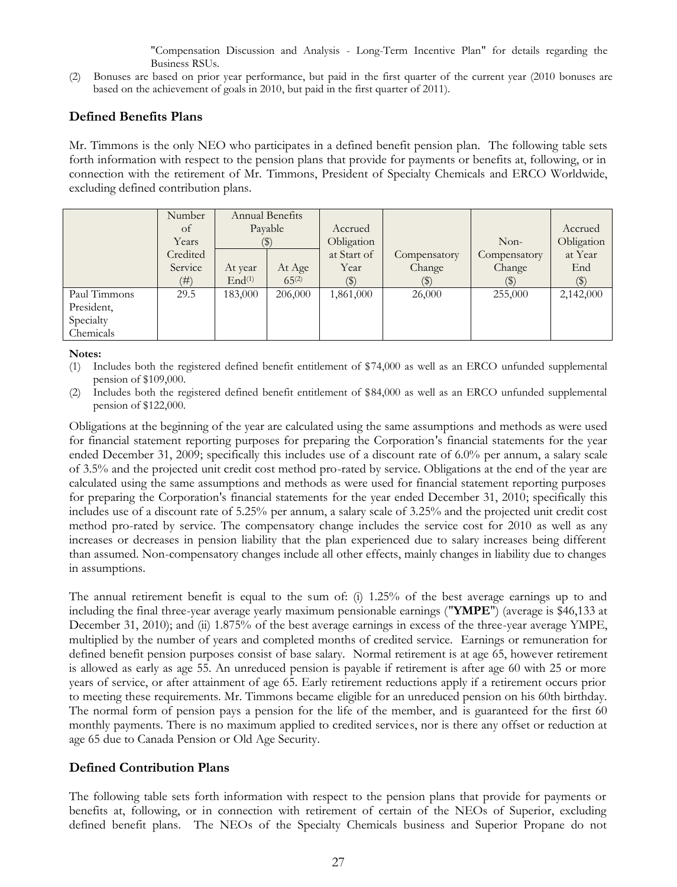"Compensation Discussion and Analysis - Long-Term Incentive Plan" for details regarding the Business RSUs.

(2) Bonuses are based on prior year performance, but paid in the first quarter of the current year (2010 bonuses are based on the achievement of goals in 2010, but paid in the first quarter of 2011).

## Defined Benefits Plans

Mr. Timmons is the only NEO who participates in a defined benefit pension plan. The following table sets forth information with respect to the pension plans that provide for payments or benefits at, following, or in connection with the retirement of Mr. Timmons, President of Specialty Chemicals and ERCO Worldwide, excluding defined contribution plans.

| | Number of Years Credited Service (#) | Annual Benefits Payable ($) | | Accrued Obligation at Start of Year ($) | Compensatory Change ($) | Non-Compensatory Change ($) | Accrued Obligation at Year End ($) |
|---|---|---|---|---|---|---|---|
| | | At year End[(1)] | At Age 65[(2)] | | | | |
| Paul Timmons President, Specialty Chemicals | 29.5 | 183,000 | 206,000 | 1,861,000 | 26,000 | 255,000 | 2,142,000 |

**Notes:**

(1) Includes both the registered defined benefit entitlement of $74,000 as well as an ERCO unfunded supplemental pension of $109,000.

(2) Includes both the registered defined benefit entitlement of $84,000 as well as an ERCO unfunded supplemental pension of $122,000.

Obligations at the beginning of the year are calculated using the same assumptions and methods as were used for financial statement reporting purposes for preparing the Corporation's financial statements for the year ended December 31, 2009; specifically this includes use of a discount rate of 6.0% per annum, a salary scale of 3.5% and the projected unit credit cost method pro-rated by service. Obligations at the end of the year are calculated using the same assumptions and methods as were used for financial statement reporting purposes for preparing the Corporation's financial statements for the year ended December 31, 2010; specifically this includes use of a discount rate of 5.25% per annum, a salary scale of 3.25% and the projected unit credit cost method pro-rated by service. The compensatory change includes the service cost for 2010 as well as any increases or decreases in pension liability that the plan experienced due to salary increases being different than assumed. Non-compensatory changes include all other effects, mainly changes in liability due to changes in assumptions.

The annual retirement benefit is equal to the sum of: (i) 1.25% of the best average earnings up to and including the final three-year average yearly maximum pensionable earnings ("**YMPE**") (average is $46,133 at December 31, 2010); and (ii) 1.875% of the best average earnings in excess of the three-year average YMPE, multiplied by the number of years and completed months of credited service. Earnings or remuneration for defined benefit pension purposes consist of base salary. Normal retirement is at age 65, however retirement is allowed as early as age 55. An unreduced pension is payable if retirement is after age 60 with 25 or more years of service, or after attainment of age 65. Early retirement reductions apply if a retirement occurs prior to meeting these requirements. Mr. Timmons became eligible for an unreduced pension on his 60th birthday. The normal form of pension pays a pension for the life of the member, and is guaranteed for the first 60 monthly payments. There is no maximum applied to credited services, nor is there any offset or reduction at age 65 due to Canada Pension or Old Age Security.

## Defined Contribution Plans

The following table sets forth information with respect to the pension plans that provide for payments or benefits at, following, or in connection with retirement of certain of the NEOs of Superior, excluding defined benefit plans. The NEOs of the Specialty Chemicals business and Superior Propane do not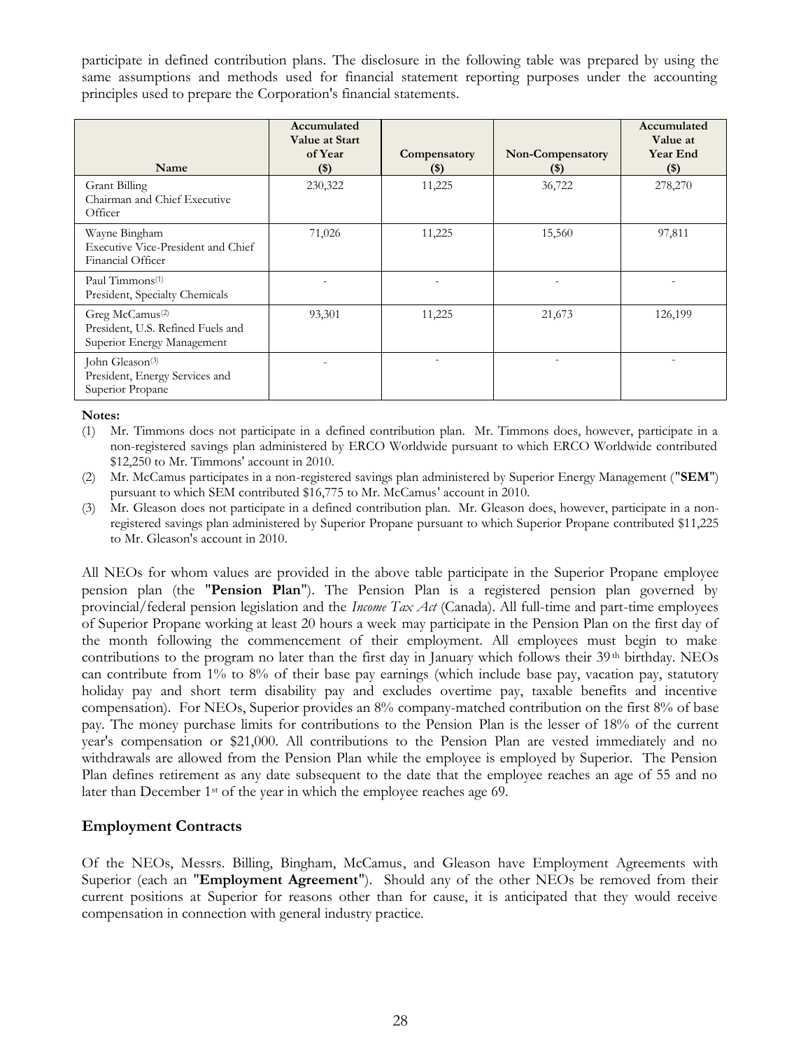participate in defined contribution plans. The disclosure in the following table was prepared by using the same assumptions and methods used for financial statement reporting purposes under the accounting principles used to prepare the Corporation's financial statements.

| Name | Accumulated Value at Start of Year ($) | Compensatory ($) | Non-Compensatory ($) | Accumulated Value at Year End ($) |
|---|---|---|---|---|
| Grant Billing<br>Chairman and Chief Executive Officer | 230,322 | 11,225 | 36,722 | 278,270 |
| Wayne Bingham<br>Executive Vice-President and Chief Financial Officer | 71,026 | 11,225 | 15,560 | 97,811 |
| Paul Timmons[(1)]<br>President, Specialty Chemicals | - | - | - | - |
| Greg McCamus[(2)]<br>President, U.S. Refined Fuels and Superior Energy Management | 93,301 | 11,225 | 21,673 | 126,199 |
| John Gleason[(3)]<br>President, Energy Services and Superior Propane | - | - | - | - |

**Notes:**

(1) Mr. Timmons does not participate in a defined contribution plan. Mr. Timmons does, however, participate in a non-registered savings plan administered by ERCO Worldwide pursuant to which ERCO Worldwide contributed $12,250 to Mr. Timmons' account in 2010.

(2) Mr. McCamus participates in a non-registered savings plan administered by Superior Energy Management ("**SEM**") pursuant to which SEM contributed $16,775 to Mr. McCamus' account in 2010.

(3) Mr. Gleason does not participate in a defined contribution plan. Mr. Gleason does, however, participate in a non-registered savings plan administered by Superior Propane pursuant to which Superior Propane contributed $11,225 to Mr. Gleason's account in 2010.

All NEOs for whom values are provided in the above table participate in the Superior Propane employee pension plan (the "**Pension Plan**"). The Pension Plan is a registered pension plan governed by provincial/federal pension legislation and the *Income Tax Act* (Canada). All full-time and part-time employees of Superior Propane working at least 20 hours a week may participate in the Pension Plan on the first day of the month following the commencement of their employment. All employees must begin to make contributions to the program no later than the first day in January which follows their 39th birthday. NEOs can contribute from 1% to 8% of their base pay earnings (which include base pay, vacation pay, statutory holiday pay and short term disability pay and excludes overtime pay, taxable benefits and incentive compensation). For NEOs, Superior provides an 8% company-matched contribution on the first 8% of base pay. The money purchase limits for contributions to the Pension Plan is the lesser of 18% of the current year's compensation or $21,000. All contributions to the Pension Plan are vested immediately and no withdrawals are allowed from the Pension Plan while the employee is employed by Superior. The Pension Plan defines retirement as any date subsequent to the date that the employee reaches an age of 55 and no later than December 1st of the year in which the employee reaches age 69.

## Employment Contracts

Of the NEOs, Messrs. Billing, Bingham, McCamus, and Gleason have Employment Agreements with Superior (each an "**Employment Agreement**"). Should any of the other NEOs be removed from their current positions at Superior for reasons other than for cause, it is anticipated that they would receive compensation in connection with general industry practice.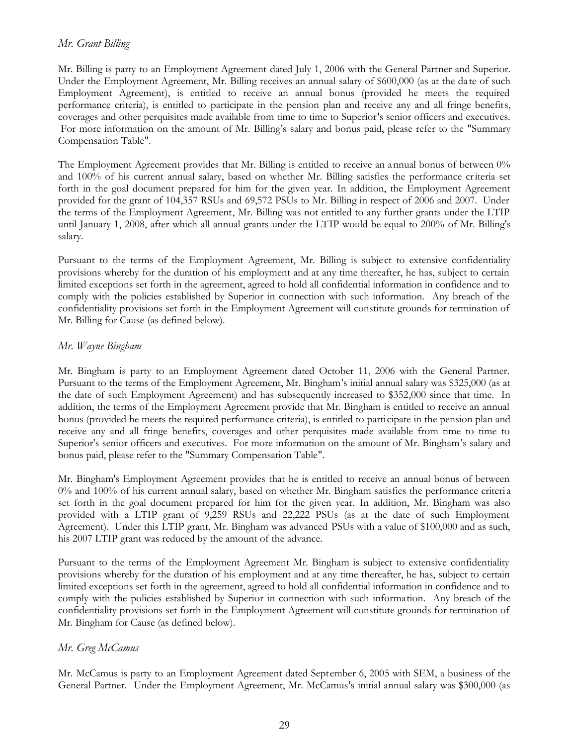*Mr. Grant Billing*

Mr. Billing is party to an Employment Agreement dated July 1, 2006 with the General Partner and Superior. Under the Employment Agreement, Mr. Billing receives an annual salary of $600,000 (as at the date of such Employment Agreement), is entitled to receive an annual bonus (provided he meets the required performance criteria), is entitled to participate in the pension plan and receive any and all fringe benefits, coverages and other perquisites made available from time to time to Superior's senior officers and executives. For more information on the amount of Mr. Billing's salary and bonus paid, please refer to the "Summary Compensation Table".

The Employment Agreement provides that Mr. Billing is entitled to receive an annual bonus of between 0% and 100% of his current annual salary, based on whether Mr. Billing satisfies the performance criteria set forth in the goal document prepared for him for the given year. In addition, the Employment Agreement provided for the grant of 104,357 RSUs and 69,572 PSUs to Mr. Billing in respect of 2006 and 2007. Under the terms of the Employment Agreement, Mr. Billing was not entitled to any further grants under the LTIP until January 1, 2008, after which all annual grants under the LTIP would be equal to 200% of Mr. Billing's salary.

Pursuant to the terms of the Employment Agreement, Mr. Billing is subject to extensive confidentiality provisions whereby for the duration of his employment and at any time thereafter, he has, subject to certain limited exceptions set forth in the agreement, agreed to hold all confidential information in confidence and to comply with the policies established by Superior in connection with such information. Any breach of the confidentiality provisions set forth in the Employment Agreement will constitute grounds for termination of Mr. Billing for Cause (as defined below).

*Mr. Wayne Bingham*

Mr. Bingham is party to an Employment Agreement dated October 11, 2006 with the General Partner. Pursuant to the terms of the Employment Agreement, Mr. Bingham's initial annual salary was $325,000 (as at the date of such Employment Agreement) and has subsequently increased to $352,000 since that time. In addition, the terms of the Employment Agreement provide that Mr. Bingham is entitled to receive an annual bonus (provided he meets the required performance criteria), is entitled to participate in the pension plan and receive any and all fringe benefits, coverages and other perquisites made available from time to time to Superior's senior officers and executives. For more information on the amount of Mr. Bingham's salary and bonus paid, please refer to the "Summary Compensation Table".

Mr. Bingham's Employment Agreement provides that he is entitled to receive an annual bonus of between 0% and 100% of his current annual salary, based on whether Mr. Bingham satisfies the performance criteria set forth in the goal document prepared for him for the given year. In addition, Mr. Bingham was also provided with a LTIP grant of 9,259 RSUs and 22,222 PSUs (as at the date of such Employment Agreement). Under this LTIP grant, Mr. Bingham was advanced PSUs with a value of $100,000 and as such, his 2007 LTIP grant was reduced by the amount of the advance.

Pursuant to the terms of the Employment Agreement Mr. Bingham is subject to extensive confidentiality provisions whereby for the duration of his employment and at any time thereafter, he has, subject to certain limited exceptions set forth in the agreement, agreed to hold all confidential information in confidence and to comply with the policies established by Superior in connection with such information. Any breach of the confidentiality provisions set forth in the Employment Agreement will constitute grounds for termination of Mr. Bingham for Cause (as defined below).

*Mr. Greg McCamus*

Mr. McCamus is party to an Employment Agreement dated September 6, 2005 with SEM, a business of the General Partner. Under the Employment Agreement, Mr. McCamus's initial annual salary was $300,000 (as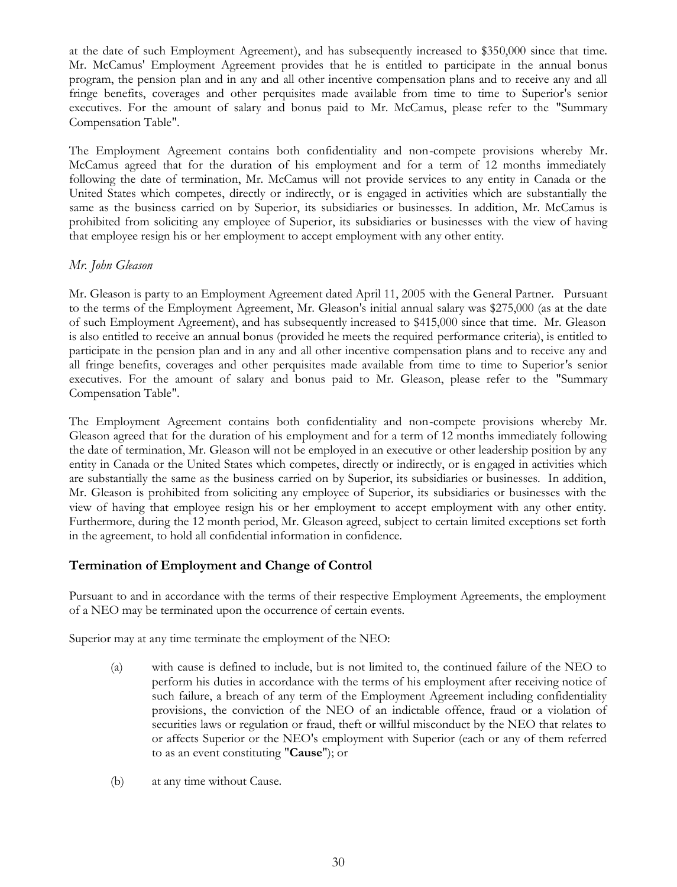at the date of such Employment Agreement), and has subsequently increased to $350,000 since that time. Mr. McCamus' Employment Agreement provides that he is entitled to participate in the annual bonus program, the pension plan and in any and all other incentive compensation plans and to receive any and all fringe benefits, coverages and other perquisites made available from time to time to Superior's senior executives. For the amount of salary and bonus paid to Mr. McCamus, please refer to the "Summary Compensation Table".

The Employment Agreement contains both confidentiality and non-compete provisions whereby Mr. McCamus agreed that for the duration of his employment and for a term of 12 months immediately following the date of termination, Mr. McCamus will not provide services to any entity in Canada or the United States which competes, directly or indirectly, or is engaged in activities which are substantially the same as the business carried on by Superior, its subsidiaries or businesses. In addition, Mr. McCamus is prohibited from soliciting any employee of Superior, its subsidiaries or businesses with the view of having that employee resign his or her employment to accept employment with any other entity.

*Mr. John Gleason*

Mr. Gleason is party to an Employment Agreement dated April 11, 2005 with the General Partner. Pursuant to the terms of the Employment Agreement, Mr. Gleason's initial annual salary was $275,000 (as at the date of such Employment Agreement), and has subsequently increased to $415,000 since that time. Mr. Gleason is also entitled to receive an annual bonus (provided he meets the required performance criteria), is entitled to participate in the pension plan and in any and all other incentive compensation plans and to receive any and all fringe benefits, coverages and other perquisites made available from time to time to Superior's senior executives. For the amount of salary and bonus paid to Mr. Gleason, please refer to the "Summary Compensation Table".

The Employment Agreement contains both confidentiality and non-compete provisions whereby Mr. Gleason agreed that for the duration of his employment and for a term of 12 months immediately following the date of termination, Mr. Gleason will not be employed in an executive or other leadership position by any entity in Canada or the United States which competes, directly or indirectly, or is engaged in activities which are substantially the same as the business carried on by Superior, its subsidiaries or businesses. In addition, Mr. Gleason is prohibited from soliciting any employee of Superior, its subsidiaries or businesses with the view of having that employee resign his or her employment to accept employment with any other entity. Furthermore, during the 12 month period, Mr. Gleason agreed, subject to certain limited exceptions set forth in the agreement, to hold all confidential information in confidence.

## Termination of Employment and Change of Control

Pursuant to and in accordance with the terms of their respective Employment Agreements, the employment of a NEO may be terminated upon the occurrence of certain events.

Superior may at any time terminate the employment of the NEO:

(a) with cause is defined to include, but is not limited to, the continued failure of the NEO to perform his duties in accordance with the terms of his employment after receiving notice of such failure, a breach of any term of the Employment Agreement including confidentiality provisions, the conviction of the NEO of an indictable offence, fraud or a violation of securities laws or regulation or fraud, theft or willful misconduct by the NEO that relates to or affects Superior or the NEO's employment with Superior (each or any of them referred to as an event constituting "**Cause**"); or

(b) at any time without Cause.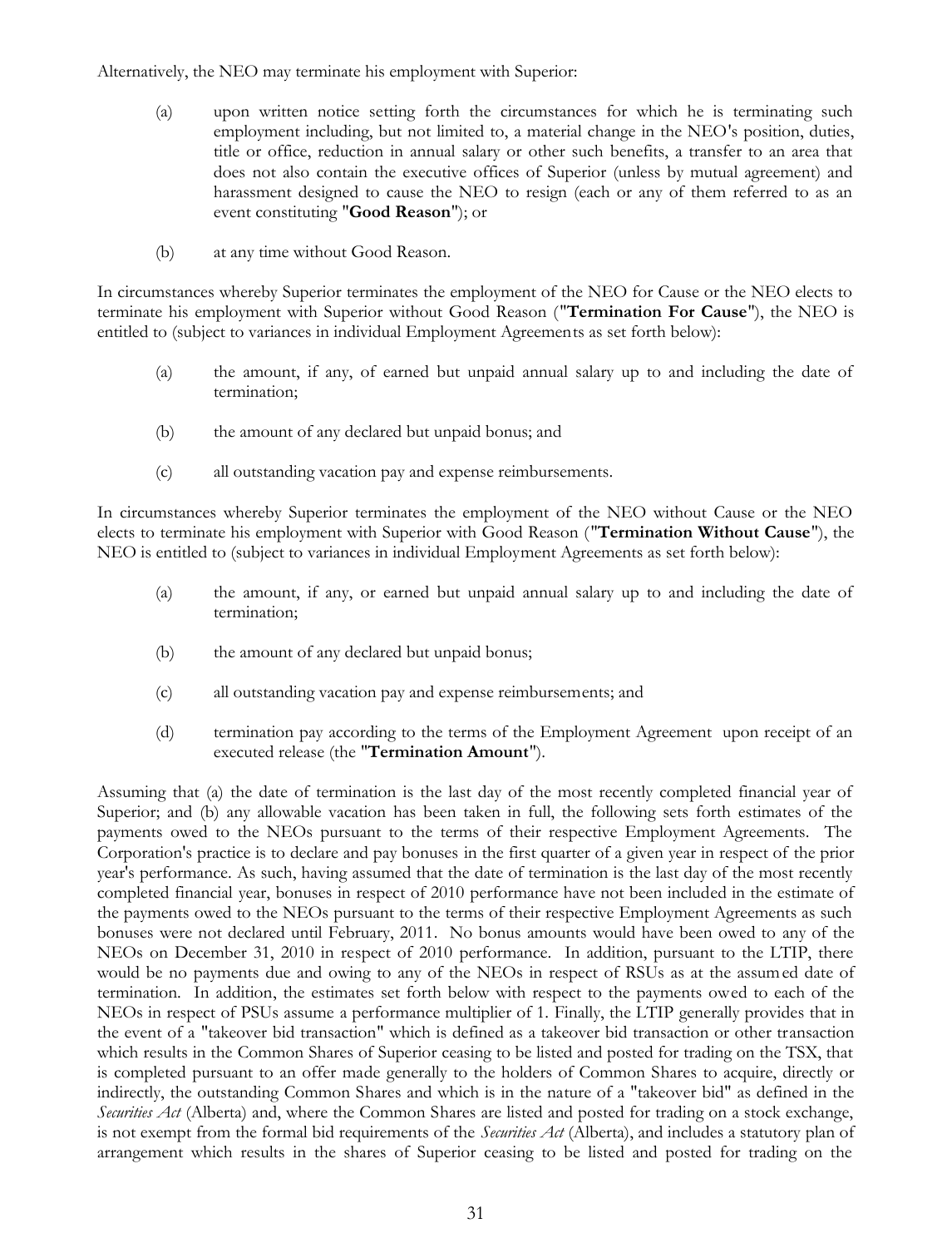Alternatively, the NEO may terminate his employment with Superior:

(a) upon written notice setting forth the circumstances for which he is terminating such employment including, but not limited to, a material change in the NEO's position, duties, title or office, reduction in annual salary or other such benefits, a transfer to an area that does not also contain the executive offices of Superior (unless by mutual agreement) and harassment designed to cause the NEO to resign (each or any of them referred to as an event constituting "**Good Reason**"); or

(b) at any time without Good Reason.

In circumstances whereby Superior terminates the employment of the NEO for Cause or the NEO elects to terminate his employment with Superior without Good Reason ("**Termination For Cause**"), the NEO is entitled to (subject to variances in individual Employment Agreements as set forth below):

(a) the amount, if any, of earned but unpaid annual salary up to and including the date of termination;

(b) the amount of any declared but unpaid bonus; and

(c) all outstanding vacation pay and expense reimbursements.

In circumstances whereby Superior terminates the employment of the NEO without Cause or the NEO elects to terminate his employment with Superior with Good Reason ("**Termination Without Cause**"), the NEO is entitled to (subject to variances in individual Employment Agreements as set forth below):

(a) the amount, if any, or earned but unpaid annual salary up to and including the date of termination;

(b) the amount of any declared but unpaid bonus;

(c) all outstanding vacation pay and expense reimbursements; and

(d) termination pay according to the terms of the Employment Agreement upon receipt of an executed release (the "**Termination Amount**").

Assuming that (a) the date of termination is the last day of the most recently completed financial year of Superior; and (b) any allowable vacation has been taken in full, the following sets forth estimates of the payments owed to the NEOs pursuant to the terms of their respective Employment Agreements. The Corporation's practice is to declare and pay bonuses in the first quarter of a given year in respect of the prior year's performance. As such, having assumed that the date of termination is the last day of the most recently completed financial year, bonuses in respect of 2010 performance have not been included in the estimate of the payments owed to the NEOs pursuant to the terms of their respective Employment Agreements as such bonuses were not declared until February, 2011. No bonus amounts would have been owed to any of the NEOs on December 31, 2010 in respect of 2010 performance. In addition, pursuant to the LTIP, there would be no payments due and owing to any of the NEOs in respect of RSUs as at the assumed date of termination. In addition, the estimates set forth below with respect to the payments owed to each of the NEOs in respect of PSUs assume a performance multiplier of 1. Finally, the LTIP generally provides that in the event of a "takeover bid transaction" which is defined as a takeover bid transaction or other transaction which results in the Common Shares of Superior ceasing to be listed and posted for trading on the TSX, that is completed pursuant to an offer made generally to the holders of Common Shares to acquire, directly or indirectly, the outstanding Common Shares and which is in the nature of a "takeover bid" as defined in the *Securities Act* (Alberta) and, where the Common Shares are listed and posted for trading on a stock exchange, is not exempt from the formal bid requirements of the *Securities Act* (Alberta), and includes a statutory plan of arrangement which results in the shares of Superior ceasing to be listed and posted for trading on the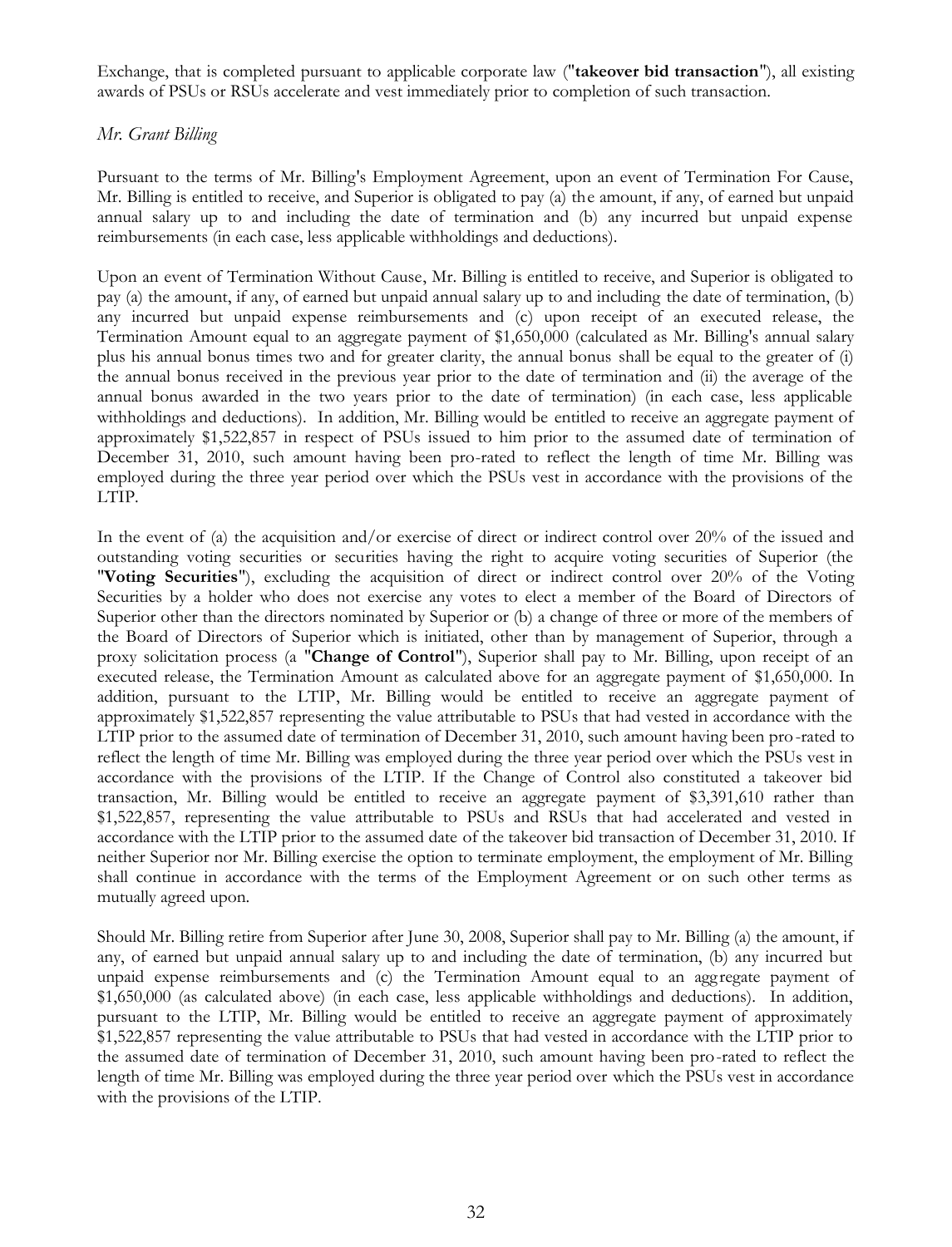Exchange, that is completed pursuant to applicable corporate law ("**takeover bid transaction**"), all existing awards of PSUs or RSUs accelerate and vest immediately prior to completion of such transaction.

*Mr. Grant Billing*

Pursuant to the terms of Mr. Billing's Employment Agreement, upon an event of Termination For Cause, Mr. Billing is entitled to receive, and Superior is obligated to pay (a) the amount, if any, of earned but unpaid annual salary up to and including the date of termination and (b) any incurred but unpaid expense reimbursements (in each case, less applicable withholdings and deductions).

Upon an event of Termination Without Cause, Mr. Billing is entitled to receive, and Superior is obligated to pay (a) the amount, if any, of earned but unpaid annual salary up to and including the date of termination, (b) any incurred but unpaid expense reimbursements and (c) upon receipt of an executed release, the Termination Amount equal to an aggregate payment of $1,650,000 (calculated as Mr. Billing's annual salary plus his annual bonus times two and for greater clarity, the annual bonus shall be equal to the greater of (i) the annual bonus received in the previous year prior to the date of termination and (ii) the average of the annual bonus awarded in the two years prior to the date of termination) (in each case, less applicable withholdings and deductions). In addition, Mr. Billing would be entitled to receive an aggregate payment of approximately $1,522,857 in respect of PSUs issued to him prior to the assumed date of termination of December 31, 2010, such amount having been pro-rated to reflect the length of time Mr. Billing was employed during the three year period over which the PSUs vest in accordance with the provisions of the LTIP.

In the event of (a) the acquisition and/or exercise of direct or indirect control over 20% of the issued and outstanding voting securities or securities having the right to acquire voting securities of Superior (the "**Voting Securities**"), excluding the acquisition of direct or indirect control over 20% of the Voting Securities by a holder who does not exercise any votes to elect a member of the Board of Directors of Superior other than the directors nominated by Superior or (b) a change of three or more of the members of the Board of Directors of Superior which is initiated, other than by management of Superior, through a proxy solicitation process (a "**Change of Control**"), Superior shall pay to Mr. Billing, upon receipt of an executed release, the Termination Amount as calculated above for an aggregate payment of $1,650,000. In addition, pursuant to the LTIP, Mr. Billing would be entitled to receive an aggregate payment of approximately $1,522,857 representing the value attributable to PSUs that had vested in accordance with the LTIP prior to the assumed date of termination of December 31, 2010, such amount having been pro-rated to reflect the length of time Mr. Billing was employed during the three year period over which the PSUs vest in accordance with the provisions of the LTIP. If the Change of Control also constituted a takeover bid transaction, Mr. Billing would be entitled to receive an aggregate payment of $3,391,610 rather than $1,522,857, representing the value attributable to PSUs and RSUs that had accelerated and vested in accordance with the LTIP prior to the assumed date of the takeover bid transaction of December 31, 2010. If neither Superior nor Mr. Billing exercise the option to terminate employment, the employment of Mr. Billing shall continue in accordance with the terms of the Employment Agreement or on such other terms as mutually agreed upon.

Should Mr. Billing retire from Superior after June 30, 2008, Superior shall pay to Mr. Billing (a) the amount, if any, of earned but unpaid annual salary up to and including the date of termination, (b) any incurred but unpaid expense reimbursements and (c) the Termination Amount equal to an aggregate payment of $1,650,000 (as calculated above) (in each case, less applicable withholdings and deductions). In addition, pursuant to the LTIP, Mr. Billing would be entitled to receive an aggregate payment of approximately $1,522,857 representing the value attributable to PSUs that had vested in accordance with the LTIP prior to the assumed date of termination of December 31, 2010, such amount having been pro-rated to reflect the length of time Mr. Billing was employed during the three year period over which the PSUs vest in accordance with the provisions of the LTIP.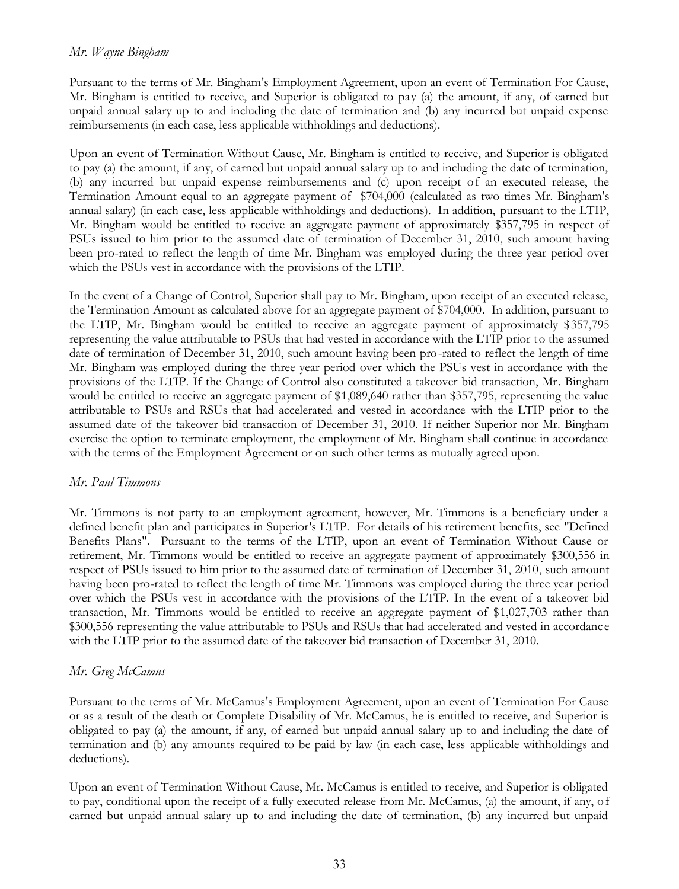*Mr. Wayne Bingham*

Pursuant to the terms of Mr. Bingham's Employment Agreement, upon an event of Termination For Cause, Mr. Bingham is entitled to receive, and Superior is obligated to pay (a) the amount, if any, of earned but unpaid annual salary up to and including the date of termination and (b) any incurred but unpaid expense reimbursements (in each case, less applicable withholdings and deductions).

Upon an event of Termination Without Cause, Mr. Bingham is entitled to receive, and Superior is obligated to pay (a) the amount, if any, of earned but unpaid annual salary up to and including the date of termination, (b) any incurred but unpaid expense reimbursements and (c) upon receipt of an executed release, the Termination Amount equal to an aggregate payment of $704,000 (calculated as two times Mr. Bingham's annual salary) (in each case, less applicable withholdings and deductions). In addition, pursuant to the LTIP, Mr. Bingham would be entitled to receive an aggregate payment of approximately $357,795 in respect of PSUs issued to him prior to the assumed date of termination of December 31, 2010, such amount having been pro-rated to reflect the length of time Mr. Bingham was employed during the three year period over which the PSUs vest in accordance with the provisions of the LTIP.

In the event of a Change of Control, Superior shall pay to Mr. Bingham, upon receipt of an executed release, the Termination Amount as calculated above for an aggregate payment of $704,000. In addition, pursuant to the LTIP, Mr. Bingham would be entitled to receive an aggregate payment of approximately $357,795 representing the value attributable to PSUs that had vested in accordance with the LTIP prior to the assumed date of termination of December 31, 2010, such amount having been pro-rated to reflect the length of time Mr. Bingham was employed during the three year period over which the PSUs vest in accordance with the provisions of the LTIP. If the Change of Control also constituted a takeover bid transaction, Mr. Bingham would be entitled to receive an aggregate payment of $1,089,640 rather than $357,795, representing the value attributable to PSUs and RSUs that had accelerated and vested in accordance with the LTIP prior to the assumed date of the takeover bid transaction of December 31, 2010. If neither Superior nor Mr. Bingham exercise the option to terminate employment, the employment of Mr. Bingham shall continue in accordance with the terms of the Employment Agreement or on such other terms as mutually agreed upon.

*Mr. Paul Timmons*

Mr. Timmons is not party to an employment agreement, however, Mr. Timmons is a beneficiary under a defined benefit plan and participates in Superior's LTIP. For details of his retirement benefits, see "Defined Benefits Plans". Pursuant to the terms of the LTIP, upon an event of Termination Without Cause or retirement, Mr. Timmons would be entitled to receive an aggregate payment of approximately $300,556 in respect of PSUs issued to him prior to the assumed date of termination of December 31, 2010, such amount having been pro-rated to reflect the length of time Mr. Timmons was employed during the three year period over which the PSUs vest in accordance with the provisions of the LTIP. In the event of a takeover bid transaction, Mr. Timmons would be entitled to receive an aggregate payment of $1,027,703 rather than $300,556 representing the value attributable to PSUs and RSUs that had accelerated and vested in accordance with the LTIP prior to the assumed date of the takeover bid transaction of December 31, 2010.

*Mr. Greg McCamus*

Pursuant to the terms of Mr. McCamus's Employment Agreement, upon an event of Termination For Cause or as a result of the death or Complete Disability of Mr. McCamus, he is entitled to receive, and Superior is obligated to pay (a) the amount, if any, of earned but unpaid annual salary up to and including the date of termination and (b) any amounts required to be paid by law (in each case, less applicable withholdings and deductions).

Upon an event of Termination Without Cause, Mr. McCamus is entitled to receive, and Superior is obligated to pay, conditional upon the receipt of a fully executed release from Mr. McCamus, (a) the amount, if any, of earned but unpaid annual salary up to and including the date of termination, (b) any incurred but unpaid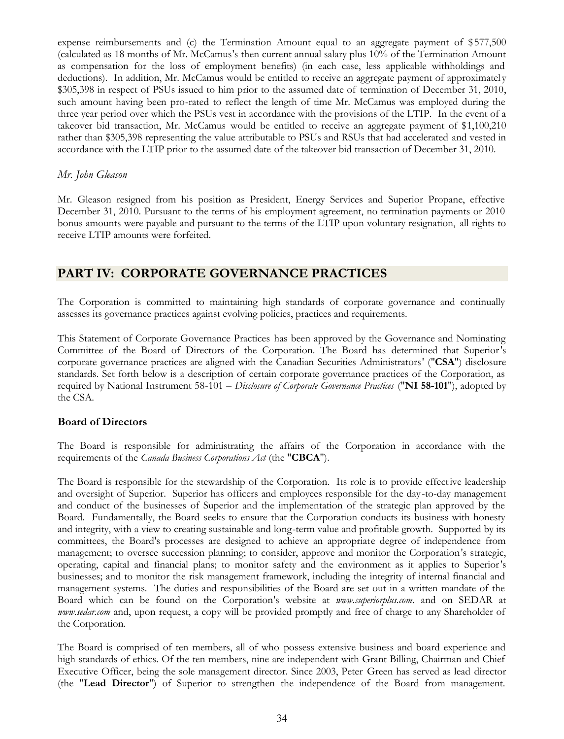expense reimbursements and (c) the Termination Amount equal to an aggregate payment of $577,500 (calculated as 18 months of Mr. McCamus's then current annual salary plus 10% of the Termination Amount as compensation for the loss of employment benefits) (in each case, less applicable withholdings and deductions). In addition, Mr. McCamus would be entitled to receive an aggregate payment of approximately $305,398 in respect of PSUs issued to him prior to the assumed date of termination of December 31, 2010, such amount having been pro-rated to reflect the length of time Mr. McCamus was employed during the three year period over which the PSUs vest in accordance with the provisions of the LTIP. In the event of a takeover bid transaction, Mr. McCamus would be entitled to receive an aggregate payment of $1,100,210 rather than $305,398 representing the value attributable to PSUs and RSUs that had accelerated and vested in accordance with the LTIP prior to the assumed date of the takeover bid transaction of December 31, 2010.

*Mr. John Gleason*

Mr. Gleason resigned from his position as President, Energy Services and Superior Propane, effective December 31, 2010. Pursuant to the terms of his employment agreement, no termination payments or 2010 bonus amounts were payable and pursuant to the terms of the LTIP upon voluntary resignation, all rights to receive LTIP amounts were forfeited.

## PART IV: CORPORATE GOVERNANCE PRACTICES

The Corporation is committed to maintaining high standards of corporate governance and continually assesses its governance practices against evolving policies, practices and requirements.

This Statement of Corporate Governance Practices has been approved by the Governance and Nominating Committee of the Board of Directors of the Corporation. The Board has determined that Superior's corporate governance practices are aligned with the Canadian Securities Administrators' ("**CSA**") disclosure standards. Set forth below is a description of certain corporate governance practices of the Corporation, as required by National Instrument 58-101 – *Disclosure of Corporate Governance Practices* ("**NI 58-101**"), adopted by the CSA.

### Board of Directors

The Board is responsible for administrating the affairs of the Corporation in accordance with the requirements of the *Canada Business Corporations Act* (the "**CBCA**").

The Board is responsible for the stewardship of the Corporation. Its role is to provide effective leadership and oversight of Superior. Superior has officers and employees responsible for the day-to-day management and conduct of the businesses of Superior and the implementation of the strategic plan approved by the Board. Fundamentally, the Board seeks to ensure that the Corporation conducts its business with honesty and integrity, with a view to creating sustainable and long-term value and profitable growth. Supported by its committees, the Board's processes are designed to achieve an appropriate degree of independence from management; to oversee succession planning; to consider, approve and monitor the Corporation's strategic, operating, capital and financial plans; to monitor safety and the environment as it applies to Superior's businesses; and to monitor the risk management framework, including the integrity of internal financial and management systems. The duties and responsibilities of the Board are set out in a written mandate of the Board which can be found on the Corporation's website at *www.superiorplus.com*. and on SEDAR at *www.sedar.com* and, upon request, a copy will be provided promptly and free of charge to any Shareholder of the Corporation.

The Board is comprised of ten members, all of who possess extensive business and board experience and high standards of ethics. Of the ten members, nine are independent with Grant Billing, Chairman and Chief Executive Officer, being the sole management director. Since 2003, Peter Green has served as lead director (the "**Lead Director**") of Superior to strengthen the independence of the Board from management.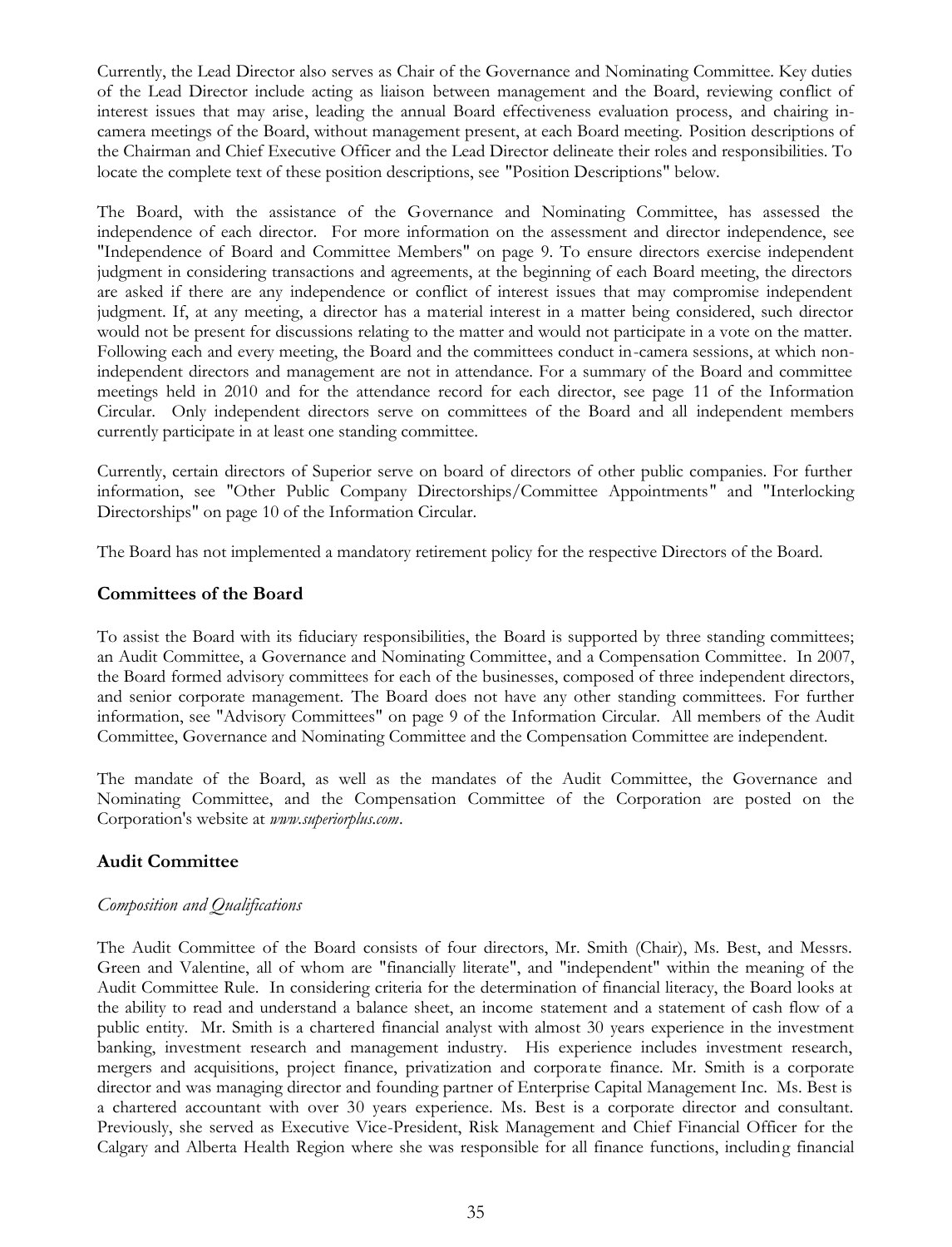Currently, the Lead Director also serves as Chair of the Governance and Nominating Committee. Key duties of the Lead Director include acting as liaison between management and the Board, reviewing conflict of interest issues that may arise, leading the annual Board effectiveness evaluation process, and chairing in-camera meetings of the Board, without management present, at each Board meeting. Position descriptions of the Chairman and Chief Executive Officer and the Lead Director delineate their roles and responsibilities. To locate the complete text of these position descriptions, see "Position Descriptions" below.

The Board, with the assistance of the Governance and Nominating Committee, has assessed the independence of each director. For more information on the assessment and director independence, see "Independence of Board and Committee Members" on page 9. To ensure directors exercise independent judgment in considering transactions and agreements, at the beginning of each Board meeting, the directors are asked if there are any independence or conflict of interest issues that may compromise independent judgment. If, at any meeting, a director has a material interest in a matter being considered, such director would not be present for discussions relating to the matter and would not participate in a vote on the matter. Following each and every meeting, the Board and the committees conduct in-camera sessions, at which non-independent directors and management are not in attendance. For a summary of the Board and committee meetings held in 2010 and for the attendance record for each director, see page 11 of the Information Circular. Only independent directors serve on committees of the Board and all independent members currently participate in at least one standing committee.

Currently, certain directors of Superior serve on board of directors of other public companies. For further information, see "Other Public Company Directorships/Committee Appointments" and "Interlocking Directorships" on page 10 of the Information Circular.

The Board has not implemented a mandatory retirement policy for the respective Directors of the Board.

## Committees of the Board

To assist the Board with its fiduciary responsibilities, the Board is supported by three standing committees; an Audit Committee, a Governance and Nominating Committee, and a Compensation Committee. In 2007, the Board formed advisory committees for each of the businesses, composed of three independent directors, and senior corporate management. The Board does not have any other standing committees. For further information, see "Advisory Committees" on page 9 of the Information Circular. All members of the Audit Committee, Governance and Nominating Committee and the Compensation Committee are independent.

The mandate of the Board, as well as the mandates of the Audit Committee, the Governance and Nominating Committee, and the Compensation Committee of the Corporation are posted on the Corporation's website at *www.superiorplus.com*.

## Audit Committee

*Composition and Qualifications*

The Audit Committee of the Board consists of four directors, Mr. Smith (Chair), Ms. Best, and Messrs. Green and Valentine, all of whom are "financially literate", and "independent" within the meaning of the Audit Committee Rule. In considering criteria for the determination of financial literacy, the Board looks at the ability to read and understand a balance sheet, an income statement and a statement of cash flow of a public entity. Mr. Smith is a chartered financial analyst with almost 30 years experience in the investment banking, investment research and management industry. His experience includes investment research, mergers and acquisitions, project finance, privatization and corporate finance. Mr. Smith is a corporate director and was managing director and founding partner of Enterprise Capital Management Inc. Ms. Best is a chartered accountant with over 30 years experience. Ms. Best is a corporate director and consultant. Previously, she served as Executive Vice-President, Risk Management and Chief Financial Officer for the Calgary and Alberta Health Region where she was responsible for all finance functions, including financial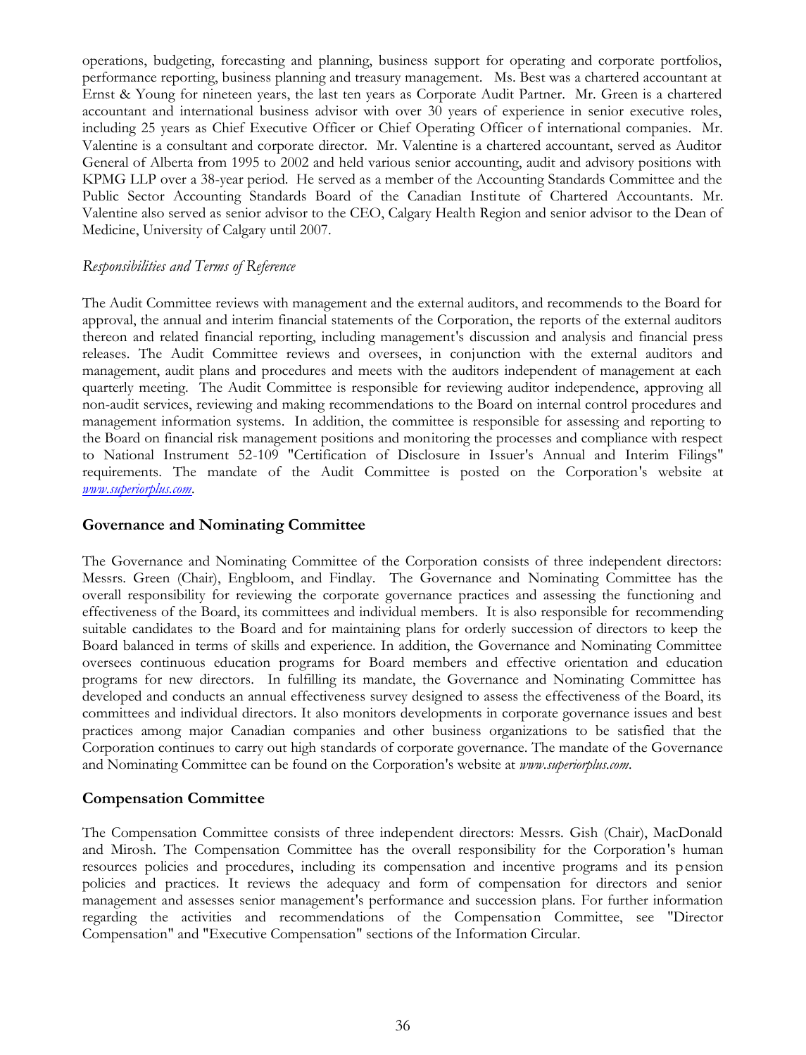operations, budgeting, forecasting and planning, business support for operating and corporate portfolios, performance reporting, business planning and treasury management. Ms. Best was a chartered accountant at Ernst & Young for nineteen years, the last ten years as Corporate Audit Partner. Mr. Green is a chartered accountant and international business advisor with over 30 years of experience in senior executive roles, including 25 years as Chief Executive Officer or Chief Operating Officer of international companies. Mr. Valentine is a consultant and corporate director. Mr. Valentine is a chartered accountant, served as Auditor General of Alberta from 1995 to 2002 and held various senior accounting, audit and advisory positions with KPMG LLP over a 38-year period. He served as a member of the Accounting Standards Committee and the Public Sector Accounting Standards Board of the Canadian Institute of Chartered Accountants. Mr. Valentine also served as senior advisor to the CEO, Calgary Health Region and senior advisor to the Dean of Medicine, University of Calgary until 2007.

*Responsibilities and Terms of Reference*

The Audit Committee reviews with management and the external auditors, and recommends to the Board for approval, the annual and interim financial statements of the Corporation, the reports of the external auditors thereon and related financial reporting, including management's discussion and analysis and financial press releases. The Audit Committee reviews and oversees, in conjunction with the external auditors and management, audit plans and procedures and meets with the auditors independent of management at each quarterly meeting. The Audit Committee is responsible for reviewing auditor independence, approving all non-audit services, reviewing and making recommendations to the Board on internal control procedures and management information systems. In addition, the committee is responsible for assessing and reporting to the Board on financial risk management positions and monitoring the processes and compliance with respect to National Instrument 52-109 "Certification of Disclosure in Issuer's Annual and Interim Filings" requirements. The mandate of the Audit Committee is posted on the Corporation's website at *www.superiorplus.com*.

## Governance and Nominating Committee

The Governance and Nominating Committee of the Corporation consists of three independent directors: Messrs. Green (Chair), Engbloom, and Findlay. The Governance and Nominating Committee has the overall responsibility for reviewing the corporate governance practices and assessing the functioning and effectiveness of the Board, its committees and individual members. It is also responsible for recommending suitable candidates to the Board and for maintaining plans for orderly succession of directors to keep the Board balanced in terms of skills and experience. In addition, the Governance and Nominating Committee oversees continuous education programs for Board members and effective orientation and education programs for new directors. In fulfilling its mandate, the Governance and Nominating Committee has developed and conducts an annual effectiveness survey designed to assess the effectiveness of the Board, its committees and individual directors. It also monitors developments in corporate governance issues and best practices among major Canadian companies and other business organizations to be satisfied that the Corporation continues to carry out high standards of corporate governance. The mandate of the Governance and Nominating Committee can be found on the Corporation's website at *www.superiorplus.com*.

## Compensation Committee

The Compensation Committee consists of three independent directors: Messrs. Gish (Chair), MacDonald and Mirosh. The Compensation Committee has the overall responsibility for the Corporation's human resources policies and procedures, including its compensation and incentive programs and its pension policies and practices. It reviews the adequacy and form of compensation for directors and senior management and assesses senior management's performance and succession plans. For further information regarding the activities and recommendations of the Compensation Committee, see "Director Compensation" and "Executive Compensation" sections of the Information Circular.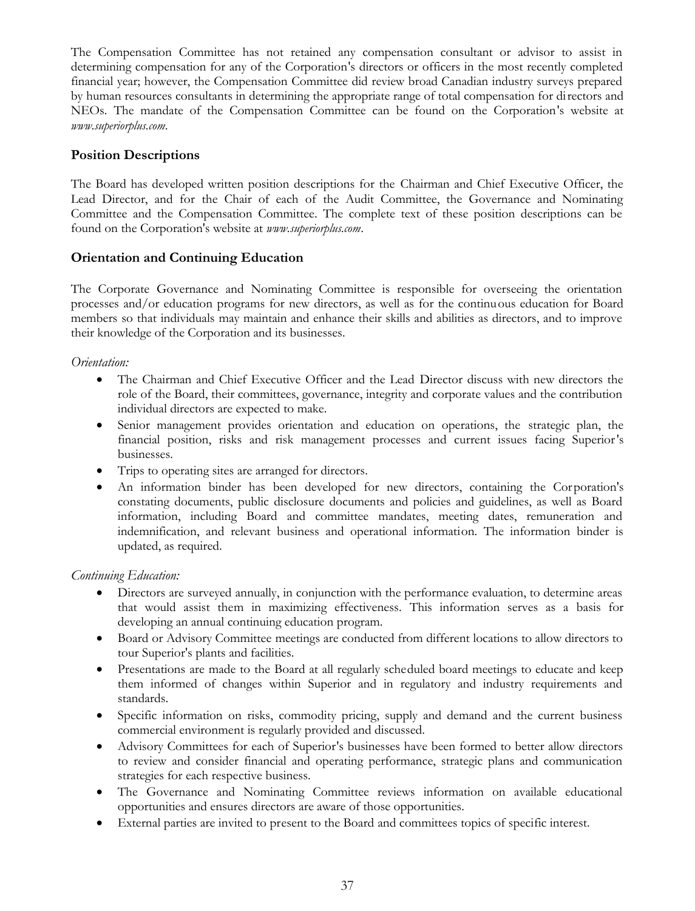The Compensation Committee has not retained any compensation consultant or advisor to assist in determining compensation for any of the Corporation's directors or officers in the most recently completed financial year; however, the Compensation Committee did review broad Canadian industry surveys prepared by human resources consultants in determining the appropriate range of total compensation for directors and NEOs. The mandate of the Compensation Committee can be found on the Corporation's website at *www.superiorplus.com*.

## Position Descriptions

The Board has developed written position descriptions for the Chairman and Chief Executive Officer, the Lead Director, and for the Chair of each of the Audit Committee, the Governance and Nominating Committee and the Compensation Committee. The complete text of these position descriptions can be found on the Corporation's website at *www.superiorplus.com*.

## Orientation and Continuing Education

The Corporate Governance and Nominating Committee is responsible for overseeing the orientation processes and/or education programs for new directors, as well as for the continuous education for Board members so that individuals may maintain and enhance their skills and abilities as directors, and to improve their knowledge of the Corporation and its businesses.

*Orientation:*

- The Chairman and Chief Executive Officer and the Lead Director discuss with new directors the role of the Board, their committees, governance, integrity and corporate values and the contribution individual directors are expected to make.
- Senior management provides orientation and education on operations, the strategic plan, the financial position, risks and risk management processes and current issues facing Superior's businesses.
- Trips to operating sites are arranged for directors.
- An information binder has been developed for new directors, containing the Corporation's constating documents, public disclosure documents and policies and guidelines, as well as Board information, including Board and committee mandates, meeting dates, remuneration and indemnification, and relevant business and operational information. The information binder is updated, as required.

*Continuing Education:*

- Directors are surveyed annually, in conjunction with the performance evaluation, to determine areas that would assist them in maximizing effectiveness. This information serves as a basis for developing an annual continuing education program.
- Board or Advisory Committee meetings are conducted from different locations to allow directors to tour Superior's plants and facilities.
- Presentations are made to the Board at all regularly scheduled board meetings to educate and keep them informed of changes within Superior and in regulatory and industry requirements and standards.
- Specific information on risks, commodity pricing, supply and demand and the current business commercial environment is regularly provided and discussed.
- Advisory Committees for each of Superior's businesses have been formed to better allow directors to review and consider financial and operating performance, strategic plans and communication strategies for each respective business.
- The Governance and Nominating Committee reviews information on available educational opportunities and ensures directors are aware of those opportunities.
- External parties are invited to present to the Board and committees topics of specific interest.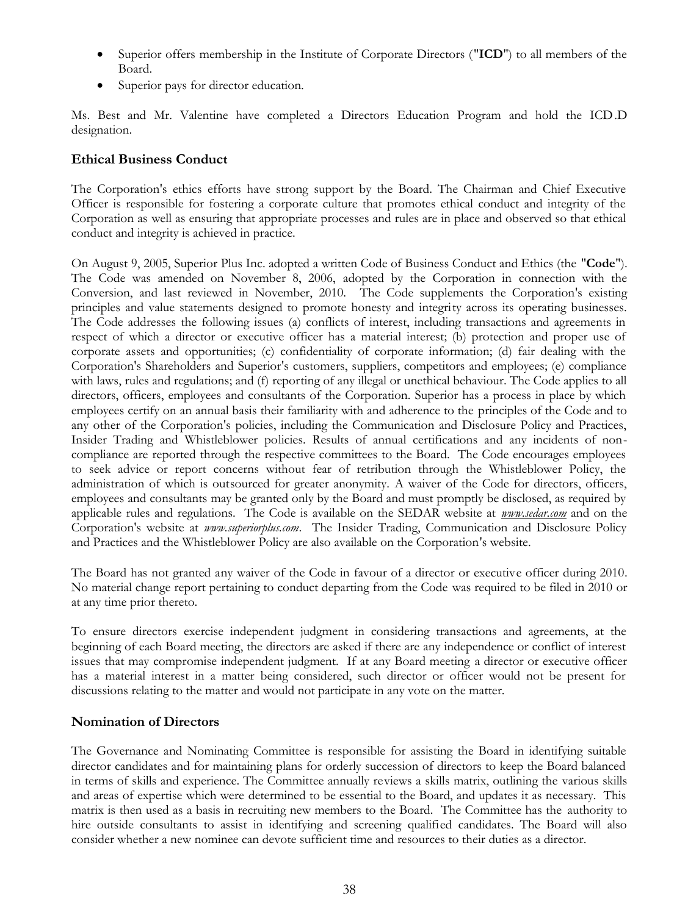- Superior offers membership in the Institute of Corporate Directors ("**ICD**") to all members of the Board.
- Superior pays for director education.

Ms. Best and Mr. Valentine have completed a Directors Education Program and hold the ICD.D designation.

## Ethical Business Conduct

The Corporation's ethics efforts have strong support by the Board. The Chairman and Chief Executive Officer is responsible for fostering a corporate culture that promotes ethical conduct and integrity of the Corporation as well as ensuring that appropriate processes and rules are in place and observed so that ethical conduct and integrity is achieved in practice.

On August 9, 2005, Superior Plus Inc. adopted a written Code of Business Conduct and Ethics (the "**Code**"). The Code was amended on November 8, 2006, adopted by the Corporation in connection with the Conversion, and last reviewed in November, 2010. The Code supplements the Corporation's existing principles and value statements designed to promote honesty and integrity across its operating businesses. The Code addresses the following issues (a) conflicts of interest, including transactions and agreements in respect of which a director or executive officer has a material interest; (b) protection and proper use of corporate assets and opportunities; (c) confidentiality of corporate information; (d) fair dealing with the Corporation's Shareholders and Superior's customers, suppliers, competitors and employees; (e) compliance with laws, rules and regulations; and (f) reporting of any illegal or unethical behaviour. The Code applies to all directors, officers, employees and consultants of the Corporation. Superior has a process in place by which employees certify on an annual basis their familiarity with and adherence to the principles of the Code and to any other of the Corporation's policies, including the Communication and Disclosure Policy and Practices, Insider Trading and Whistleblower policies. Results of annual certifications and any incidents of non-compliance are reported through the respective committees to the Board. The Code encourages employees to seek advice or report concerns without fear of retribution through the Whistleblower Policy, the administration of which is outsourced for greater anonymity. A waiver of the Code for directors, officers, employees and consultants may be granted only by the Board and must promptly be disclosed, as required by applicable rules and regulations. The Code is available on the SEDAR website at *www.sedar.com* and on the Corporation's website at *www.superiorplus.com*. The Insider Trading, Communication and Disclosure Policy and Practices and the Whistleblower Policy are also available on the Corporation's website.

The Board has not granted any waiver of the Code in favour of a director or executive officer during 2010. No material change report pertaining to conduct departing from the Code was required to be filed in 2010 or at any time prior thereto.

To ensure directors exercise independent judgment in considering transactions and agreements, at the beginning of each Board meeting, the directors are asked if there are any independence or conflict of interest issues that may compromise independent judgment. If at any Board meeting a director or executive officer has a material interest in a matter being considered, such director or officer would not be present for discussions relating to the matter and would not participate in any vote on the matter.

## Nomination of Directors

The Governance and Nominating Committee is responsible for assisting the Board in identifying suitable director candidates and for maintaining plans for orderly succession of directors to keep the Board balanced in terms of skills and experience. The Committee annually reviews a skills matrix, outlining the various skills and areas of expertise which were determined to be essential to the Board, and updates it as necessary. This matrix is then used as a basis in recruiting new members to the Board. The Committee has the authority to hire outside consultants to assist in identifying and screening qualified candidates. The Board will also consider whether a new nominee can devote sufficient time and resources to their duties as a director.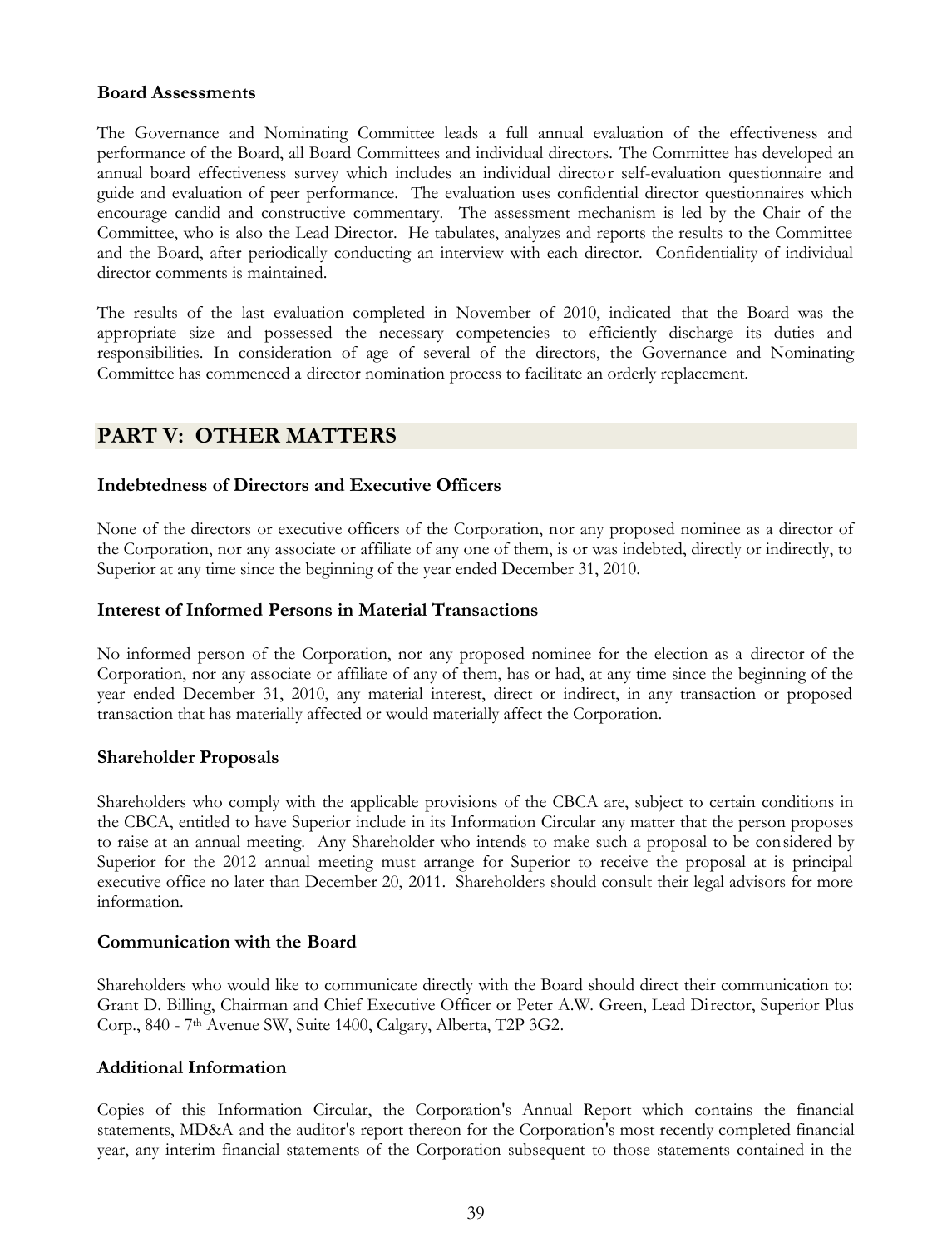### Board Assessments

The Governance and Nominating Committee leads a full annual evaluation of the effectiveness and performance of the Board, all Board Committees and individual directors. The Committee has developed an annual board effectiveness survey which includes an individual director self-evaluation questionnaire and guide and evaluation of peer performance. The evaluation uses confidential director questionnaires which encourage candid and constructive commentary. The assessment mechanism is led by the Chair of the Committee, who is also the Lead Director. He tabulates, analyzes and reports the results to the Committee and the Board, after periodically conducting an interview with each director. Confidentiality of individual director comments is maintained.

The results of the last evaluation completed in November of 2010, indicated that the Board was the appropriate size and possessed the necessary competencies to efficiently discharge its duties and responsibilities. In consideration of age of several of the directors, the Governance and Nominating Committee has commenced a director nomination process to facilitate an orderly replacement.

## PART V: OTHER MATTERS

### Indebtedness of Directors and Executive Officers

None of the directors or executive officers of the Corporation, nor any proposed nominee as a director of the Corporation, nor any associate or affiliate of any one of them, is or was indebted, directly or indirectly, to Superior at any time since the beginning of the year ended December 31, 2010.

### Interest of Informed Persons in Material Transactions

No informed person of the Corporation, nor any proposed nominee for the election as a director of the Corporation, nor any associate or affiliate of any of them, has or had, at any time since the beginning of the year ended December 31, 2010, any material interest, direct or indirect, in any transaction or proposed transaction that has materially affected or would materially affect the Corporation.

### Shareholder Proposals

Shareholders who comply with the applicable provisions of the CBCA are, subject to certain conditions in the CBCA, entitled to have Superior include in its Information Circular any matter that the person proposes to raise at an annual meeting. Any Shareholder who intends to make such a proposal to be considered by Superior for the 2012 annual meeting must arrange for Superior to receive the proposal at is principal executive office no later than December 20, 2011. Shareholders should consult their legal advisors for more information.

### Communication with the Board

Shareholders who would like to communicate directly with the Board should direct their communication to: Grant D. Billing, Chairman and Chief Executive Officer or Peter A.W. Green, Lead Director, Superior Plus Corp., 840 - 7th Avenue SW, Suite 1400, Calgary, Alberta, T2P 3G2.

### Additional Information

Copies of this Information Circular, the Corporation's Annual Report which contains the financial statements, MD&A and the auditor's report thereon for the Corporation's most recently completed financial year, any interim financial statements of the Corporation subsequent to those statements contained in the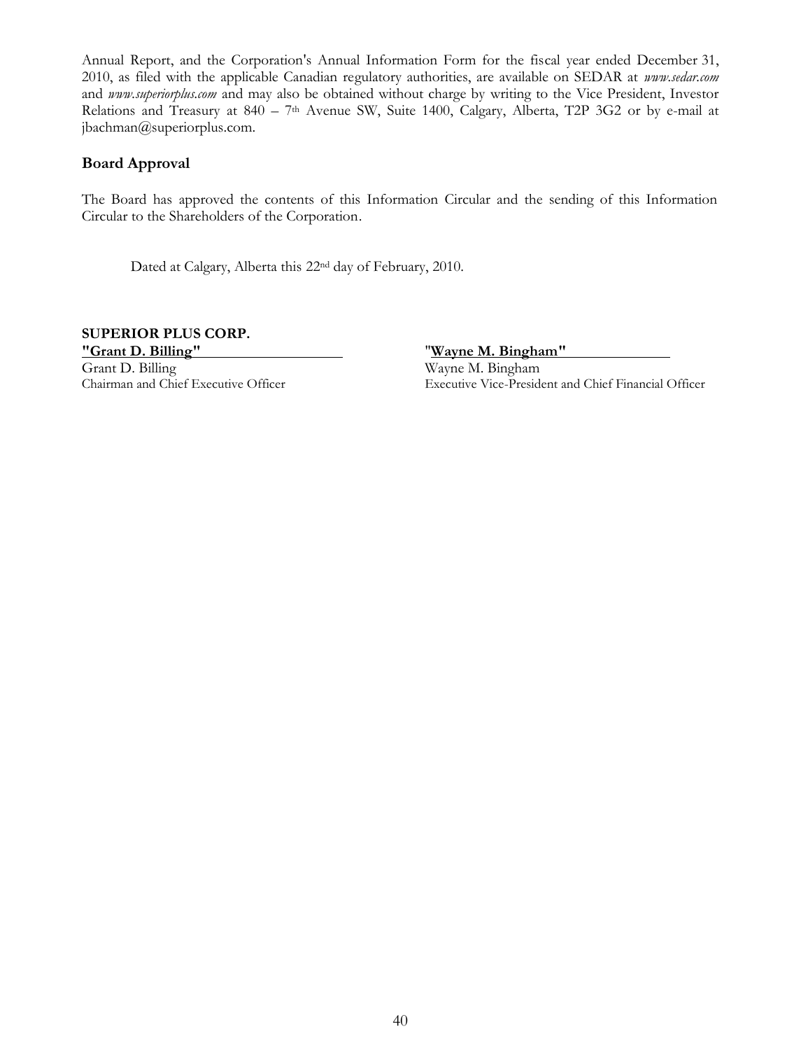Annual Report, and the Corporation's Annual Information Form for the fiscal year ended December 31, 2010, as filed with the applicable Canadian regulatory authorities, are available on SEDAR at *www.sedar.com* and *www.superiorplus.com* and may also be obtained without charge by writing to the Vice President, Investor Relations and Treasury at 840 – 7th Avenue SW, Suite 1400, Calgary, Alberta, T2P 3G2 or by e-mail at jbachman@superiorplus.com.

## Board Approval

The Board has approved the contents of this Information Circular and the sending of this Information Circular to the Shareholders of the Corporation.

Dated at Calgary, Alberta this 22nd day of February, 2010.

**SUPERIOR PLUS CORP.**

**"Grant D. Billing"**
Grant D. Billing
Chairman and Chief Executive Officer

**"Wayne M. Bingham"**
Wayne M. Bingham
Executive Vice-President and Chief Financial Officer